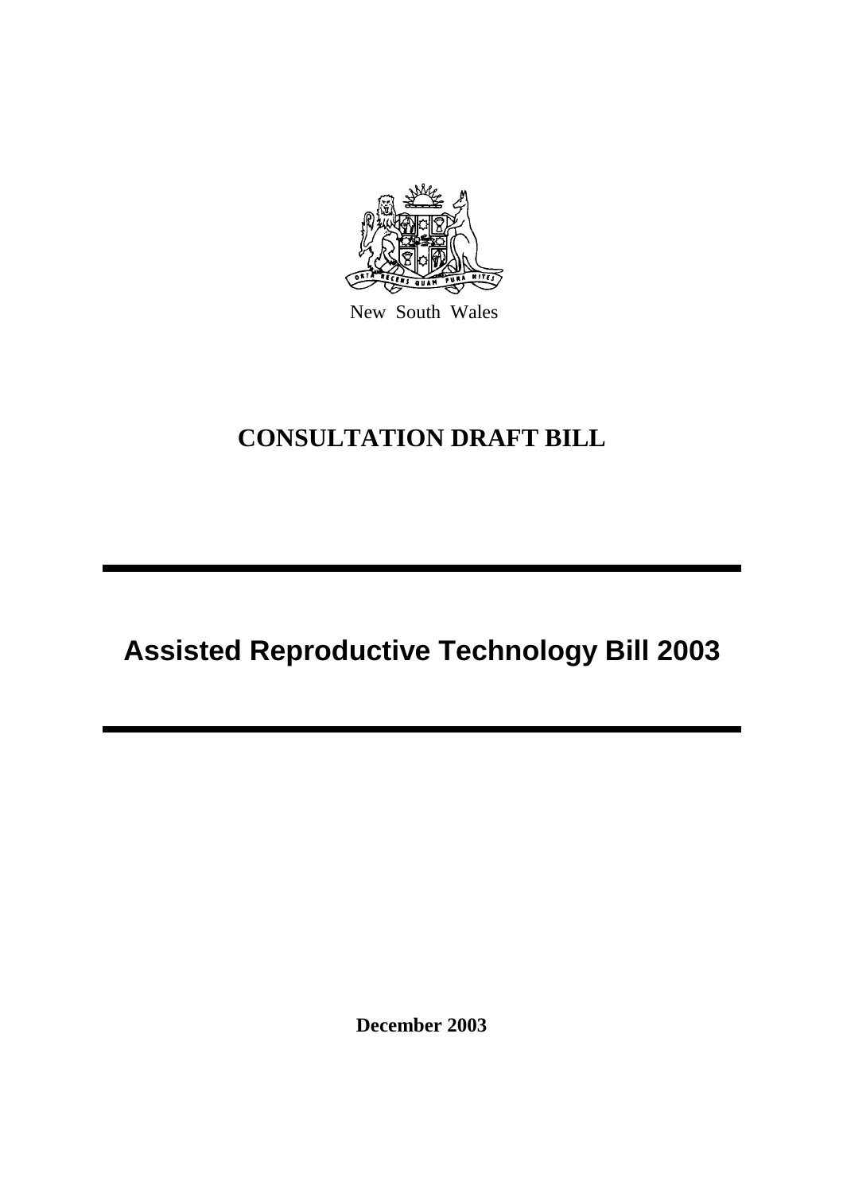New South Wales

# CONSULTATION DRAFT BILL

# Assisted Reproductive Technology Bill 2003

**December 2003**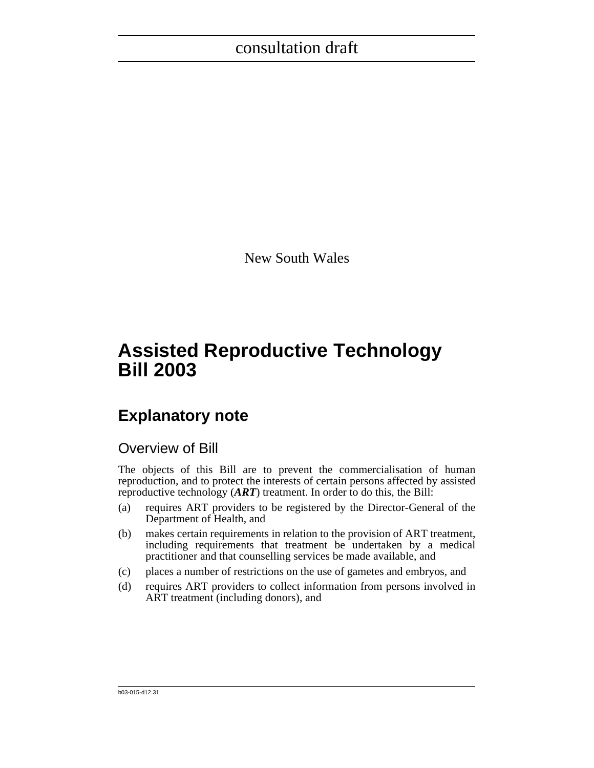consultation draft

New South Wales

# Assisted Reproductive Technology Bill 2003

## Explanatory note

### Overview of Bill

The objects of this Bill are to prevent the commercialisation of human reproduction, and to protect the interests of certain persons affected by assisted reproductive technology (***ART***) treatment. In order to do this, the Bill:

(a) requires ART providers to be registered by the Director-General of the Department of Health, and

(b) makes certain requirements in relation to the provision of ART treatment, including requirements that treatment be undertaken by a medical practitioner and that counselling services be made available, and

(c) places a number of restrictions on the use of gametes and embryos, and

(d) requires ART providers to collect information from persons involved in ART treatment (including donors), and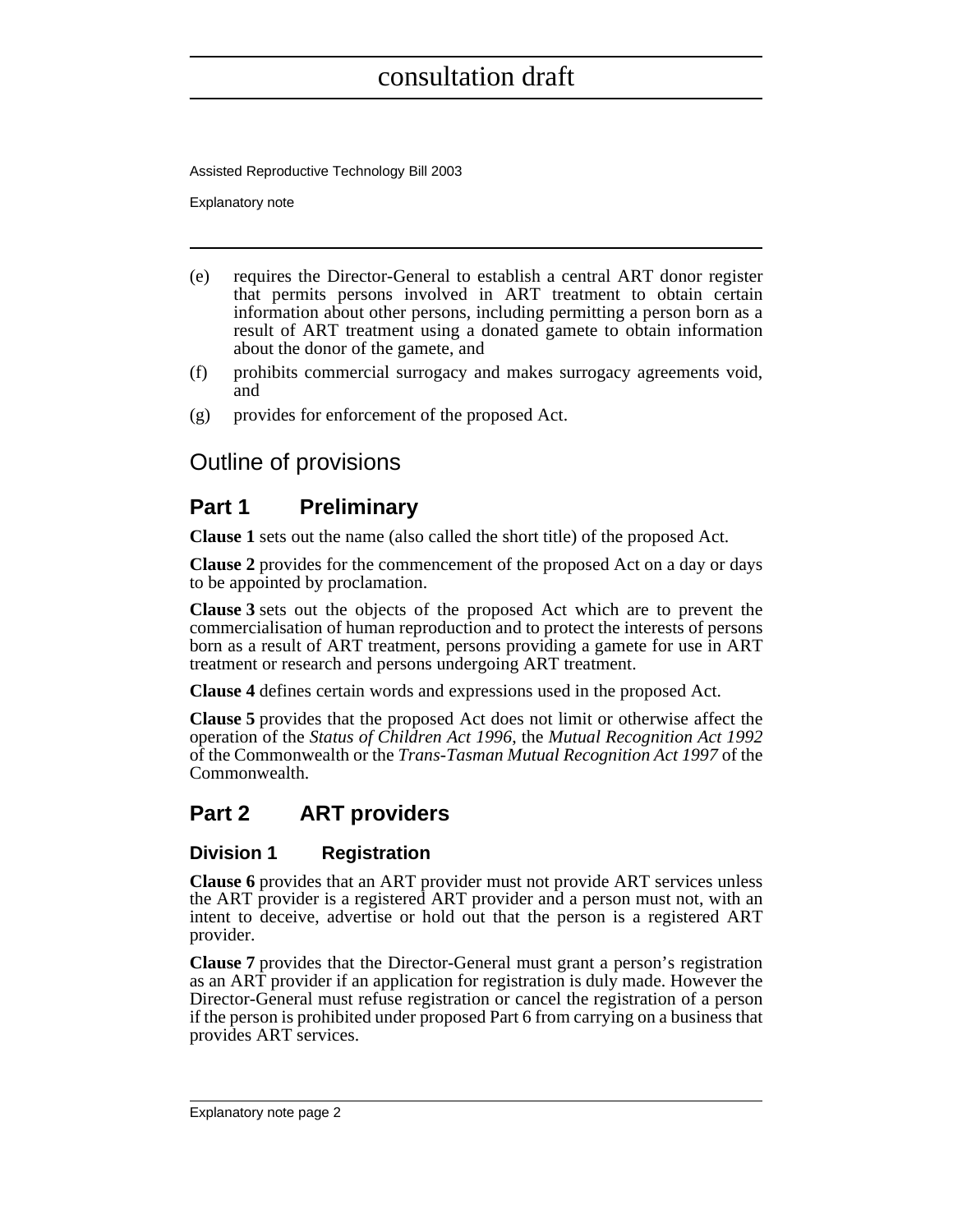(e) requires the Director-General to establish a central ART donor register that permits persons involved in ART treatment to obtain certain information about other persons, including permitting a person born as a result of ART treatment using a donated gamete to obtain information about the donor of the gamete, and

(f) prohibits commercial surrogacy and makes surrogacy agreements void, and

(g) provides for enforcement of the proposed Act.

## Outline of provisions

## Part 1 Preliminary

**Clause 1** sets out the name (also called the short title) of the proposed Act.

**Clause 2** provides for the commencement of the proposed Act on a day or days to be appointed by proclamation.

**Clause 3** sets out the objects of the proposed Act which are to prevent the commercialisation of human reproduction and to protect the interests of persons born as a result of ART treatment, persons providing a gamete for use in ART treatment or research and persons undergoing ART treatment.

**Clause 4** defines certain words and expressions used in the proposed Act.

**Clause 5** provides that the proposed Act does not limit or otherwise affect the operation of the *Status of Children Act 1996*, the *Mutual Recognition Act 1992* of the Commonwealth or the *Trans-Tasman Mutual Recognition Act 1997* of the Commonwealth.

## Part 2 ART providers

### Division 1 Registration

**Clause 6** provides that an ART provider must not provide ART services unless the ART provider is a registered ART provider and a person must not, with an intent to deceive, advertise or hold out that the person is a registered ART provider.

**Clause 7** provides that the Director-General must grant a person's registration as an ART provider if an application for registration is duly made. However the Director-General must refuse registration or cancel the registration of a person if the person is prohibited under proposed Part 6 from carrying on a business that provides ART services.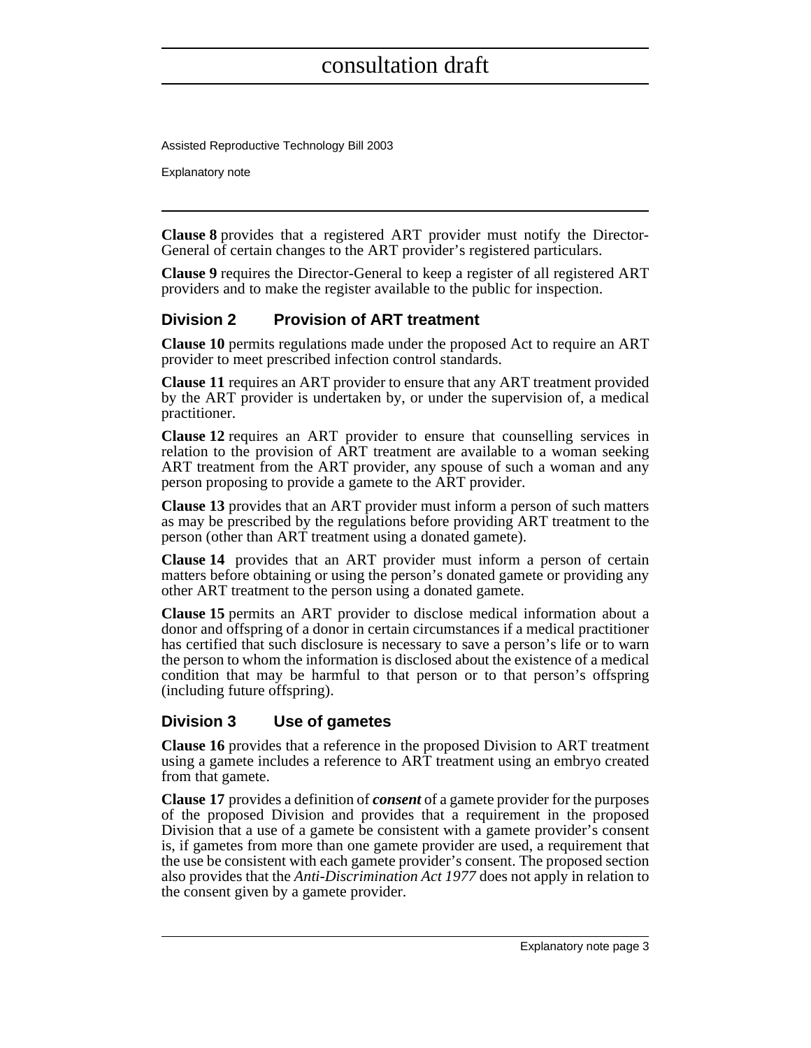**Clause 8** provides that a registered ART provider must notify the Director-General of certain changes to the ART provider's registered particulars.

**Clause 9** requires the Director-General to keep a register of all registered ART providers and to make the register available to the public for inspection.

## Division 2 Provision of ART treatment

**Clause 10** permits regulations made under the proposed Act to require an ART provider to meet prescribed infection control standards.

**Clause 11** requires an ART provider to ensure that any ART treatment provided by the ART provider is undertaken by, or under the supervision of, a medical practitioner.

**Clause 12** requires an ART provider to ensure that counselling services in relation to the provision of ART treatment are available to a woman seeking ART treatment from the ART provider, any spouse of such a woman and any person proposing to provide a gamete to the ART provider.

**Clause 13** provides that an ART provider must inform a person of such matters as may be prescribed by the regulations before providing ART treatment to the person (other than ART treatment using a donated gamete).

**Clause 14** provides that an ART provider must inform a person of certain matters before obtaining or using the person's donated gamete or providing any other ART treatment to the person using a donated gamete.

**Clause 15** permits an ART provider to disclose medical information about a donor and offspring of a donor in certain circumstances if a medical practitioner has certified that such disclosure is necessary to save a person's life or to warn the person to whom the information is disclosed about the existence of a medical condition that may be harmful to that person or to that person's offspring (including future offspring).

## Division 3 Use of gametes

**Clause 16** provides that a reference in the proposed Division to ART treatment using a gamete includes a reference to ART treatment using an embryo created from that gamete.

**Clause 17** provides a definition of ***consent*** of a gamete provider for the purposes of the proposed Division and provides that a requirement in the proposed Division that a use of a gamete be consistent with a gamete provider's consent is, if gametes from more than one gamete provider are used, a requirement that the use be consistent with each gamete provider's consent. The proposed section also provides that the *Anti-Discrimination Act 1977* does not apply in relation to the consent given by a gamete provider.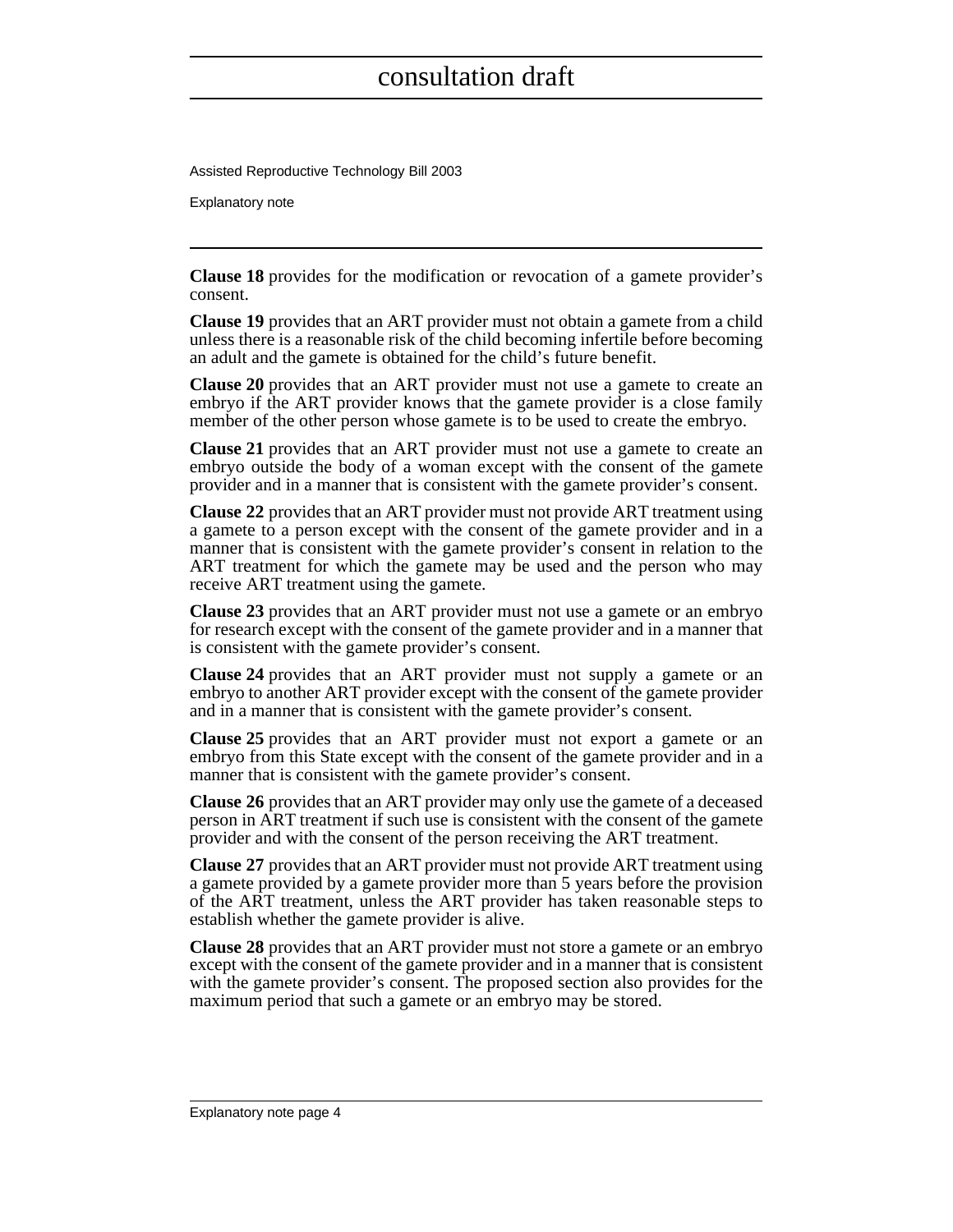**Clause 18** provides for the modification or revocation of a gamete provider's consent.

**Clause 19** provides that an ART provider must not obtain a gamete from a child unless there is a reasonable risk of the child becoming infertile before becoming an adult and the gamete is obtained for the child's future benefit.

**Clause 20** provides that an ART provider must not use a gamete to create an embryo if the ART provider knows that the gamete provider is a close family member of the other person whose gamete is to be used to create the embryo.

**Clause 21** provides that an ART provider must not use a gamete to create an embryo outside the body of a woman except with the consent of the gamete provider and in a manner that is consistent with the gamete provider's consent.

**Clause 22** provides that an ART provider must not provide ART treatment using a gamete to a person except with the consent of the gamete provider and in a manner that is consistent with the gamete provider's consent in relation to the ART treatment for which the gamete may be used and the person who may receive ART treatment using the gamete.

**Clause 23** provides that an ART provider must not use a gamete or an embryo for research except with the consent of the gamete provider and in a manner that is consistent with the gamete provider's consent.

**Clause 24** provides that an ART provider must not supply a gamete or an embryo to another ART provider except with the consent of the gamete provider and in a manner that is consistent with the gamete provider's consent.

**Clause 25** provides that an ART provider must not export a gamete or an embryo from this State except with the consent of the gamete provider and in a manner that is consistent with the gamete provider's consent.

**Clause 26** provides that an ART provider may only use the gamete of a deceased person in ART treatment if such use is consistent with the consent of the gamete provider and with the consent of the person receiving the ART treatment.

**Clause 27** provides that an ART provider must not provide ART treatment using a gamete provided by a gamete provider more than 5 years before the provision of the ART treatment, unless the ART provider has taken reasonable steps to establish whether the gamete provider is alive.

**Clause 28** provides that an ART provider must not store a gamete or an embryo except with the consent of the gamete provider and in a manner that is consistent with the gamete provider's consent. The proposed section also provides for the maximum period that such a gamete or an embryo may be stored.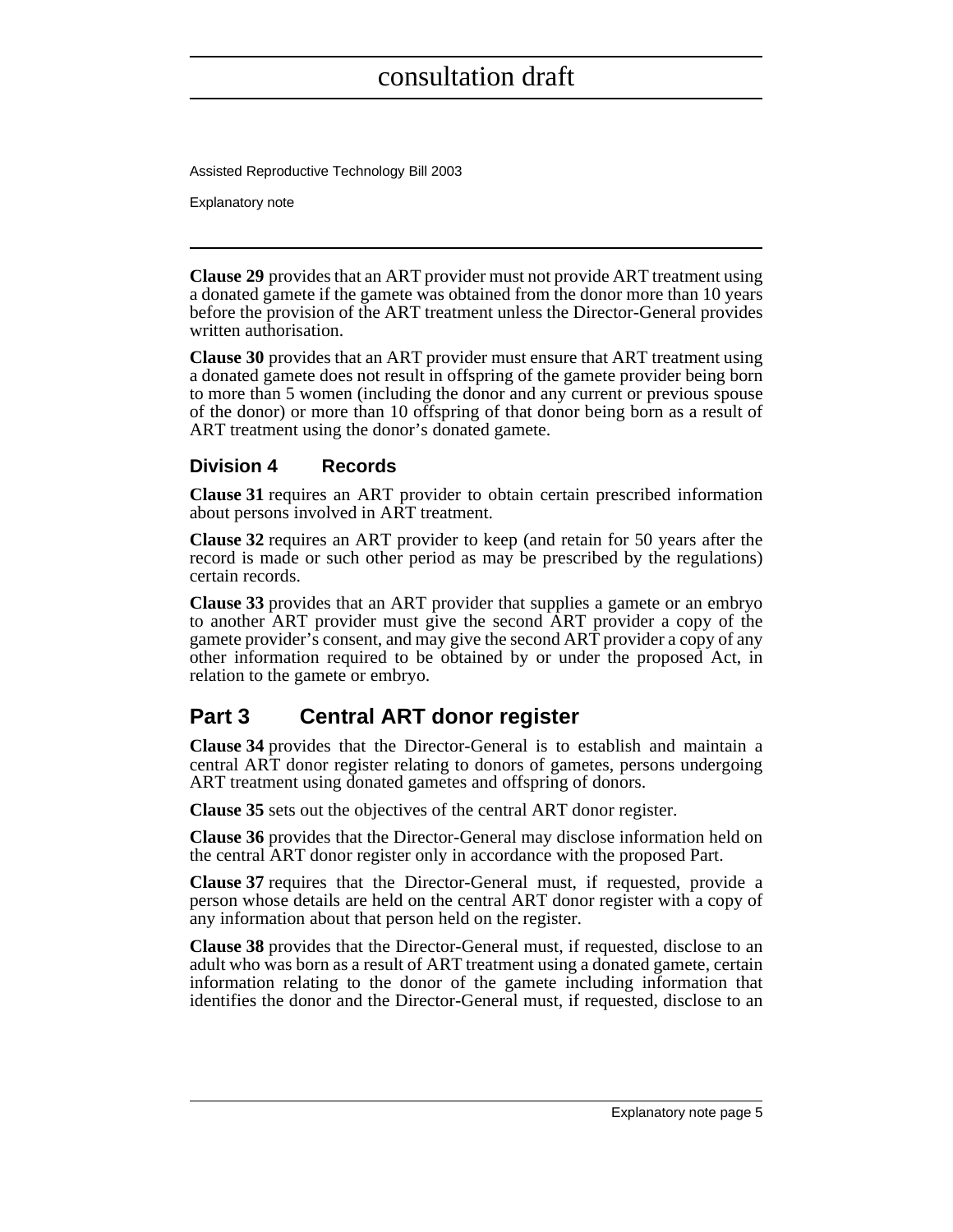**Clause 29** provides that an ART provider must not provide ART treatment using a donated gamete if the gamete was obtained from the donor more than 10 years before the provision of the ART treatment unless the Director-General provides written authorisation.

**Clause 30** provides that an ART provider must ensure that ART treatment using a donated gamete does not result in offspring of the gamete provider being born to more than 5 women (including the donor and any current or previous spouse of the donor) or more than 10 offspring of that donor being born as a result of ART treatment using the donor's donated gamete.

### Division 4 Records

**Clause 31** requires an ART provider to obtain certain prescribed information about persons involved in ART treatment.

**Clause 32** requires an ART provider to keep (and retain for 50 years after the record is made or such other period as may be prescribed by the regulations) certain records.

**Clause 33** provides that an ART provider that supplies a gamete or an embryo to another ART provider must give the second ART provider a copy of the gamete provider's consent, and may give the second ART provider a copy of any other information required to be obtained by or under the proposed Act, in relation to the gamete or embryo.

## Part 3 Central ART donor register

**Clause 34** provides that the Director-General is to establish and maintain a central ART donor register relating to donors of gametes, persons undergoing ART treatment using donated gametes and offspring of donors.

**Clause 35** sets out the objectives of the central ART donor register.

**Clause 36** provides that the Director-General may disclose information held on the central ART donor register only in accordance with the proposed Part.

**Clause 37** requires that the Director-General must, if requested, provide a person whose details are held on the central ART donor register with a copy of any information about that person held on the register.

**Clause 38** provides that the Director-General must, if requested, disclose to an adult who was born as a result of ART treatment using a donated gamete, certain information relating to the donor of the gamete including information that identifies the donor and the Director-General must, if requested, disclose to an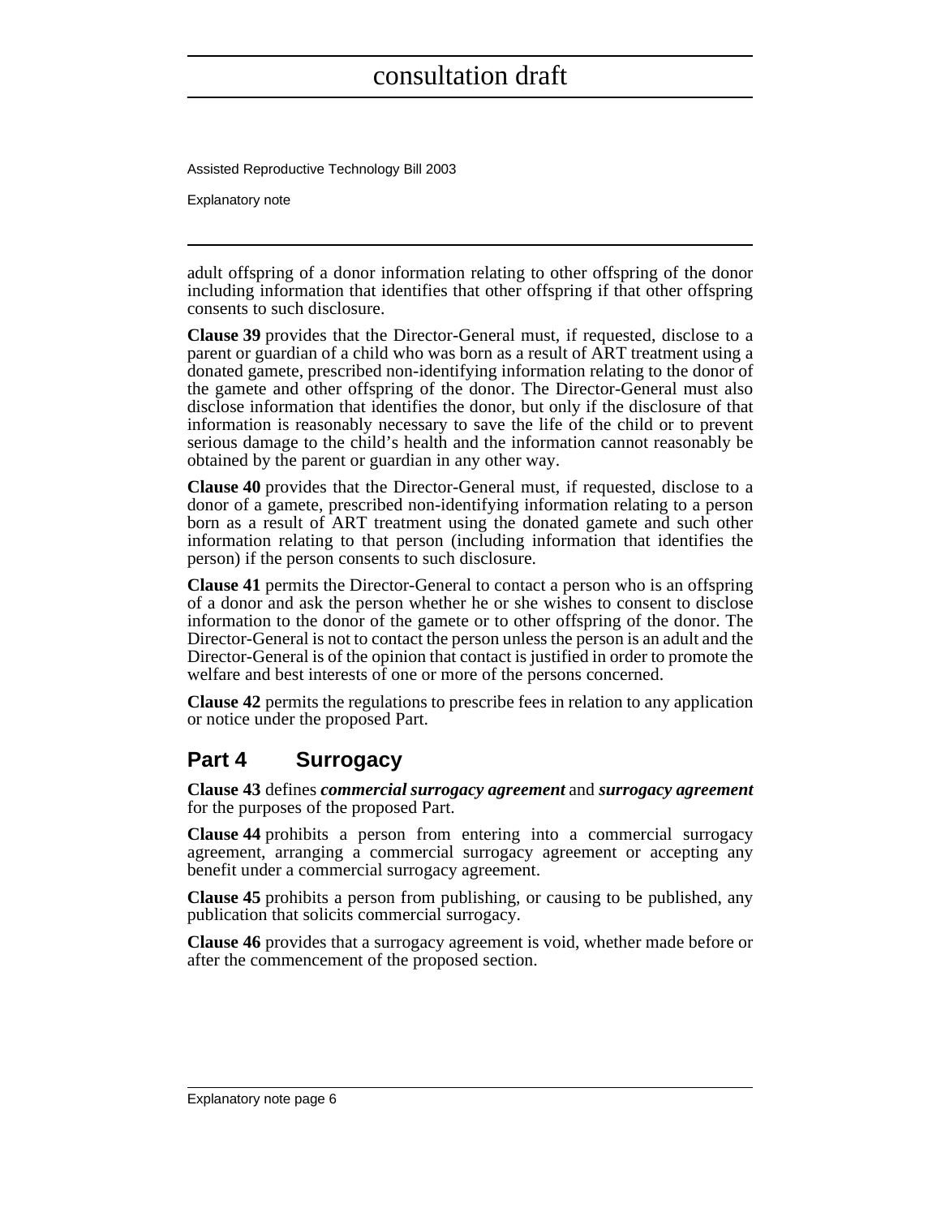adult offspring of a donor information relating to other offspring of the donor including information that identifies that other offspring if that other offspring consents to such disclosure.

**Clause 39** provides that the Director-General must, if requested, disclose to a parent or guardian of a child who was born as a result of ART treatment using a donated gamete, prescribed non-identifying information relating to the donor of the gamete and other offspring of the donor. The Director-General must also disclose information that identifies the donor, but only if the disclosure of that information is reasonably necessary to save the life of the child or to prevent serious damage to the child's health and the information cannot reasonably be obtained by the parent or guardian in any other way.

**Clause 40** provides that the Director-General must, if requested, disclose to a donor of a gamete, prescribed information relating to a person born as a result of ART treatment using the donated gamete and such other information relating to that person (including information that identifies the person) if the person consents to such disclosure.

**Clause 41** permits the Director-General to contact a person who is an offspring of a donor and ask the person whether he or she wishes to consent to disclose information to the donor of the gamete or to other offspring of the donor. The Director-General is not to contact the person unless the person is an adult and the Director-General is of the opinion that contact is justified in order to promote the welfare and best interests of one or more of the persons concerned.

**Clause 42** permits the regulations to prescribe fees in relation to any application or notice under the proposed Part.

## Part 4 Surrogacy

**Clause 43** defines ***commercial surrogacy agreement*** and ***surrogacy agreement*** for the purposes of the proposed Part.

**Clause 44** prohibits a person from entering into a commercial surrogacy agreement, arranging a commercial surrogacy agreement or accepting any benefit under a commercial surrogacy agreement.

**Clause 45** prohibits a person from publishing, or causing to be published, any publication that solicits commercial surrogacy.

**Clause 46** provides that a surrogacy agreement is void, whether made before or after the commencement of the proposed section.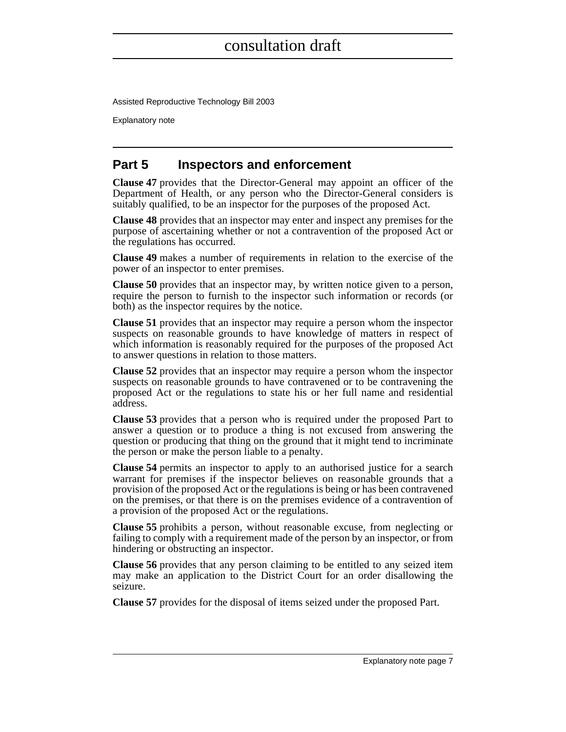## Part 5 Inspectors and enforcement

**Clause 47** provides that the Director-General may appoint an officer of the Department of Health, or any person who the Director-General considers is suitably qualified, to be an inspector for the purposes of the proposed Act.

**Clause 48** provides that an inspector may enter and inspect any premises for the purpose of ascertaining whether or not a contravention of the proposed Act or the regulations has occurred.

**Clause 49** makes a number of requirements in relation to the exercise of the power of an inspector to enter premises.

**Clause 50** provides that an inspector may, by written notice given to a person, require the person to furnish to the inspector such information or records (or both) as the inspector requires by the notice.

**Clause 51** provides that an inspector may require a person whom the inspector suspects on reasonable grounds to have knowledge of matters in respect of which information is reasonably required for the purposes of the proposed Act to answer questions in relation to those matters.

**Clause 52** provides that an inspector may require a person whom the inspector suspects on reasonable grounds to have contravened or to be contravening the proposed Act or the regulations to state his or her full name and residential address.

**Clause 53** provides that a person who is required under the proposed Part to answer a question or to produce a thing is not excused from answering the question or producing that thing on the ground that it might tend to incriminate the person or make the person liable to a penalty.

**Clause 54** permits an inspector to apply to an authorised justice for a search warrant for premises if the inspector believes on reasonable grounds that a provision of the proposed Act or the regulations is being or has been contravened on the premises, or that there is on the premises evidence of a contravention of a provision of the proposed Act or the regulations.

**Clause 55** prohibits a person, without reasonable excuse, from neglecting or failing to comply with a requirement made of the person by an inspector, or from hindering or obstructing an inspector.

**Clause 56** provides that any person claiming to be entitled to any seized item may make an application to the District Court for an order disallowing the seizure.

**Clause 57** provides for the disposal of items seized under the proposed Part.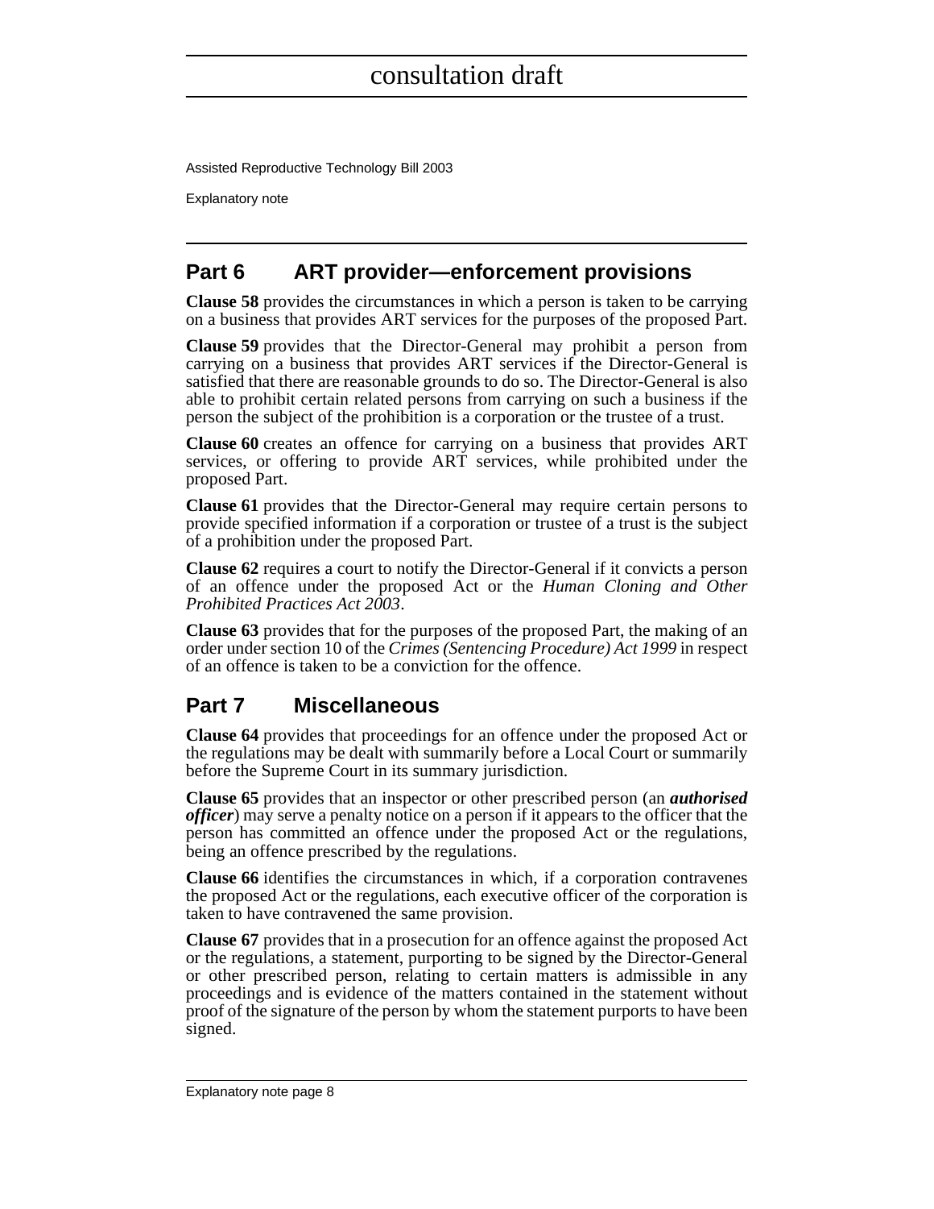## Part 6 ART provider—enforcement provisions

**Clause 58** provides the circumstances in which a person is taken to be carrying on a business that provides ART services for the purposes of the proposed Part.

**Clause 59** provides that the Director-General may prohibit a person from carrying on a business that provides ART services if the Director-General is satisfied that there are reasonable grounds to do so. The Director-General is also able to prohibit certain related persons from carrying on such a business if the person the subject of the prohibition is a corporation or the trustee of a trust.

**Clause 60** creates an offence for carrying on a business that provides ART services, or offering to provide ART services, while prohibited under the proposed Part.

**Clause 61** provides that the Director-General may require certain persons to provide specified information if a corporation or trustee of a trust is the subject of a prohibition under the proposed Part.

**Clause 62** requires a court to notify the Director-General if it convicts a person of an offence under the proposed Act or the *Human Cloning and Other Prohibited Practices Act 2003*.

**Clause 63** provides that for the purposes of the proposed Part, the making of an order under section 10 of the *Crimes (Sentencing Procedure) Act 1999* in respect of an offence is taken to be a conviction for the offence.

## Part 7 Miscellaneous

**Clause 64** provides that proceedings for an offence under the proposed Act or the regulations may be dealt with summarily before a Local Court or summarily before the Supreme Court in its summary jurisdiction.

**Clause 65** provides that an inspector or other prescribed person (an ***authorised officer***) may serve a penalty notice on a person if it appears to the officer that the person has committed an offence under the proposed Act or the regulations, being an offence prescribed by the regulations.

**Clause 66** identifies the circumstances in which, if a corporation contravenes the proposed Act or the regulations, each executive officer of the corporation is taken to have contravened the same provision.

**Clause 67** provides that in a prosecution for an offence against the proposed Act or the regulations, a statement, purporting to be signed by the Director-General or other prescribed person, relating to certain matters is admissible in any proceedings and is evidence of the matters contained in the statement without proof of the signature of the person by whom the statement purports to have been signed.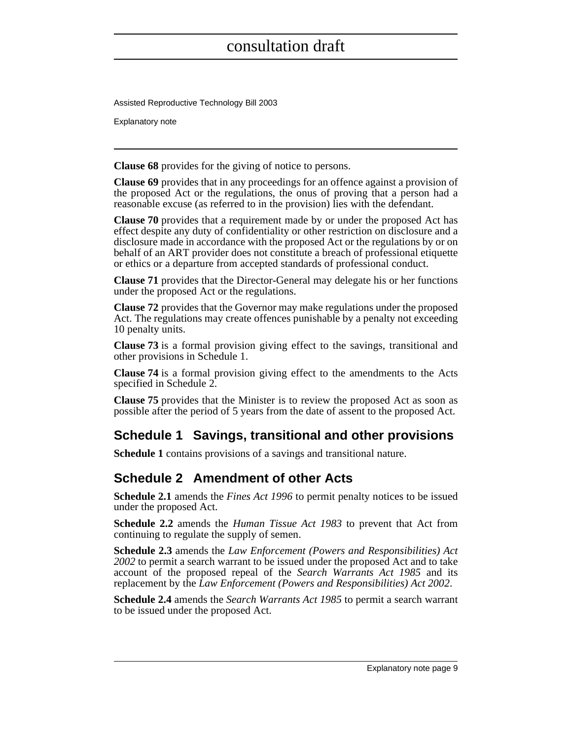**Clause 68** provides for the giving of notice to persons.

**Clause 69** provides that in any proceedings for an offence against a provision of the proposed Act or the regulations, the onus of proving that a person had a reasonable excuse (as referred to in the provision) lies with the defendant.

**Clause 70** provides that a requirement made by or under the proposed Act has effect despite any duty of confidentiality or other restriction on disclosure and a disclosure made in accordance with the proposed Act or the regulations by or on behalf of an ART provider does not constitute a breach of professional etiquette or ethics or a departure from accepted standards of professional conduct.

**Clause 71** provides that the Director-General may delegate his or her functions under the proposed Act or the regulations.

**Clause 72** provides that the Governor may make regulations under the proposed Act. The regulations may create offences punishable by a penalty not exceeding 10 penalty units.

**Clause 73** is a formal provision giving effect to the savings, transitional and other provisions in Schedule 1.

**Clause 74** is a formal provision giving effect to the amendments to the Acts specified in Schedule 2.

**Clause 75** provides that the Minister is to review the proposed Act as soon as possible after the period of 5 years from the date of assent to the proposed Act.

## Schedule 1 Savings, transitional and other provisions

**Schedule 1** contains provisions of a savings and transitional nature.

## Schedule 2 Amendment of other Acts

**Schedule 2.1** amends the *Fines Act 1996* to permit penalty notices to be issued under the proposed Act.

**Schedule 2.2** amends the *Human Tissue Act 1983* to prevent that Act from continuing to regulate the supply of semen.

**Schedule 2.3** amends the *Law Enforcement (Powers and Responsibilities) Act 2002* to permit a search warrant to be issued under the proposed Act and to take account of the proposed repeal of the *Search Warrants Act 1985* and its replacement by the *Law Enforcement (Powers and Responsibilities) Act 2002*.

**Schedule 2.4** amends the *Search Warrants Act 1985* to permit a search warrant to be issued under the proposed Act.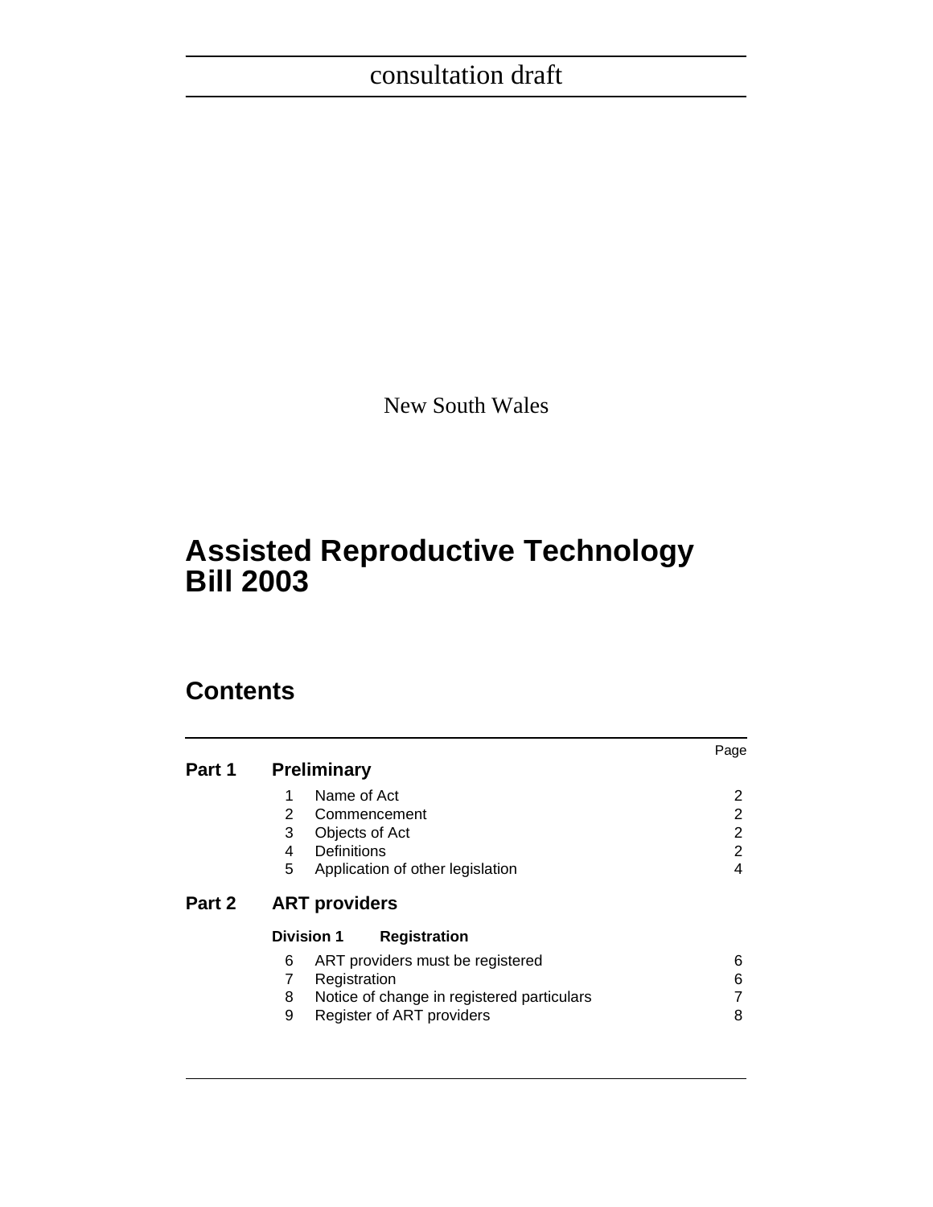consultation draft

New South Wales

# Assisted Reproductive Technology Bill 2003

## Contents

| | | Page |
|---|---|---|
| **Part 1** | **Preliminary** | |
| | 1 Name of Act | 2 |
| | 2 Commencement | 2 |
| | 3 Objects of Act | 2 |
| | 4 Definitions | 2 |
| | 5 Application of other legislation | 4 |
| **Part 2** | **ART providers** | |
| | **Division 1 Registration** | |
| | 6 ART providers must be registered | 6 |
| | 7 Registration | 6 |
| | 8 Notice of change in registered particulars | 7 |
| | 9 Register of ART providers | 8 |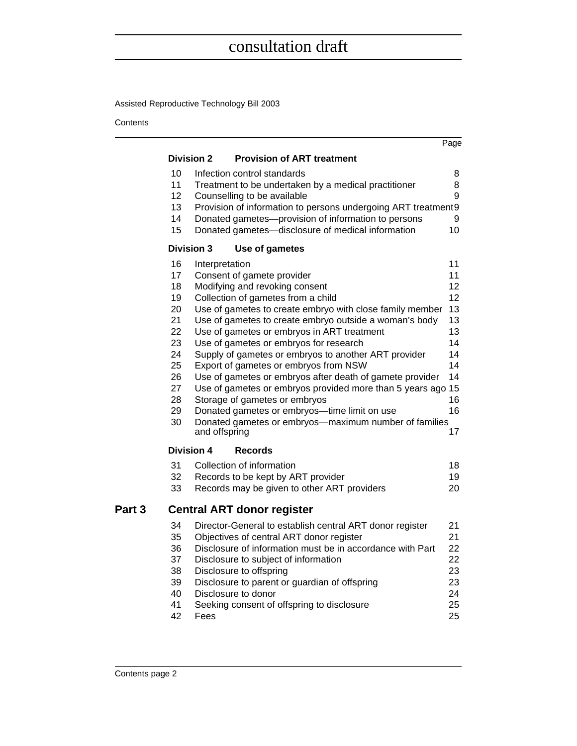consultation draft

Assisted Reproductive Technology Bill 2003

Contents

| | | Page |
|---|---|---|
| **Division 2** | **Provision of ART treatment** | |
| 10 | Infection control standards | 8 |
| 11 | Treatment to be undertaken by a medical practitioner | 8 |
| 12 | Counselling to be available | 9 |
| 13 | Provision of information to persons undergoing ART treatment | 9 |
| 14 | Donated gametes—provision of information to persons | 9 |
| 15 | Donated gametes—disclosure of medical information | 10 |
| **Division 3** | **Use of gametes** | |
| 16 | Interpretation | 11 |
| 17 | Consent of gamete provider | 11 |
| 18 | Modifying and revoking consent | 12 |
| 19 | Collection of gametes from a child | 12 |
| 20 | Use of gametes to create embryo with close family member | 13 |
| 21 | Use of gametes to create embryo outside a woman's body | 13 |
| 22 | Use of gametes or embryos in ART treatment | 13 |
| 23 | Use of gametes or embryos for research | 14 |
| 24 | Supply of gametes or embryos to another ART provider | 14 |
| 25 | Export of gametes or embryos from NSW | 14 |
| 26 | Use of gametes or embryos after death of gamete provider | 14 |
| 27 | Use of gametes or embryos provided more than 5 years ago | 15 |
| 28 | Storage of gametes or embryos | 16 |
| 29 | Donated gametes or embryos—time limit on use | 16 |
| 30 | Donated gametes or embryos—maximum number of families and offspring | 17 |
| **Division 4** | **Records** | |
| 31 | Collection of information | 18 |
| 32 | Records to be kept by ART provider | 19 |
| 33 | Records may be given to other ART providers | 20 |

**Part 3 Central ART donor register**

| | | |
|---|---|---|
| 34 | Director-General to establish central ART donor register | 21 |
| 35 | Objectives of central ART donor register | 21 |
| 36 | Disclosure of information must be in accordance with Part | 22 |
| 37 | Disclosure to subject of information | 22 |
| 38 | Disclosure to offspring | 23 |
| 39 | Disclosure to parent or guardian of offspring | 23 |
| 40 | Disclosure to donor | 24 |
| 41 | Seeking consent of offspring to disclosure | 25 |
| 42 | Fees | 25 |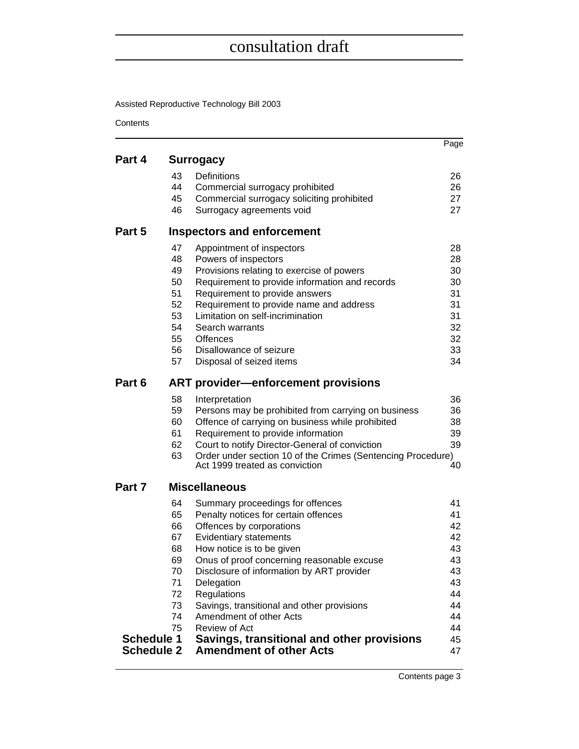consultation draft

Assisted Reproductive Technology Bill 2003

Contents

| | | | Page |
|---|---|---|---|
| **Part 4** | **Surrogacy** | | |
| | 43 | Definitions | 26 |
| | 44 | Commercial surrogacy prohibited | 26 |
| | 45 | Commercial surrogacy soliciting prohibited | 27 |
| | 46 | Surrogacy agreements void | 27 |
| **Part 5** | **Inspectors and enforcement** | | |
| | 47 | Appointment of inspectors | 28 |
| | 48 | Powers of inspectors | 28 |
| | 49 | Provisions relating to exercise of powers | 30 |
| | 50 | Requirement to provide information and records | 30 |
| | 51 | Requirement to provide answers | 31 |
| | 52 | Requirement to provide name and address | 31 |
| | 53 | Limitation on self-incrimination | 31 |
| | 54 | Search warrants | 32 |
| | 55 | Offences | 32 |
| | 56 | Disallowance of seizure | 33 |
| | 57 | Disposal of seized items | 34 |
| **Part 6** | **ART provider—enforcement provisions** | | |
| | 58 | Interpretation | 36 |
| | 59 | Persons may be prohibited from carrying on business | 36 |
| | 60 | Offence of carrying on business while prohibited | 38 |
| | 61 | Requirement to provide information | 39 |
| | 62 | Court to notify Director-General of conviction | 39 |
| | 63 | Order under section 10 of the Crimes (Sentencing Procedure) Act 1999 treated as conviction | 40 |
| **Part 7** | **Miscellaneous** | | |
| | 64 | Summary proceedings for offences | 41 |
| | 65 | Penalty notices for certain offences | 41 |
| | 66 | Offences by corporations | 42 |
| | 67 | Evidentiary statements | 42 |
| | 68 | How notice is to be given | 43 |
| | 69 | Onus of proof concerning reasonable excuse | 43 |
| | 70 | Disclosure of information by ART provider | 43 |
| | 71 | Delegation | 43 |
| | 72 | Regulations | 44 |
| | 73 | Savings, transitional and other provisions | 44 |
| | 74 | Amendment of other Acts | 44 |
| | 75 | Review of Act | 44 |
| **Schedule 1** | **Savings, transitional and other provisions** | | 45 |
| **Schedule 2** | **Amendment of other Acts** | | 47 |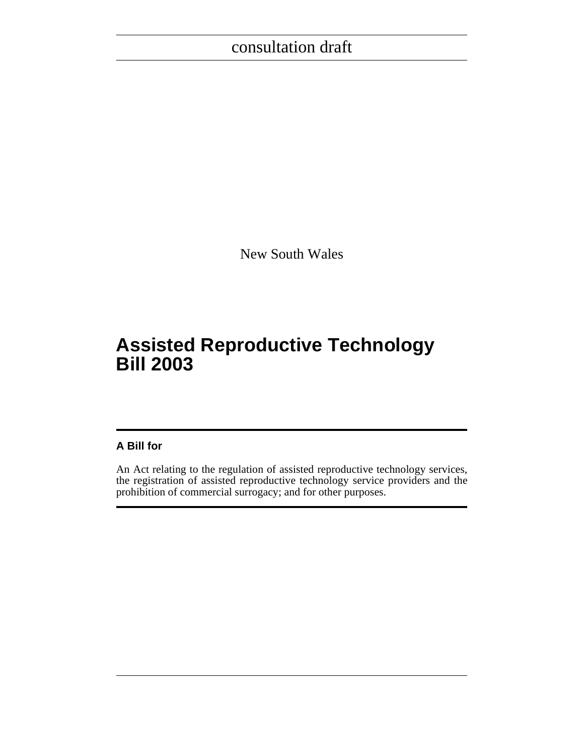consultation draft

New South Wales

# Assisted Reproductive Technology Bill 2003

**A Bill for**

An Act relating to the regulation of assisted reproductive technology services, the registration of assisted reproductive technology service providers and the prohibition of commercial surrogacy; and for other purposes.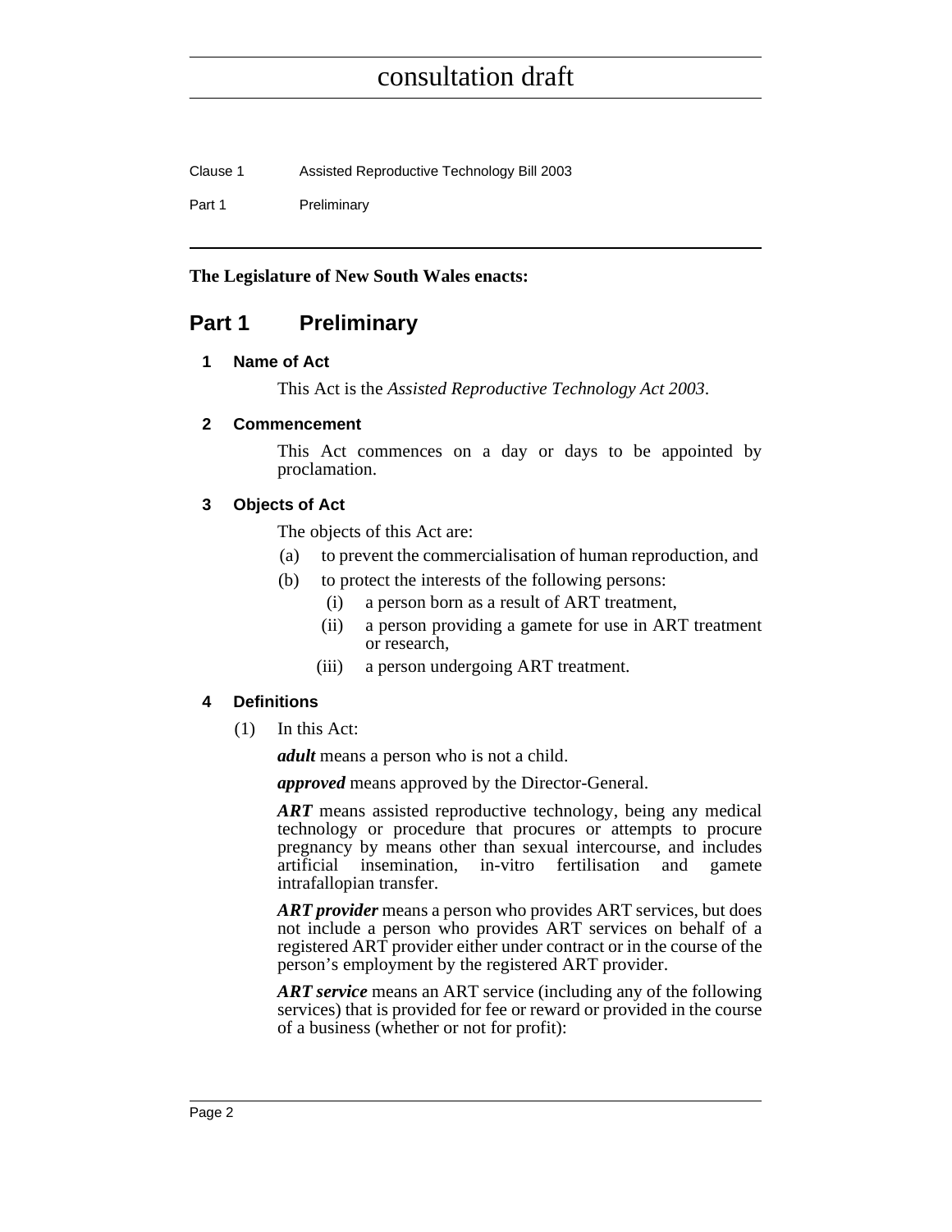**The Legislature of New South Wales enacts:**

## Part 1 Preliminary

### 1 Name of Act

This Act is the *Assisted Reproductive Technology Act 2003*.

### 2 Commencement

This Act commences on a day or days to be appointed by proclamation.

### 3 Objects of Act

The objects of this Act are:

(a) to prevent the commercialisation of human reproduction, and

(b) to protect the interests of the following persons:

(i) a person born as a result of ART treatment,

(ii) a person providing a gamete for use in ART treatment or research,

(iii) a person undergoing ART treatment.

### 4 Definitions

(1) In this Act:

***adult*** means a person who is not a child.

***approved*** means approved by the Director-General.

***ART*** means assisted reproductive technology, being any medical technology or procedure that procures or attempts to procure pregnancy by means other than sexual intercourse, and includes artificial insemination, in-vitro fertilisation and gamete intrafallopian transfer.

***ART provider*** means a person who provides ART services, but does not include a person who provides ART services on behalf of a registered ART provider either under contract or in the course of the person's employment by the registered ART provider.

***ART service*** means an ART service (including any of the following services) that is provided for fee or reward or provided in the course of a business (whether or not for profit):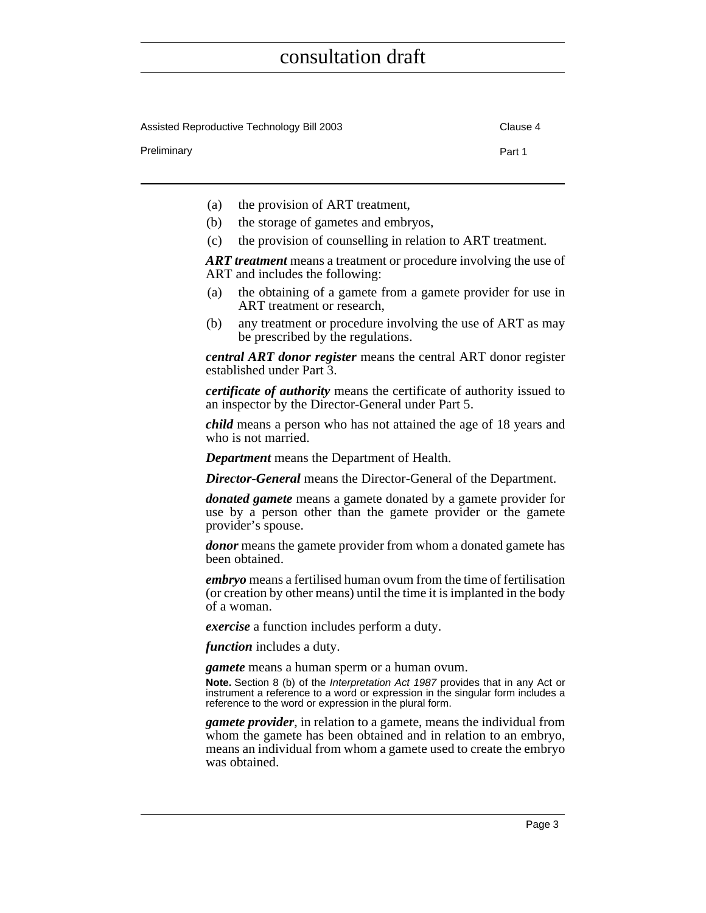(a) the provision of ART treatment,

(b) the storage of gametes and embryos,

(c) the provision of counselling in relation to ART treatment.

***ART treatment*** means a treatment or procedure involving the use of ART and includes the following:

(a) the obtaining of a gamete from a gamete provider for use in ART treatment or research,

(b) any treatment or procedure involving the use of ART as may be prescribed by the regulations.

***central ART donor register*** means the central ART donor register established under Part 3.

***certificate of authority*** means the certificate of authority issued to an inspector by the Director-General under Part 5.

***child*** means a person who has not attained the age of 18 years and who is not married.

***Department*** means the Department of Health.

***Director-General*** means the Director-General of the Department.

***donated gamete*** means a gamete donated by a gamete provider for use by a person other than the gamete provider or the gamete provider's spouse.

***donor*** means the gamete provider from whom a donated gamete has been obtained.

***embryo*** means a fertilised human ovum from the time of fertilisation (or creation by other means) until the time it is implanted in the body of a woman.

***exercise*** a function includes perform a duty.

***function*** includes a duty.

***gamete*** means a human sperm or a human ovum.

**Note.** Section 8 (b) of the *Interpretation Act 1987* provides that in any Act or instrument a reference to a word or expression in the singular form includes a reference to the word or expression in the plural form.

***gamete provider***, in relation to a gamete, means the individual from whom the gamete has been obtained and in relation to an embryo, means an individual from whom a gamete used to create the embryo was obtained.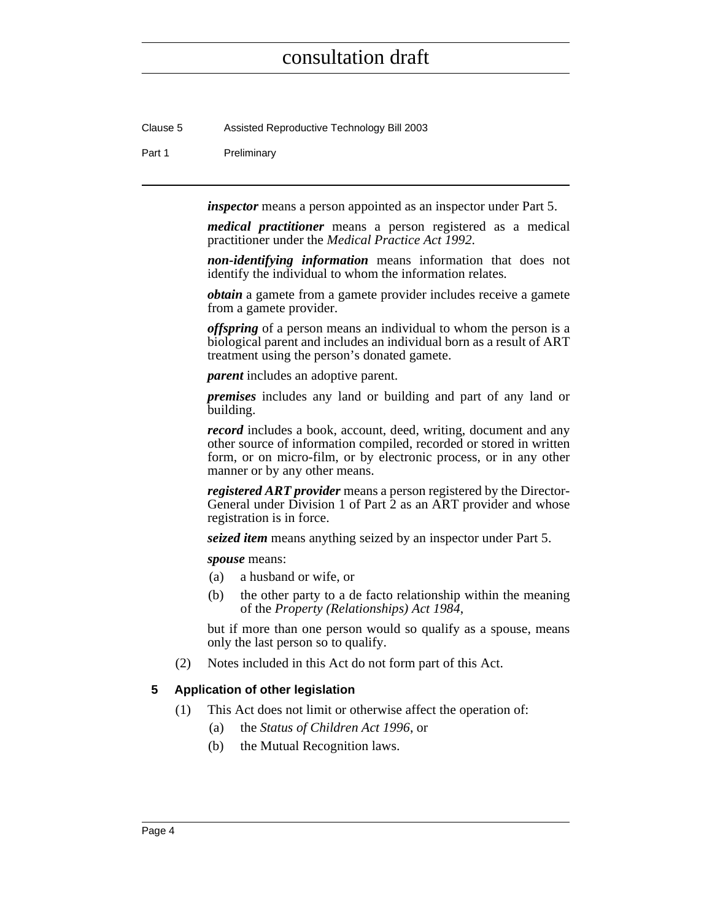***inspector*** means a person appointed as an inspector under Part 5.

***medical practitioner*** means a person registered as a medical practitioner under the *Medical Practice Act 1992*.

***non-identifying information*** means information that does not identify the individual to whom the information relates.

***obtain*** a gamete from a gamete provider includes receive a gamete from a gamete provider.

***offspring*** of a person means an individual to whom the person is a biological parent and includes an individual born as a result of ART treatment using the person's donated gamete.

***parent*** includes an adoptive parent.

***premises*** includes any land or building and part of any land or building.

***record*** includes a book, account, deed, writing, document and any other source of information compiled, recorded or stored in written form, or on micro-film, or by electronic process, or in any other manner or by any other means.

***registered ART provider*** means a person registered by the Director-General under Division 1 of Part 2 as an ART provider and whose registration is in force.

***seized item*** means anything seized by an inspector under Part 5.

***spouse*** means:

(a) a husband or wife, or

(b) the other party to a de facto relationship within the meaning of the *Property (Relationships) Act 1984*,

but if more than one person would so qualify as a spouse, means only the last person so to qualify.

(2) Notes included in this Act do not form part of this Act.

## 5 Application of other legislation

(1) This Act does not limit or otherwise affect the operation of:

(a) the *Status of Children Act 1996*, or

(b) the Mutual Recognition laws.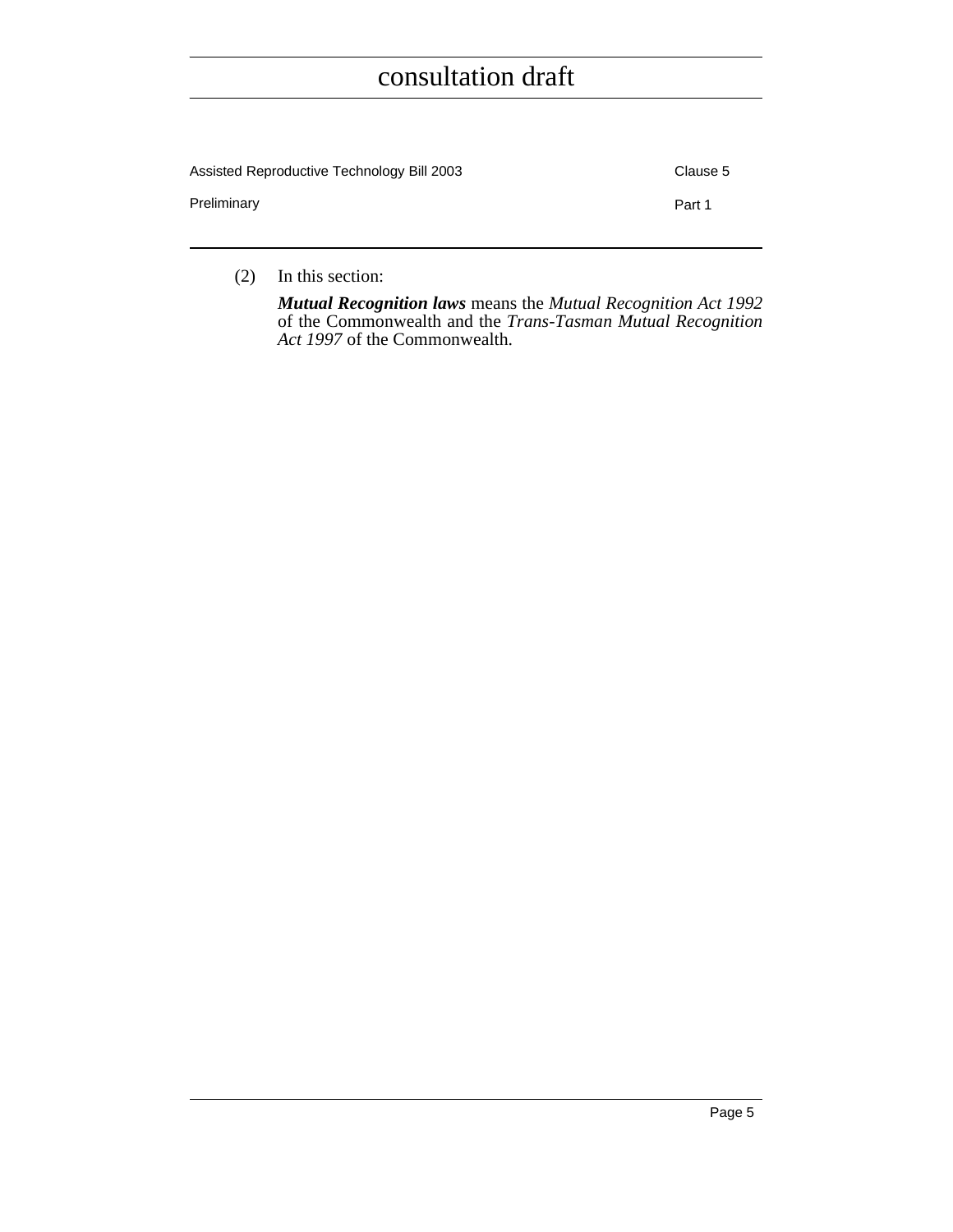(2) In this section:

***Mutual Recognition laws*** means the *Mutual Recognition Act 1992* of the Commonwealth and the *Trans-Tasman Mutual Recognition Act 1997* of the Commonwealth.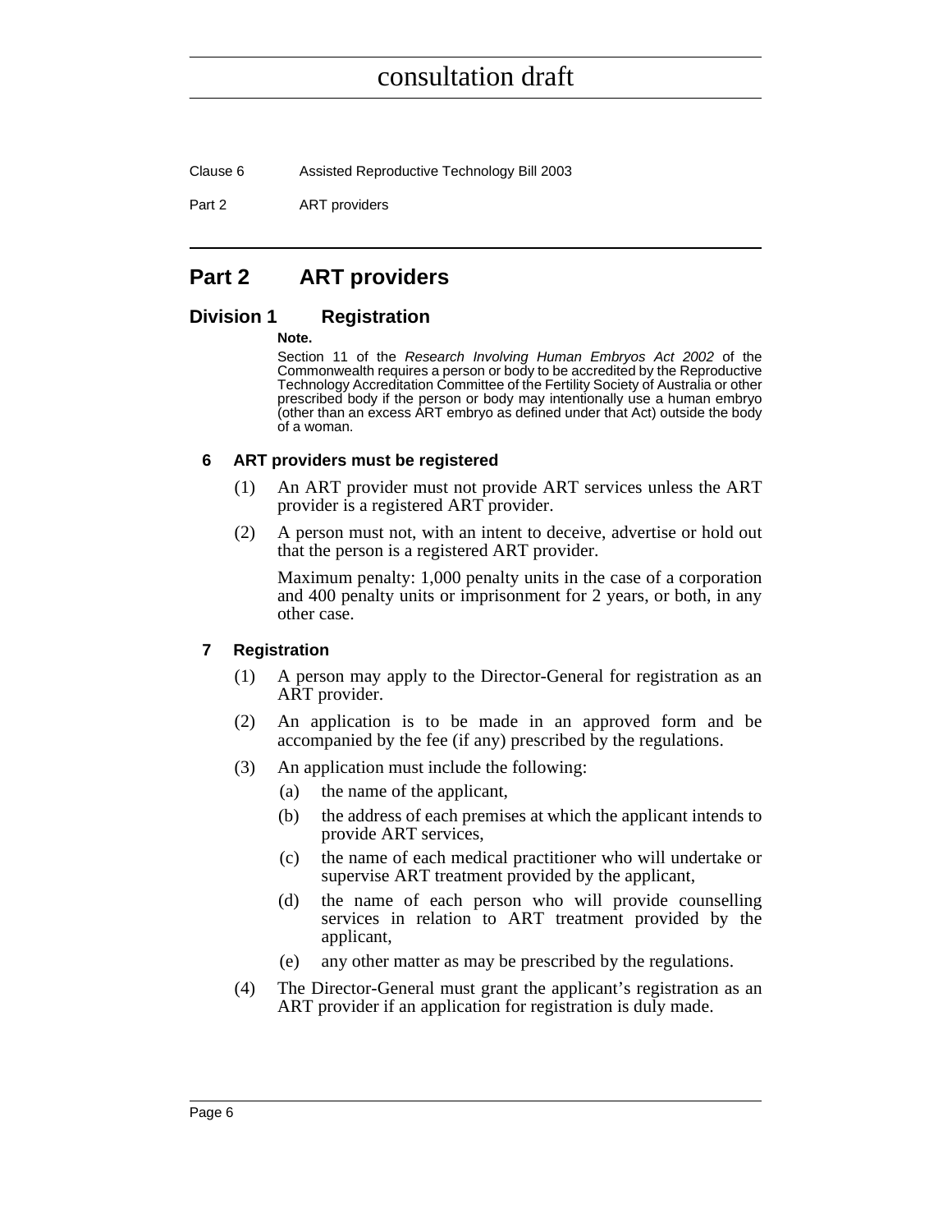# Part 2 ART providers

## Division 1 Registration

**Note.**

Section 11 of the *Research Involving Human Embryos Act 2002* of the Commonwealth requires a person or body to be accredited by the Reproductive Technology Accreditation Committee of the Fertility Society of Australia or other prescribed body if the person or body may intentionally use a human embryo (other than an excess ART embryo as defined under that Act) outside the body of a woman.

### 6 ART providers must be registered

(1) An ART provider must not provide ART services unless the ART provider is a registered ART provider.

(2) A person must not, with an intent to deceive, advertise or hold out that the person is a registered ART provider.

Maximum penalty: 1,000 penalty units in the case of a corporation and 400 penalty units or imprisonment for 2 years, or both, in any other case.

### 7 Registration

(1) A person may apply to the Director-General for registration as an ART provider.

(2) An application is to be made in an approved form and be accompanied by the fee (if any) prescribed by the regulations.

(3) An application must include the following:

- (a) the name of the applicant,
- (b) the address of each premises at which the applicant intends to provide ART services,
- (c) the name of each medical practitioner who will undertake or supervise ART treatment provided by the applicant,
- (d) the name of each person who will provide counselling services in relation to ART treatment provided by the applicant,
- (e) any other matter as may be prescribed by the regulations.

(4) The Director-General must grant the applicant's registration as an ART provider if an application for registration is duly made.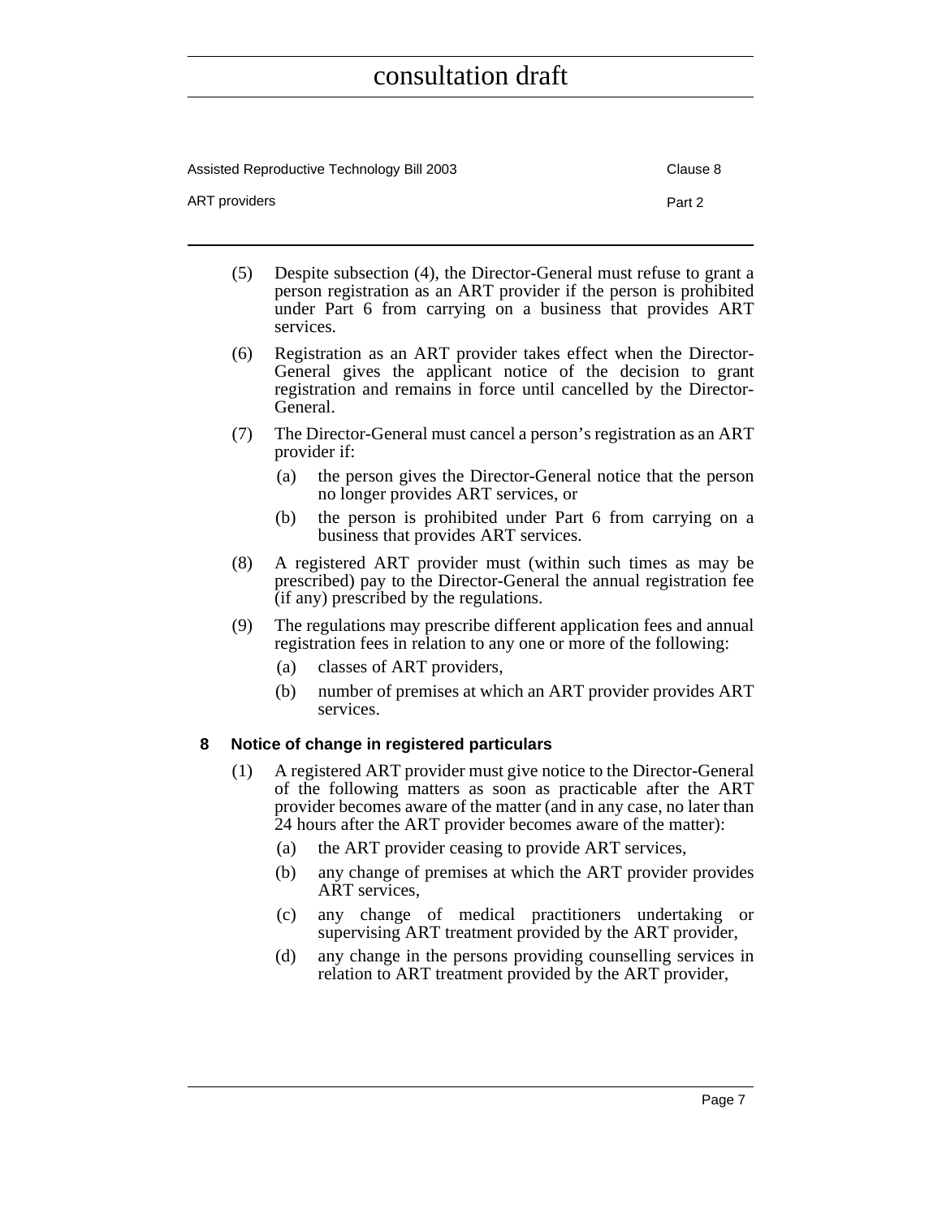(5) Despite subsection (4), the Director-General must refuse to grant a person registration as an ART provider if the person is prohibited under Part 6 from carrying on a business that provides ART services.

(6) Registration as an ART provider takes effect when the Director-General gives the applicant notice of the decision to grant registration and remains in force until cancelled by the Director-General.

(7) The Director-General must cancel a person's registration as an ART provider if:

- (a) the person gives the Director-General notice that the person no longer provides ART services, or
- (b) the person is prohibited under Part 6 from carrying on a business that provides ART services.

(8) A registered ART provider must (within such times as may be prescribed) pay to the Director-General the annual registration fee (if any) prescribed by the regulations.

(9) The regulations may prescribe different application fees and annual registration fees in relation to any one or more of the following:

- (a) classes of ART providers,
- (b) number of premises at which an ART provider provides ART services.

### 8 Notice of change in registered particulars

(1) A registered ART provider must give notice to the Director-General of the following matters as soon as practicable after the ART provider becomes aware of the matter (and in any case, no later than 24 hours after the ART provider becomes aware of the matter):

- (a) the ART provider ceasing to provide ART services,
- (b) any change of premises at which the ART provider provides ART services,
- (c) any change of medical practitioners undertaking or supervising ART treatment provided by the ART provider,
- (d) any change in the persons providing counselling services in relation to ART treatment provided by the ART provider,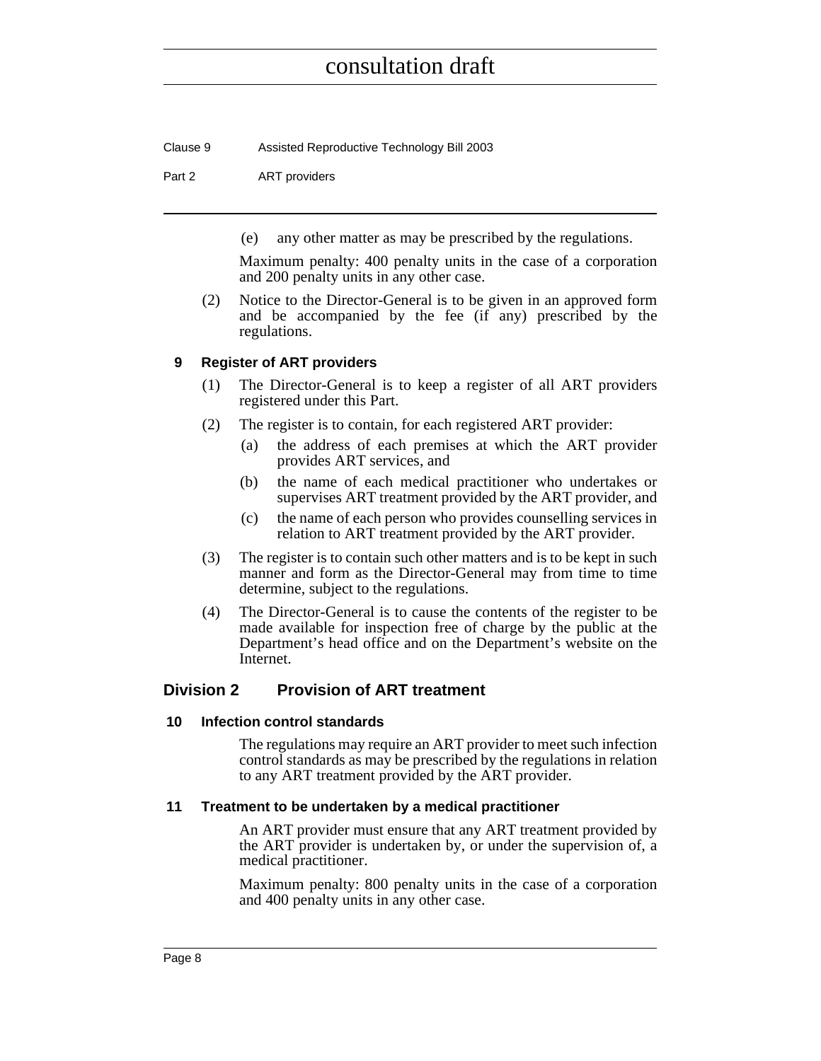(e) any other matter as may be prescribed by the regulations.

Maximum penalty: 400 penalty units in the case of a corporation and 200 penalty units in any other case.

(2) Notice to the Director-General is to be given in an approved form and be accompanied by the fee (if any) prescribed by the regulations.

### 9 Register of ART providers

(1) The Director-General is to keep a register of all ART providers registered under this Part.

(2) The register is to contain, for each registered ART provider:

(a) the address of each premises at which the ART provider provides ART services, and

(b) the name of each medical practitioner who undertakes or supervises ART treatment provided by the ART provider, and

(c) the name of each person who provides counselling services in relation to ART treatment provided by the ART provider.

(3) The register is to contain such other matters and is to be kept in such manner and form as the Director-General may from time to time determine, subject to the regulations.

(4) The Director-General is to cause the contents of the register to be made available for inspection free of charge by the public at the Department's head office and on the Department's website on the Internet.

## Division 2 Provision of ART treatment

### 10 Infection control standards

The regulations may require an ART provider to meet such infection control standards as may be prescribed by the regulations in relation to any ART treatment provided by the ART provider.

### 11 Treatment to be undertaken by a medical practitioner

An ART provider must ensure that any ART treatment provided by the ART provider is undertaken by, or under the supervision of, a medical practitioner.

Maximum penalty: 800 penalty units in the case of a corporation and 400 penalty units in any other case.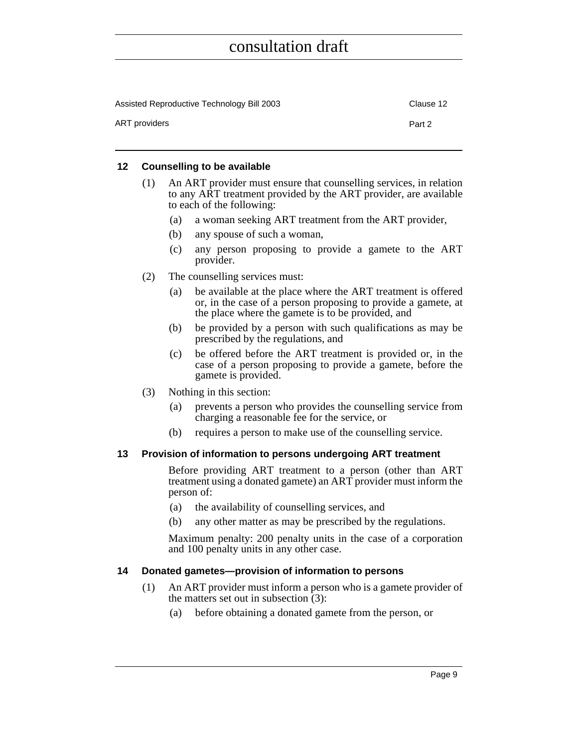### 12 Counselling to be available

(1) An ART provider must ensure that counselling services, in relation to any ART treatment provided by the ART provider, are available to each of the following:

- (a) a woman seeking ART treatment from the ART provider,
- (b) any spouse of such a woman,
- (c) any person proposing to provide a gamete to the ART provider.

(2) The counselling services must:

- (a) be available at the place where the ART treatment is offered or, in the case of a person proposing to provide a gamete, at the place where the gamete is to be provided, and
- (b) be provided by a person with such qualifications as may be prescribed by the regulations, and
- (c) be offered before the ART treatment is provided or, in the case of a person proposing to provide a gamete, before the gamete is provided.

(3) Nothing in this section:

- (a) prevents a person who provides the counselling service from charging a reasonable fee for the service, or
- (b) requires a person to make use of the counselling service.

### 13 Provision of information to persons undergoing ART treatment

Before providing ART treatment to a person (other than ART treatment using a donated gamete) an ART provider must inform the person of:

- (a) the availability of counselling services, and
- (b) any other matter as may be prescribed by the regulations.

Maximum penalty: 200 penalty units in the case of a corporation and 100 penalty units in any other case.

### 14 Donated gametes—provision of information to persons

(1) An ART provider must inform a person who is a gamete provider of the matters set out in subsection (3):

- (a) before obtaining a donated gamete from the person, or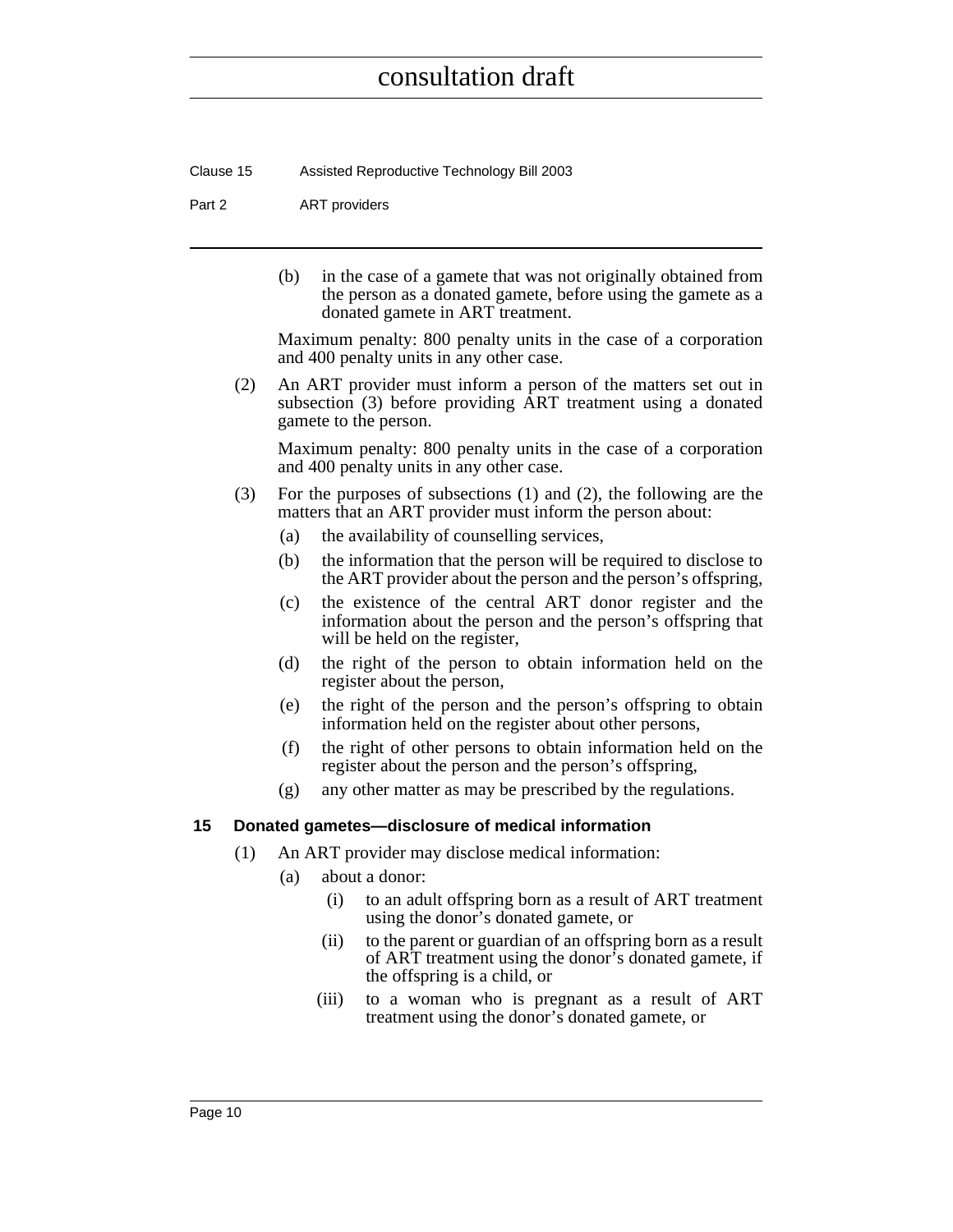(b) in the case of a gamete that was not originally obtained from the person as a donated gamete, before using the gamete as a donated gamete in ART treatment.

Maximum penalty: 800 penalty units in the case of a corporation and 400 penalty units in any other case.

(2) An ART provider must inform a person of the matters set out in subsection (3) before providing ART treatment using a donated gamete to the person.

Maximum penalty: 800 penalty units in the case of a corporation and 400 penalty units in any other case.

(3) For the purposes of subsections (1) and (2), the following are the matters that an ART provider must inform the person about:

(a) the availability of counselling services,

(b) the information that the person will be required to disclose to the ART provider about the person and the person's offspring,

(c) the existence of the central ART donor register and the information about the person and the person's offspring that will be held on the register,

(d) the right of the person to obtain information held on the register about the person,

(e) the right of the person and the person's offspring to obtain information held on the register about other persons,

(f) the right of other persons to obtain information held on the register about the person and the person's offspring,

(g) any other matter as may be prescribed by the regulations.

### 15 Donated gametes—disclosure of medical information

(1) An ART provider may disclose medical information:

(a) about a donor:

(i) to an adult offspring born as a result of ART treatment using the donor's donated gamete, or

(ii) to the parent or guardian of an offspring born as a result of ART treatment using the donor's donated gamete, if the offspring is a child, or

(iii) to a woman who is pregnant as a result of ART treatment using the donor's donated gamete, or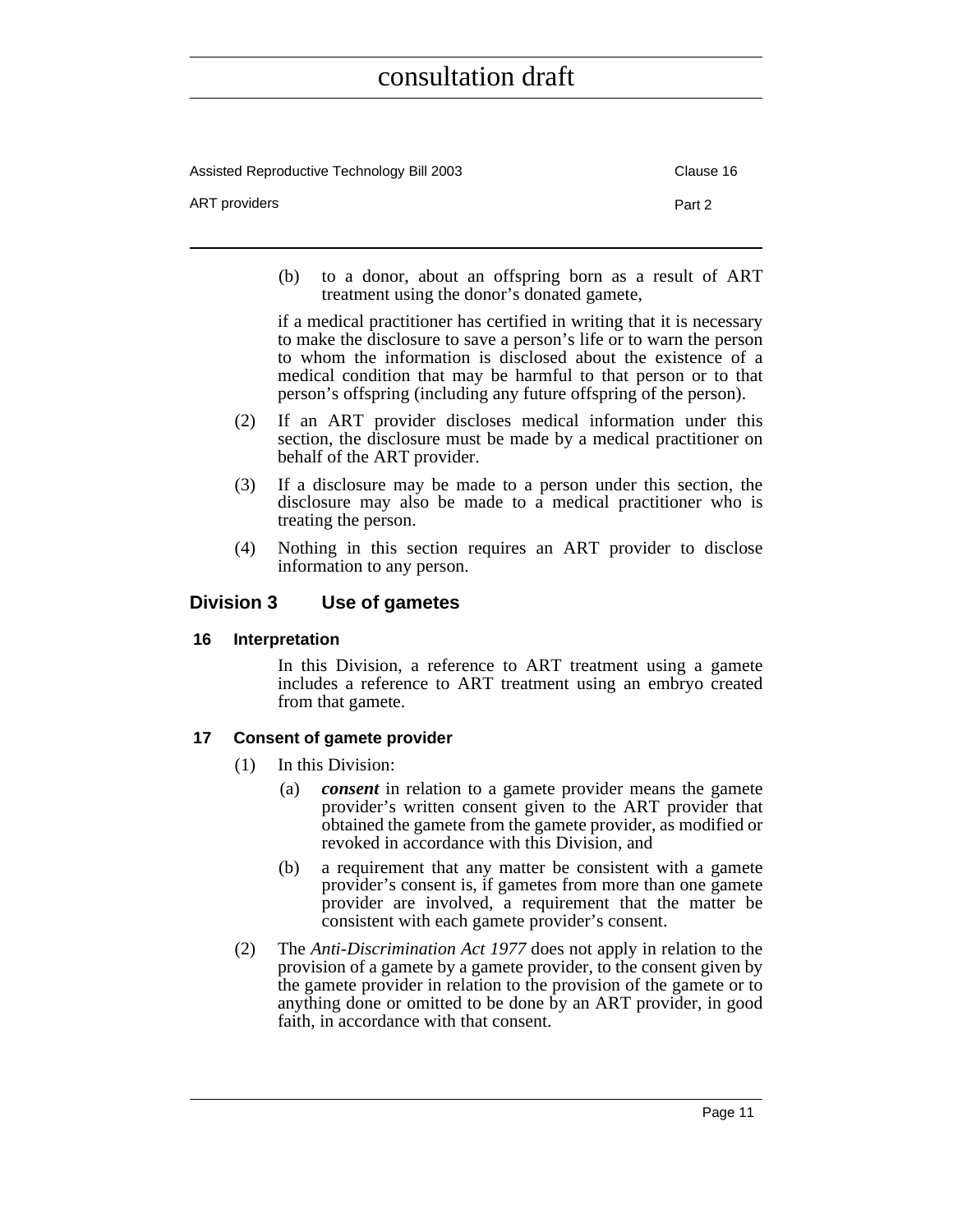(b) to a donor, about an offspring born as a result of ART treatment using the donor's donated gamete,

if a medical practitioner has certified in writing that it is necessary to make the disclosure to save a person's life or to warn the person to whom the information is disclosed about the existence of a medical condition that may be harmful to that person or to that person's offspring (including any future offspring of the person).

(2) If an ART provider discloses medical information under this section, the disclosure must be made by a medical practitioner on behalf of the ART provider.

(3) If a disclosure may be made to a person under this section, the disclosure may also be made to a medical practitioner who is treating the person.

(4) Nothing in this section requires an ART provider to disclose information to any person.

## Division 3 Use of gametes

### 16 Interpretation

In this Division, a reference to ART treatment using a gamete includes a reference to ART treatment using an embryo created from that gamete.

### 17 Consent of gamete provider

(1) In this Division:

(a) ***consent*** in relation to a gamete provider means the gamete provider's written consent given to the ART provider that obtained the gamete from the gamete provider, as modified or revoked in accordance with this Division, and

(b) a requirement that any matter be consistent with a gamete provider's consent is, if gametes from more than one gamete provider are involved, a requirement that the matter be consistent with each gamete provider's consent.

(2) The *Anti-Discrimination Act 1977* does not apply in relation to the provision of a gamete by a gamete provider, to the consent given by the gamete provider in relation to the provision of the gamete or to anything done or omitted to be done by an ART provider, in good faith, in accordance with that consent.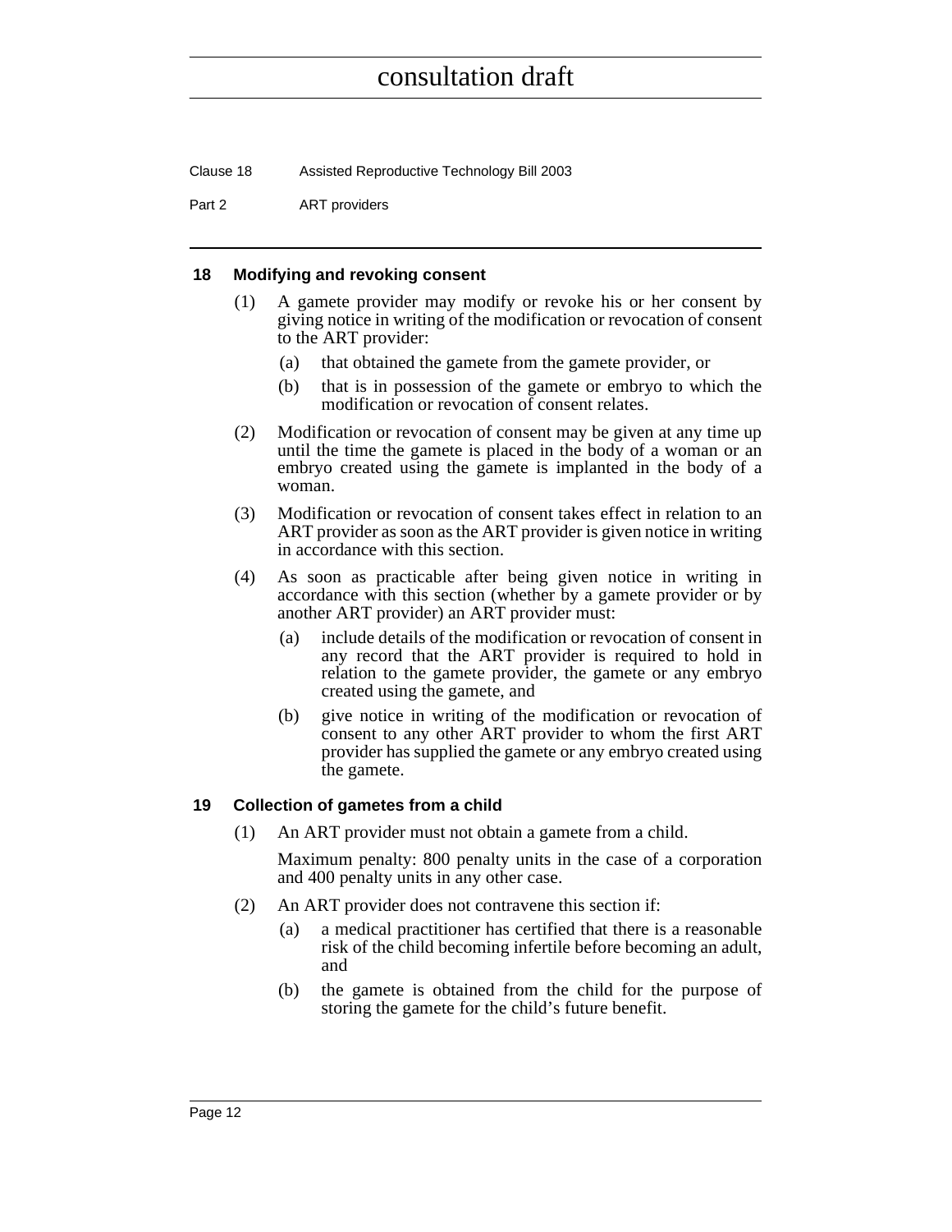### 18 Modifying and revoking consent

(1) A gamete provider may modify or revoke his or her consent by giving notice in writing of the modification or revocation of consent to the ART provider:

- (a) that obtained the gamete from the gamete provider, or
- (b) that is in possession of the gamete or embryo to which the modification or revocation of consent relates.

(2) Modification or revocation of consent may be given at any time up until the time the gamete is placed in the body of a woman or an embryo created using the gamete is implanted in the body of a woman.

(3) Modification or revocation of consent takes effect in relation to an ART provider as soon as the ART provider is given notice in writing in accordance with this section.

(4) As soon as practicable after being given notice in writing in accordance with this section (whether by a gamete provider or by another ART provider) an ART provider must:

- (a) include details of the modification or revocation of consent in any record that the ART provider is required to hold in relation to the gamete provider, the gamete or any embryo created using the gamete, and
- (b) give notice in writing of the modification or revocation of consent to any other ART provider to whom the first ART provider has supplied the gamete or any embryo created using the gamete.

### 19 Collection of gametes from a child

(1) An ART provider must not obtain a gamete from a child.

Maximum penalty: 800 penalty units in the case of a corporation and 400 penalty units in any other case.

(2) An ART provider does not contravene this section if:

- (a) a medical practitioner has certified that there is a reasonable risk of the child becoming infertile before becoming an adult, and
- (b) the gamete is obtained from the child for the purpose of storing the gamete for the child's future benefit.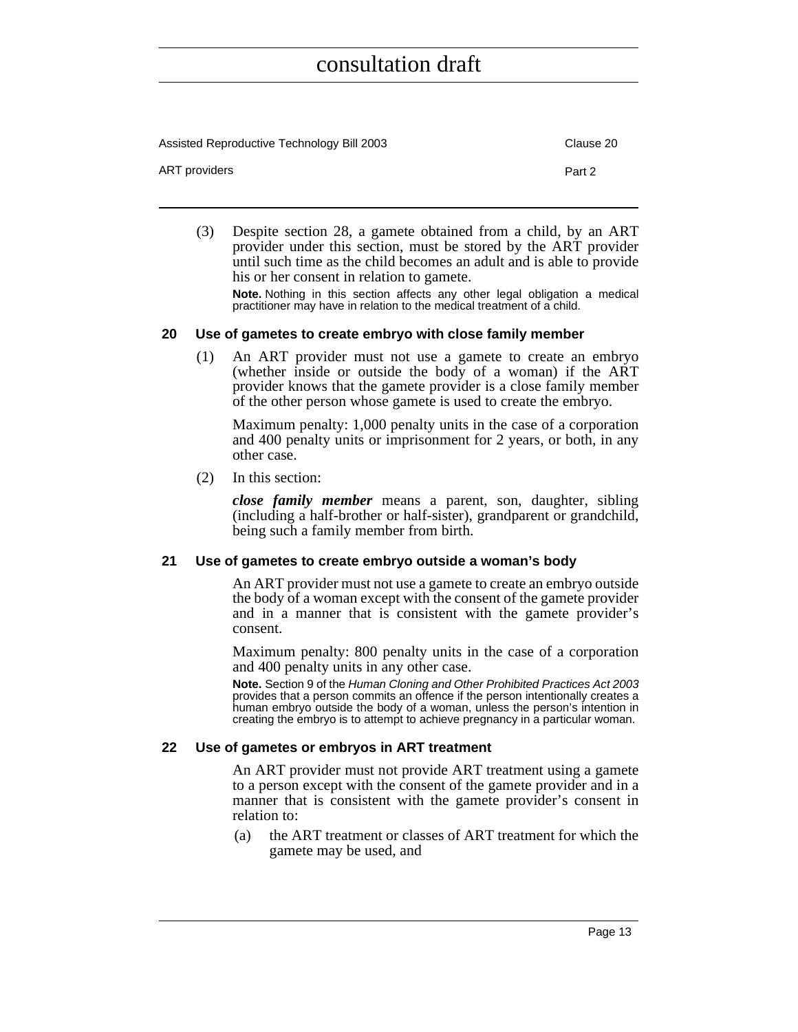(3) Despite section 28, a gamete obtained from a child, by an ART provider under this section, must be stored by the ART provider until such time as the child becomes an adult and is able to provide his or her consent in relation to gamete.

**Note.** Nothing in this section affects any other legal obligation a medical practitioner may have in relation to the medical treatment of a child.

### 20 Use of gametes to create embryo with close family member

(1) An ART provider must not use a gamete to create an embryo (whether inside or outside the body of a woman) if the ART provider knows that the gamete provider is a close family member of the other person whose gamete is used to create the embryo.

Maximum penalty: 1,000 penalty units in the case of a corporation and 400 penalty units or imprisonment for 2 years, or both, in any other case.

(2) In this section:

***close family member*** means a parent, son, daughter, sibling (including a half-brother or half-sister), grandparent or grandchild, being such a family member from birth.

### 21 Use of gametes to create embryo outside a woman's body

An ART provider must not use a gamete to create an embryo outside the body of a woman except with the consent of the gamete provider and in a manner that is consistent with the gamete provider's consent.

Maximum penalty: 800 penalty units in the case of a corporation and 400 penalty units in any other case.

**Note.** Section 9 of the *Human Cloning and Other Prohibited Practices Act 2003* provides that a person commits an offence if the person intentionally creates a human embryo outside the body of a woman, unless the person's intention in creating the embryo is to attempt to achieve pregnancy in a particular woman.

### 22 Use of gametes or embryos in ART treatment

An ART provider must not provide ART treatment using a gamete to a person except with the consent of the gamete provider and in a manner that is consistent with the gamete provider's consent in relation to:

(a) the ART treatment or classes of ART treatment for which the gamete may be used, and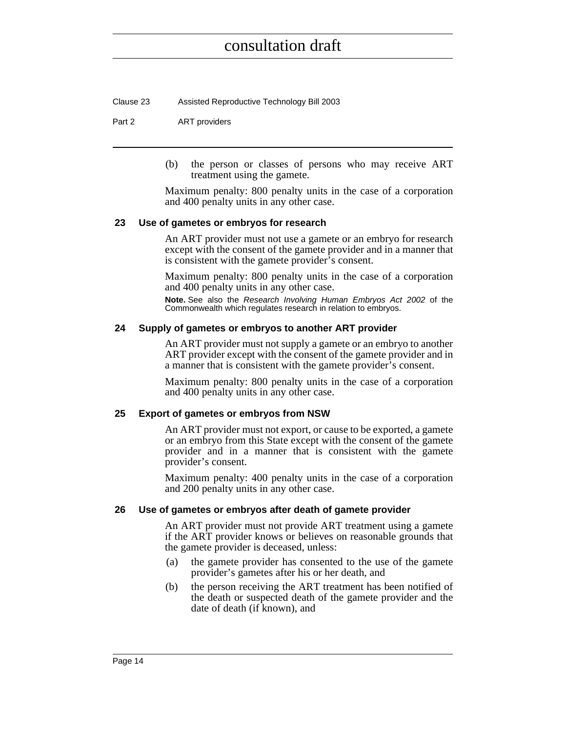(b) the person or classes of persons who may receive ART treatment using the gamete.

Maximum penalty: 800 penalty units in the case of a corporation and 400 penalty units in any other case.

### 23 Use of gametes or embryos for research

An ART provider must not use a gamete or an embryo for research except with the consent of the gamete provider and in a manner that is consistent with the gamete provider's consent.

Maximum penalty: 800 penalty units in the case of a corporation and 400 penalty units in any other case.

**Note.** See also the *Research Involving Human Embryos Act 2002* of the Commonwealth which regulates research in relation to embryos.

### 24 Supply of gametes or embryos to another ART provider

An ART provider must not supply a gamete or an embryo to another ART provider except with the consent of the gamete provider and in a manner that is consistent with the gamete provider's consent.

Maximum penalty: 800 penalty units in the case of a corporation and 400 penalty units in any other case.

### 25 Export of gametes or embryos from NSW

An ART provider must not export, or cause to be exported, a gamete or an embryo from this State except with the consent of the gamete provider and in a manner that is consistent with the gamete provider's consent.

Maximum penalty: 400 penalty units in the case of a corporation and 200 penalty units in any other case.

### 26 Use of gametes or embryos after death of gamete provider

An ART provider must not provide ART treatment using a gamete if the ART provider knows or believes on reasonable grounds that the gamete provider is deceased, unless:

(a) the gamete provider has consented to the use of the gamete provider's gametes after his or her death, and

(b) the person receiving the ART treatment has been notified of the death or suspected death of the gamete provider and the date of death (if known), and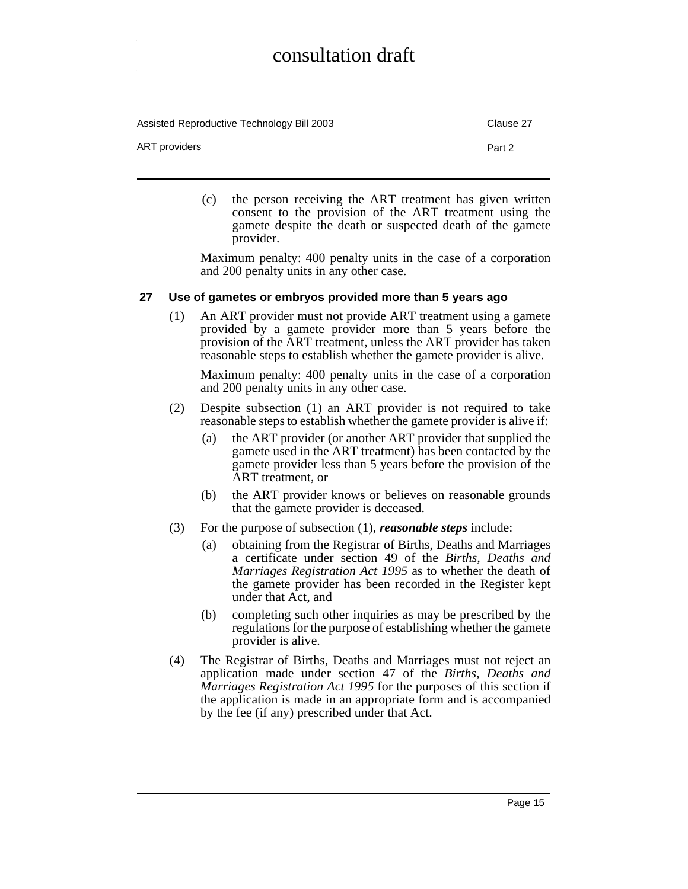(c) the person receiving the ART treatment has given written consent to the provision of the ART treatment using the gamete despite the death or suspected death of the gamete provider.

Maximum penalty: 400 penalty units in the case of a corporation and 200 penalty units in any other case.

### 27 Use of gametes or embryos provided more than 5 years ago

(1) An ART provider must not provide ART treatment using a gamete provided by a gamete provider more than 5 years before the provision of the ART treatment, unless the ART provider has taken reasonable steps to establish whether the gamete provider is alive.

Maximum penalty: 400 penalty units in the case of a corporation and 200 penalty units in any other case.

(2) Despite subsection (1) an ART provider is not required to take reasonable steps to establish whether the gamete provider is alive if:

(a) the ART provider (or another ART provider that supplied the gamete used in the ART treatment) has been contacted by the gamete provider less than 5 years before the provision of the ART treatment, or

(b) the ART provider knows or believes on reasonable grounds that the gamete provider is deceased.

(3) For the purpose of subsection (1), ***reasonable steps*** include:

(a) obtaining from the Registrar of Births, Deaths and Marriages a certificate under section 49 of the *Births, Deaths and Marriages Registration Act 1995* as to whether the death of the gamete provider has been recorded in the Register kept under that Act, and

(b) completing such other inquiries as may be prescribed by the regulations for the purpose of establishing whether the gamete provider is alive.

(4) The Registrar of Births, Deaths and Marriages must not reject an application made under section 47 of the *Births, Deaths and Marriages Registration Act 1995* for the purposes of this section if the application is made in an appropriate form and is accompanied by the fee (if any) prescribed under that Act.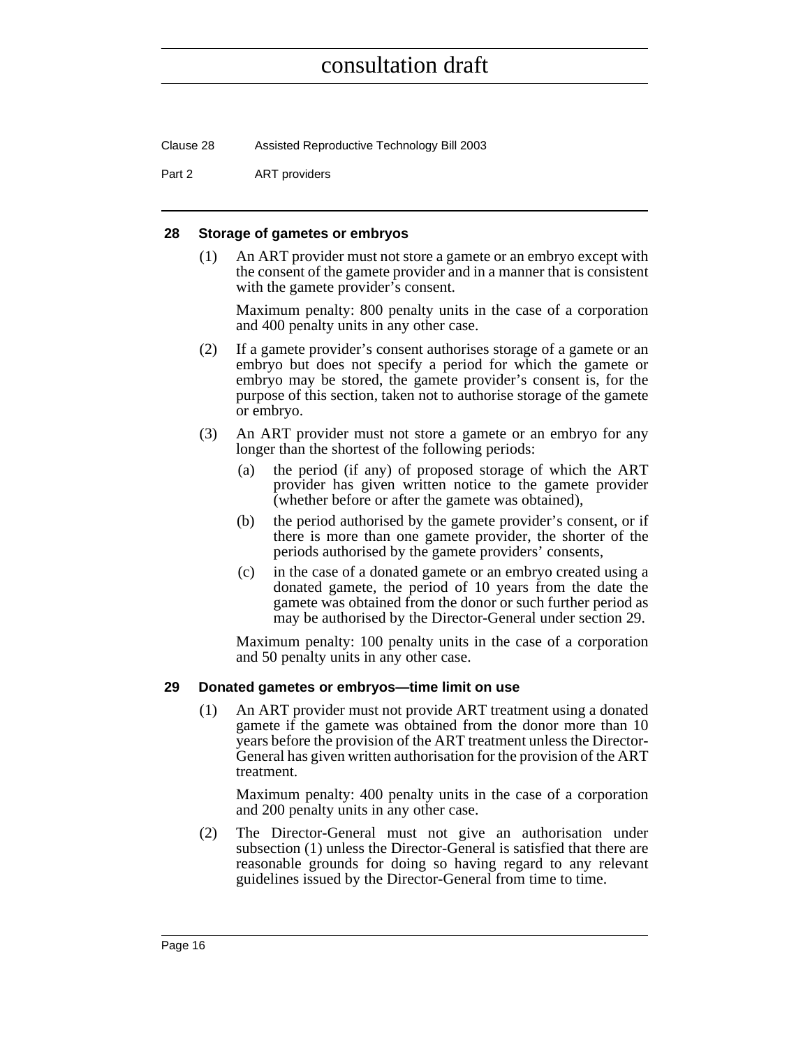### 28 Storage of gametes or embryos

(1) An ART provider must not store a gamete or an embryo except with the consent of the gamete provider and in a manner that is consistent with the gamete provider's consent.

Maximum penalty: 800 penalty units in the case of a corporation and 400 penalty units in any other case.

(2) If a gamete provider's consent authorises storage of a gamete or an embryo but does not specify a period for which the gamete or embryo may be stored, the gamete provider's consent is, for the purpose of this section, taken not to authorise storage of the gamete or embryo.

(3) An ART provider must not store a gamete or an embryo for any longer than the shortest of the following periods:

(a) the period (if any) of proposed storage of which the ART provider has given written notice to the gamete provider (whether before or after the gamete was obtained),

(b) the period authorised by the gamete provider's consent, or if there is more than one gamete provider, the shorter of the periods authorised by the gamete providers' consents,

(c) in the case of a donated gamete or an embryo created using a donated gamete, the period of 10 years from the date the gamete was obtained from the donor or such further period as may be authorised by the Director-General under section 29.

Maximum penalty: 100 penalty units in the case of a corporation and 50 penalty units in any other case.

### 29 Donated gametes or embryos—time limit on use

(1) An ART provider must not provide ART treatment using a donated gamete if the gamete was obtained from the donor more than 10 years before the provision of the ART treatment unless the Director-General has given written authorisation for the provision of the ART treatment.

Maximum penalty: 400 penalty units in the case of a corporation and 200 penalty units in any other case.

(2) The Director-General must not give an authorisation under subsection (1) unless the Director-General is satisfied that there are reasonable grounds for doing so having regard to any relevant guidelines issued by the Director-General from time to time.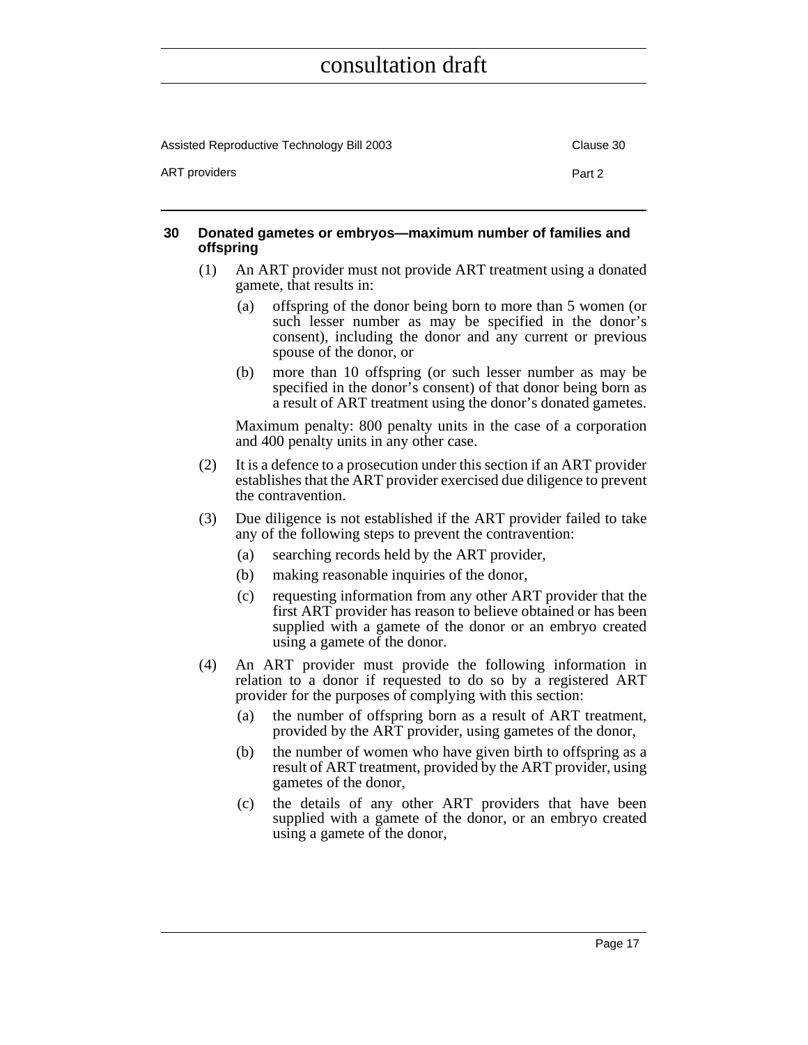## 30 Donated gametes or embryos—maximum number of families and offspring

(1) An ART provider must not provide ART treatment using a donated gamete, that results in:

   (a) offspring of the donor being born to more than 5 women (or such lesser number as may be specified in the donor's consent), including the donor and any current or previous spouse of the donor, or

   (b) more than 10 offspring (or such lesser number as may be specified in the donor's consent) of that donor being born as a result of ART treatment using the donor's donated gametes.

   Maximum penalty: 800 penalty units in the case of a corporation and 400 penalty units in any other case.

(2) It is a defence to a prosecution under this section if an ART provider establishes that the ART provider exercised due diligence to prevent the contravention.

(3) Due diligence is not established if the ART provider failed to take any of the following steps to prevent the contravention:

   (a) searching records held by the ART provider,

   (b) making reasonable inquiries of the donor,

   (c) requesting information from any other ART provider that the first ART provider has reason to believe obtained or has been supplied with a gamete of the donor or an embryo created using a gamete of the donor.

(4) An ART provider must provide the following information in relation to a donor if requested to do so by a registered ART provider for the purposes of complying with this section:

   (a) the number of offspring born as a result of ART treatment, provided by the ART provider, using gametes of the donor,

   (b) the number of women who have given birth to offspring as a result of ART treatment, provided by the ART provider, using gametes of the donor,

   (c) the details of any other ART providers that have been supplied with a gamete of the donor, or an embryo created using a gamete of the donor,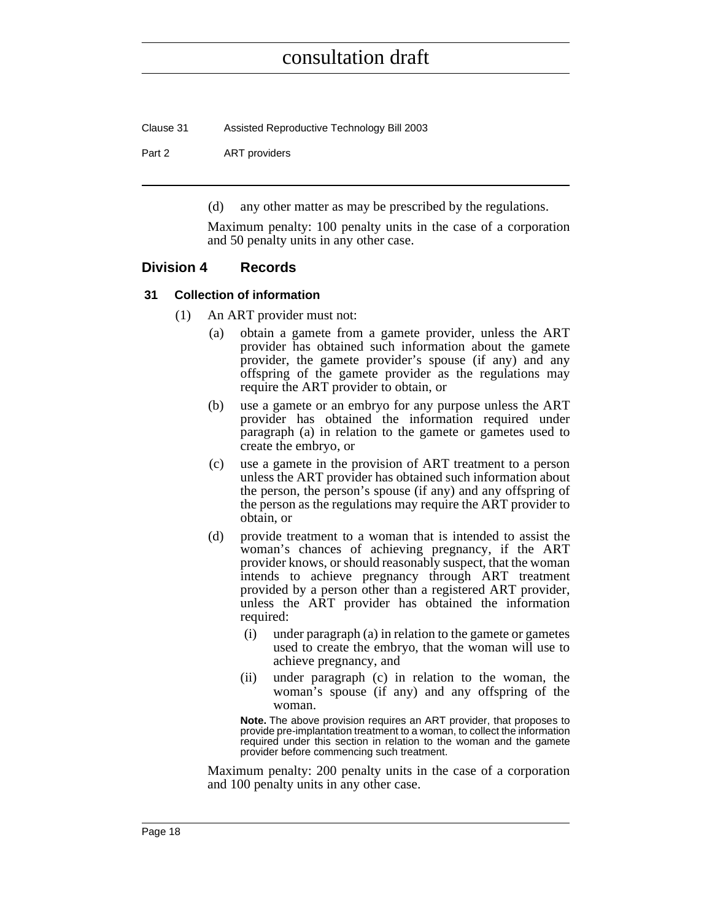(d) any other matter as may be prescribed by the regulations.

Maximum penalty: 100 penalty units in the case of a corporation and 50 penalty units in any other case.

## Division 4 Records

### 31 Collection of information

(1) An ART provider must not:

(a) obtain a gamete from a gamete provider, unless the ART provider has obtained such information about the gamete provider, the gamete provider's spouse (if any) and any offspring of the gamete provider as the regulations may require the ART provider to obtain, or

(b) use a gamete or an embryo for any purpose unless the ART provider has obtained the information required under paragraph (a) in relation to the gamete or gametes used to create the embryo, or

(c) use a gamete in the provision of ART treatment to a person unless the ART provider has obtained such information about the person, the person's spouse (if any) and any offspring of the person as the regulations may require the ART provider to obtain, or

(d) provide treatment to a woman that is intended to assist the woman's chances of achieving pregnancy, if the ART provider knows, or should reasonably suspect, that the woman intends to achieve pregnancy through ART treatment provided by a person other than a registered ART provider, unless the ART provider has obtained the information required:

(i) under paragraph (a) in relation to the gamete or gametes used to create the embryo, that the woman will use to achieve pregnancy, and

(ii) under paragraph (c) in relation to the woman, the woman's spouse (if any) and any offspring of the woman.

**Note.** The above provision requires an ART provider, that proposes to provide pre-implantation treatment to a woman, to collect the information required under this section in relation to the woman and the gamete provider before commencing such treatment.

Maximum penalty: 200 penalty units in the case of a corporation and 100 penalty units in any other case.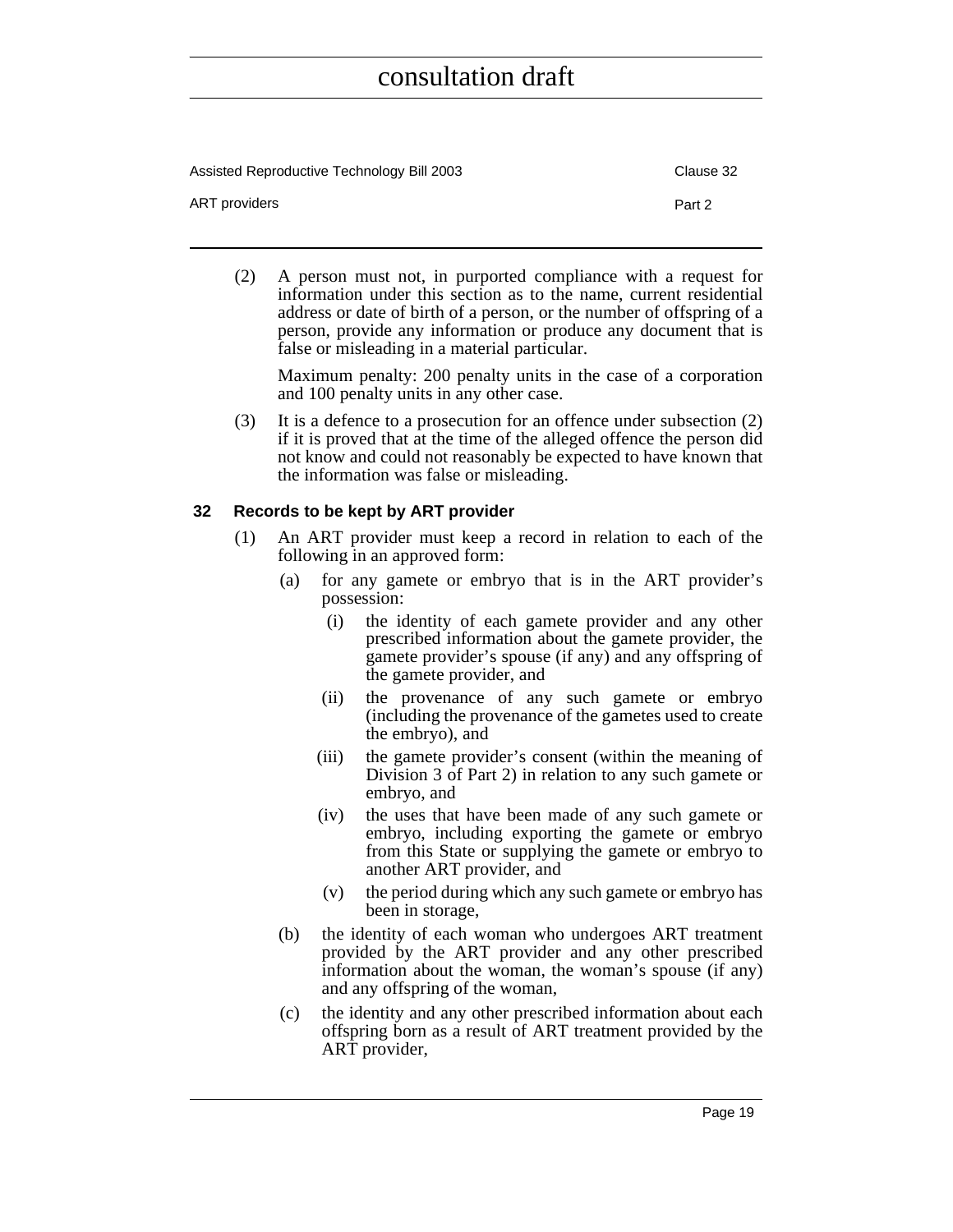(2) A person must not, in purported compliance with a request for information under this section as to the name, current residential address or date of birth of a person, or the number of offspring of a person, provide any information or produce any document that is false or misleading in a material particular.

Maximum penalty: 200 penalty units in the case of a corporation and 100 penalty units in any other case.

(3) It is a defence to a prosecution for an offence under subsection (2) if it is proved that at the time of the alleged offence the person did not know and could not reasonably be expected to have known that the information was false or misleading.

### 32 Records to be kept by ART provider

(1) An ART provider must keep a record in relation to each of the following in an approved form:

(a) for any gamete or embryo that is in the ART provider's possession:

(i) the identity of each gamete provider and any other prescribed information about the gamete provider, the gamete provider's spouse (if any) and any offspring of the gamete provider, and

(ii) the provenance of any such gamete or embryo (including the provenance of the gametes used to create the embryo), and

(iii) the gamete provider's consent (within the meaning of Division 3 of Part 2) in relation to any such gamete or embryo, and

(iv) the uses that have been made of any such gamete or embryo, including exporting the gamete or embryo from this State or supplying the gamete or embryo to another ART provider, and

(v) the period during which any such gamete or embryo has been in storage,

(b) the identity of each woman who undergoes ART treatment provided by the ART provider and any other prescribed information about the woman, the woman's spouse (if any) and any offspring of the woman,

(c) the identity and any other prescribed information about each offspring born as a result of ART treatment provided by the ART provider,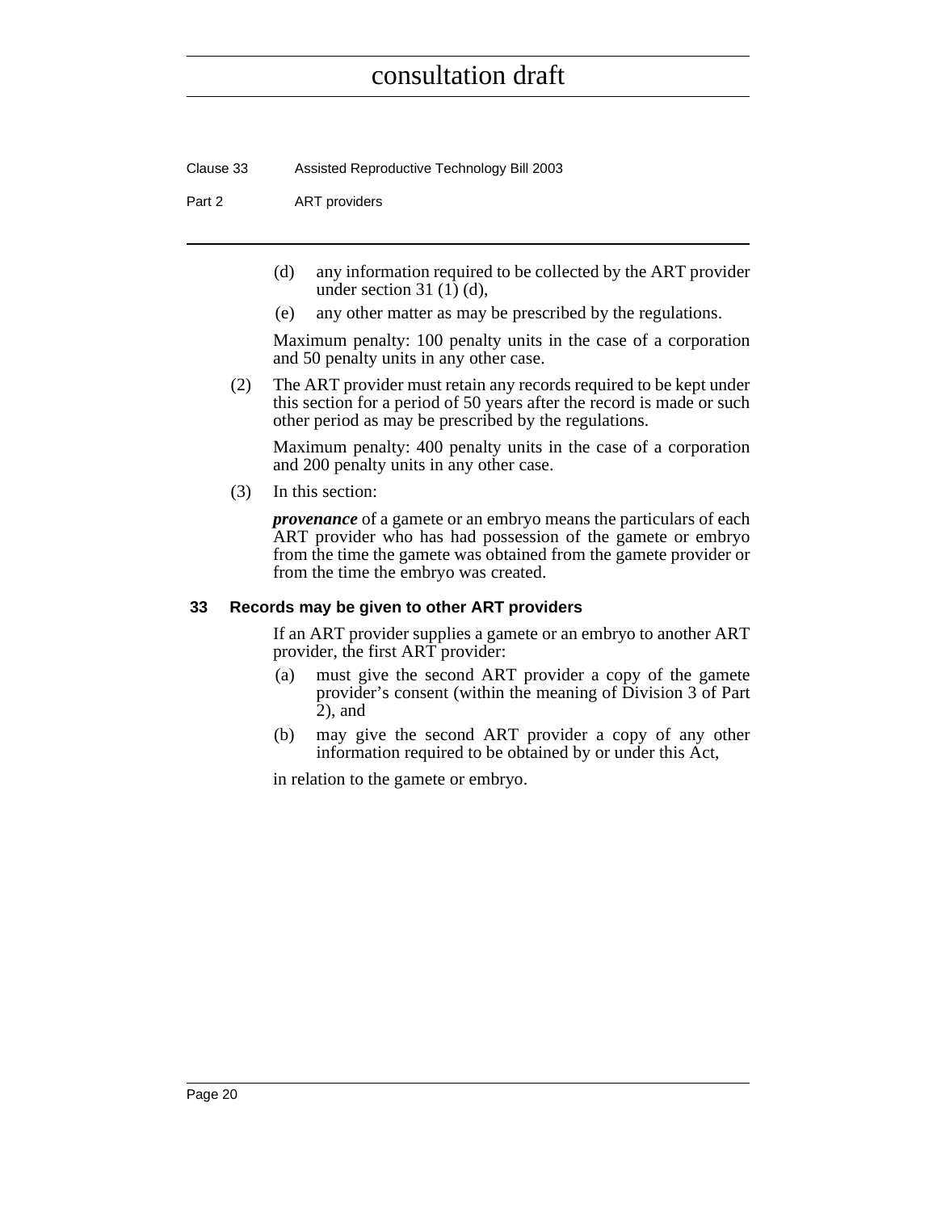(d) any information required to be collected by the ART provider under section 31 (1) (d),

(e) any other matter as may be prescribed by the regulations.

Maximum penalty: 100 penalty units in the case of a corporation and 50 penalty units in any other case.

(2) The ART provider must retain any records required to be kept under this section for a period of 50 years after the record is made or such other period as may be prescribed by the regulations.

Maximum penalty: 400 penalty units in the case of a corporation and 200 penalty units in any other case.

(3) In this section:

***provenance*** of a gamete or an embryo means the particulars of each ART provider who has had possession of the gamete or embryo from the time the gamete was obtained from the gamete provider or from the time the embryo was created.

### 33 Records may be given to other ART providers

If an ART provider supplies a gamete or an embryo to another ART provider, the first ART provider:

(a) must give the second ART provider a copy of the gamete provider's consent (within the meaning of Division 3 of Part 2), and

(b) may give the second ART provider a copy of any other information required to be obtained by or under this Act,

in relation to the gamete or embryo.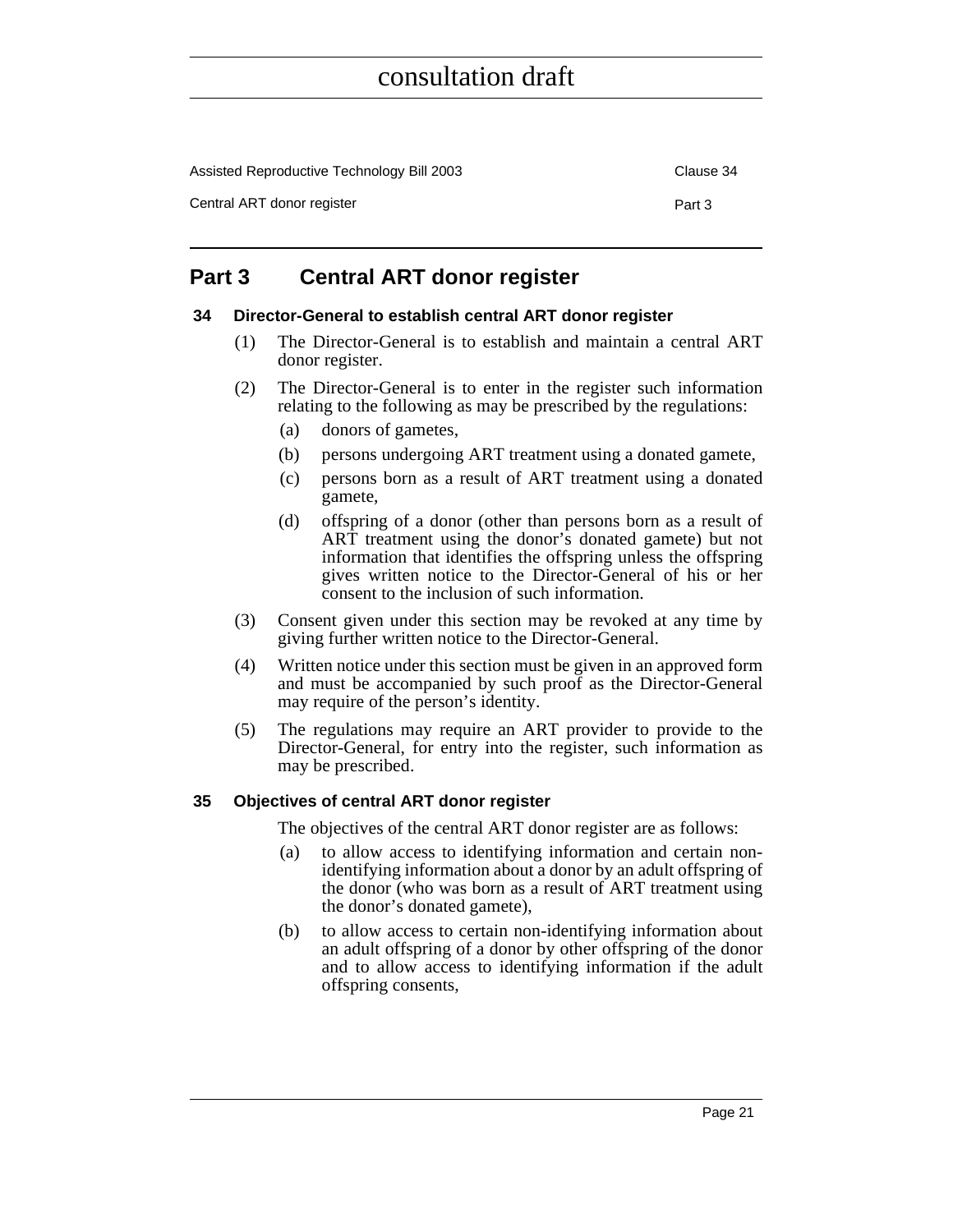# Part 3 Central ART donor register

## 34 Director-General to establish central ART donor register

(1) The Director-General is to establish and maintain a central ART donor register.

(2) The Director-General is to enter in the register such information relating to the following as may be prescribed by the regulations:

(a) donors of gametes,

(b) persons undergoing ART treatment using a donated gamete,

(c) persons born as a result of ART treatment using a donated gamete,

(d) offspring of a donor (other than persons born as a result of ART treatment using the donor's donated gamete) but not information that identifies the offspring unless the offspring gives written notice to the Director-General of his or her consent to the inclusion of such information.

(3) Consent given under this section may be revoked at any time by giving further written notice to the Director-General.

(4) Written notice under this section must be given in an approved form and must be accompanied by such proof as the Director-General may require of the person's identity.

(5) The regulations may require an ART provider to provide to the Director-General, for entry into the register, such information as may be prescribed.

## 35 Objectives of central ART donor register

The objectives of the central ART donor register are as follows:

(a) to allow access to identifying information and certain non-identifying information about a donor by an adult offspring of the donor (who was born as a result of ART treatment using the donor's donated gamete),

(b) to allow access to certain non-identifying information about an adult offspring of a donor by other offspring of the donor and to allow access to identifying information if the adult offspring consents,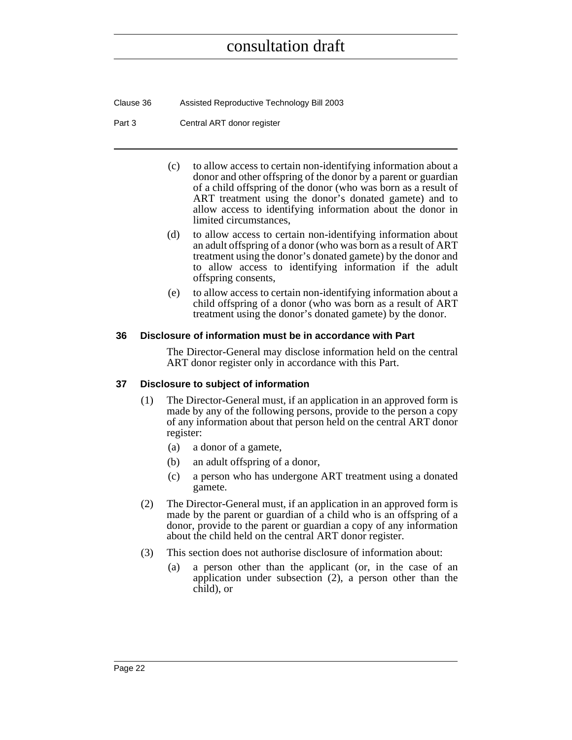(c) to allow access to certain non-identifying information about a donor and other offspring of the donor by a parent or guardian of a child offspring of the donor (who was born as a result of ART treatment using the donor's donated gamete) and to allow access to identifying information about the donor in limited circumstances,

(d) to allow access to certain non-identifying information about an adult offspring of a donor (who was born as a result of ART treatment using the donor's donated gamete) by the donor and to allow access to identifying information if the adult offspring consents,

(e) to allow access to certain non-identifying information about a child offspring of a donor (who was born as a result of ART treatment using the donor's donated gamete) by the donor.

### 36 Disclosure of information must be in accordance with Part

The Director-General may disclose information held on the central ART donor register only in accordance with this Part.

### 37 Disclosure to subject of information

(1) The Director-General must, if an application in an approved form is made by any of the following persons, provide to the person a copy of any information about that person held on the central ART donor register:

(a) a donor of a gamete,

(b) an adult offspring of a donor,

(c) a person who has undergone ART treatment using a donated gamete.

(2) The Director-General must, if an application in an approved form is made by the parent or guardian of a child who is an offspring of a donor, provide to the parent or guardian a copy of any information about the child held on the central ART donor register.

(3) This section does not authorise disclosure of information about:

(a) a person other than the applicant (or, in the case of an application under subsection (2), a person other than the child), or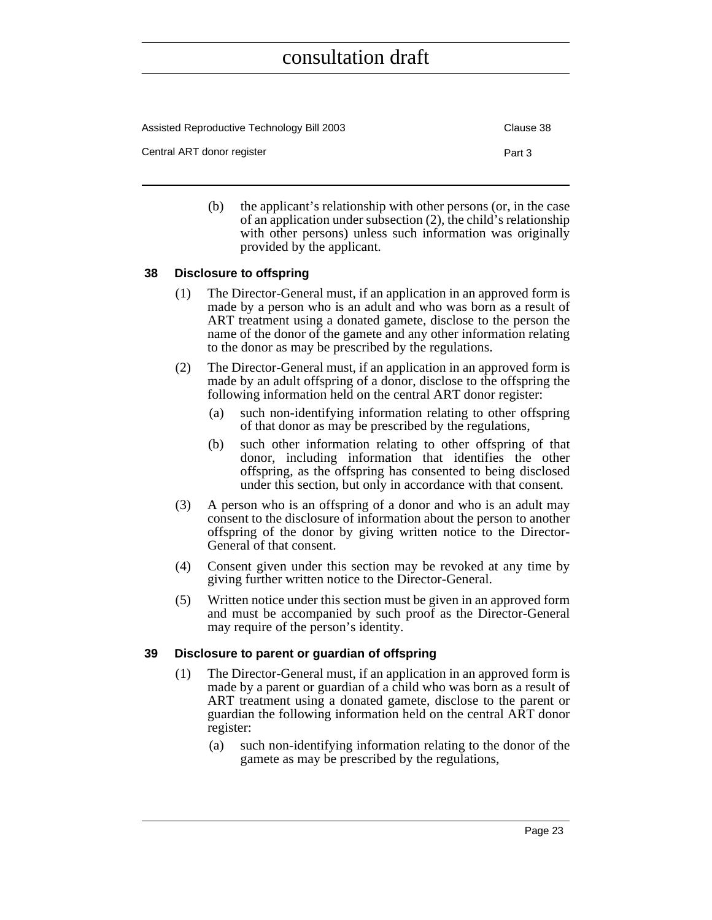(b) the applicant's relationship with other persons (or, in the case of an application under subsection (2), the child's relationship with other persons) unless such information was originally provided by the applicant.

### 38 Disclosure to offspring

(1) The Director-General must, if an application in an approved form is made by a person who is an adult and who was born as a result of ART treatment using a donated gamete, disclose to the person the name of the donor of the gamete and any other information relating to the donor as may be prescribed by the regulations.

(2) The Director-General must, if an application in an approved form is made by an adult offspring of a donor, disclose to the offspring the following information held on the central ART donor register:

(a) such non-identifying information relating to other offspring of that donor as may be prescribed by the regulations,

(b) such other information relating to other offspring of that donor, including information that identifies the other offspring, as the offspring has consented to being disclosed under this section, but only in accordance with that consent.

(3) A person who is an offspring of a donor and who is an adult may consent to the disclosure of information about the person to another offspring of the donor by giving written notice to the Director-General of that consent.

(4) Consent given under this section may be revoked at any time by giving further written notice to the Director-General.

(5) Written notice under this section must be given in an approved form and must be accompanied by such proof as the Director-General may require of the person's identity.

### 39 Disclosure to parent or guardian of offspring

(1) The Director-General must, if an application in an approved form is made by a parent or guardian of a child who was born as a result of ART treatment using a donated gamete, disclose to the parent or guardian the following information held on the central ART donor register:

(a) such non-identifying information relating to the donor of the gamete as may be prescribed by the regulations,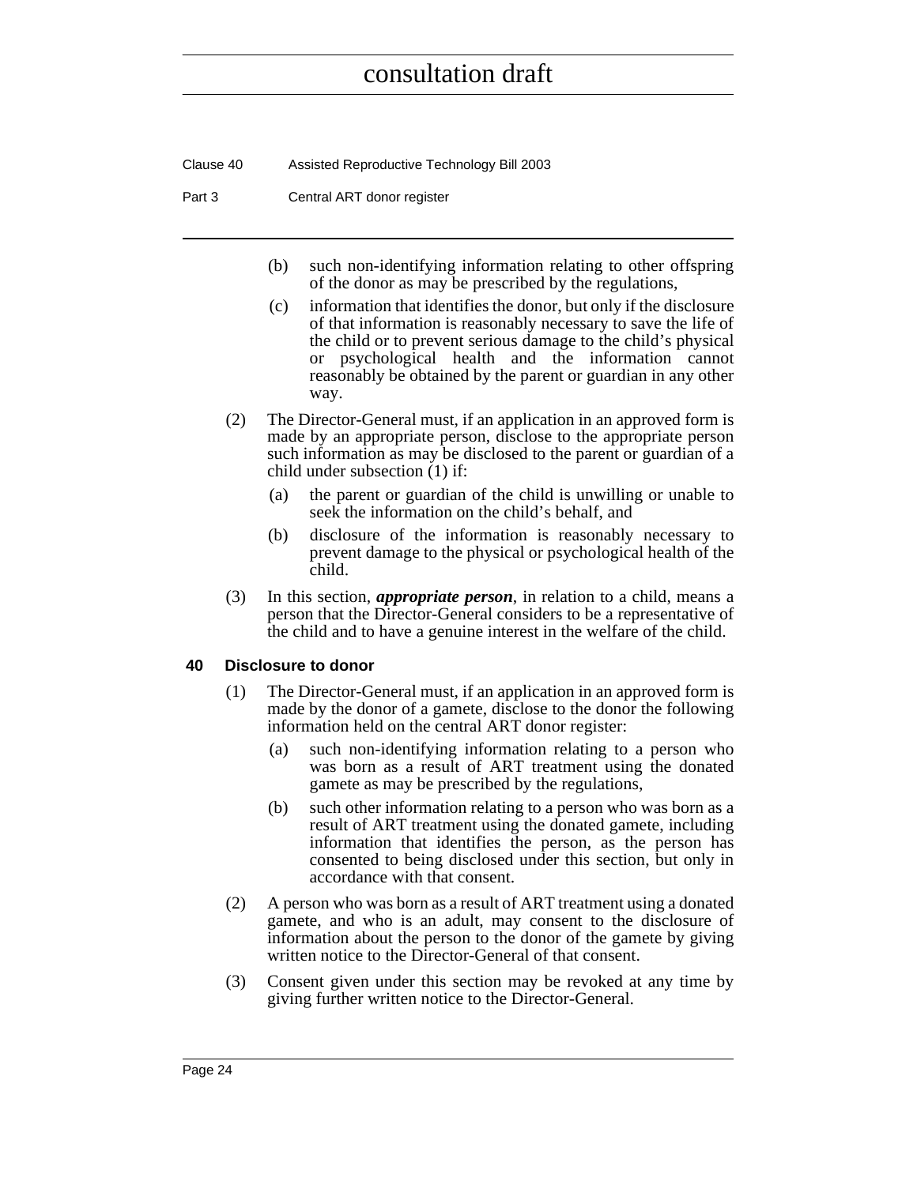(b) such non-identifying information relating to other offspring of the donor as may be prescribed by the regulations,

(c) information that identifies the donor, but only if the disclosure of that information is reasonably necessary to save the life of the child or to prevent serious damage to the child's physical or psychological health and the information cannot reasonably be obtained by the parent or guardian in any other way.

(2) The Director-General must, if an application in an approved form is made by an appropriate person, disclose to the appropriate person such information as may be disclosed to the parent or guardian of a child under subsection (1) if:

(a) the parent or guardian of the child is unwilling or unable to seek the information on the child's behalf, and

(b) disclosure of the information is reasonably necessary to prevent damage to the physical or psychological health of the child.

(3) In this section, ***appropriate person***, in relation to a child, means a person that the Director-General considers to be a representative of the child and to have a genuine interest in the welfare of the child.

### 40 Disclosure to donor

(1) The Director-General must, if an application in an approved form is made by the donor of a gamete, disclose to the donor the following information held on the central ART donor register:

(a) such non-identifying information relating to a person who was born as a result of ART treatment using the donated gamete as may be prescribed by the regulations,

(b) such other information relating to a person who was born as a result of ART treatment using the donated gamete, including information that identifies the person, as the person has consented to being disclosed under this section, but only in accordance with that consent.

(2) A person who was born as a result of ART treatment using a donated gamete, and who is an adult, may consent to the disclosure of information about the person to the donor of the gamete by giving written notice to the Director-General of that consent.

(3) Consent given under this section may be revoked at any time by giving further written notice to the Director-General.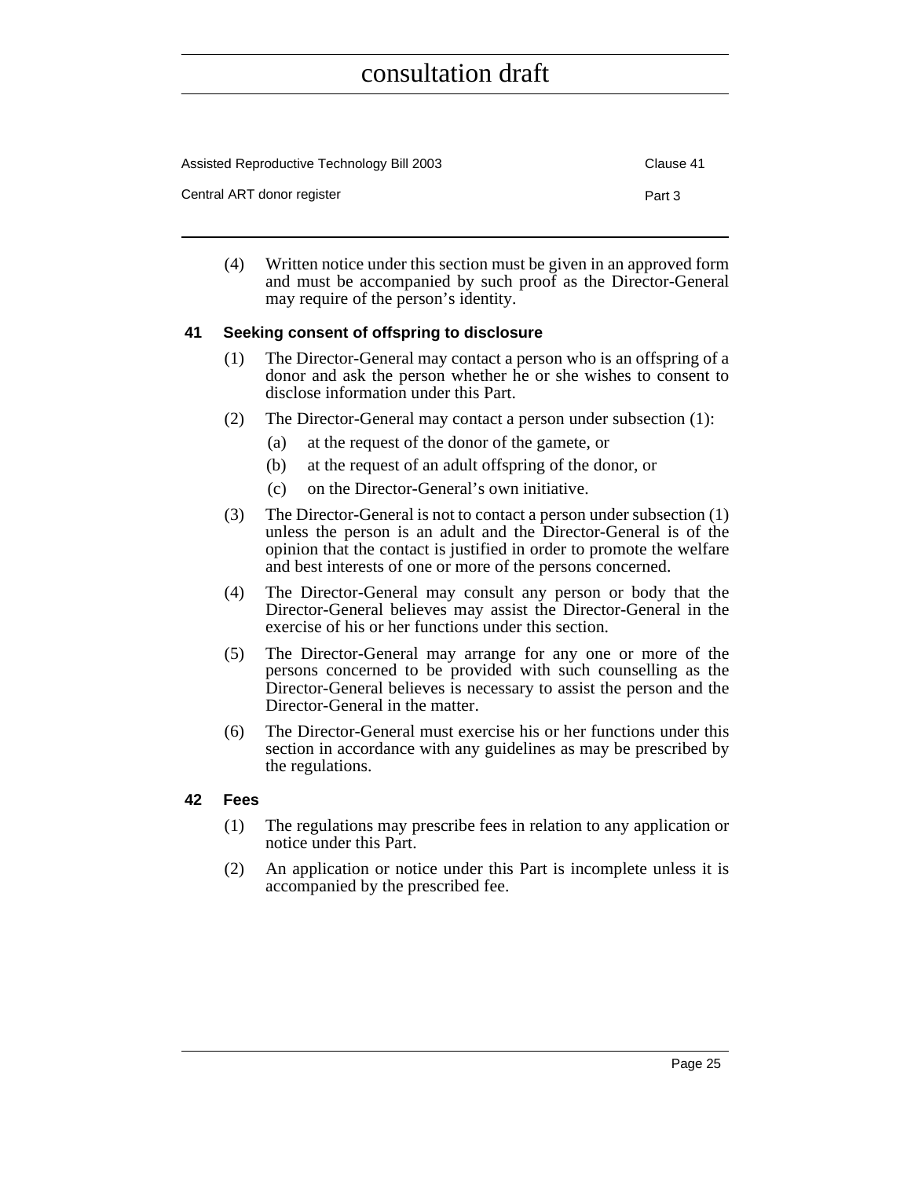(4) Written notice under this section must be given in an approved form and must be accompanied by such proof as the Director-General may require of the person's identity.

### 41 Seeking consent of offspring to disclosure

(1) The Director-General may contact a person who is an offspring of a donor and ask the person whether he or she wishes to consent to disclose information under this Part.

(2) The Director-General may contact a person under subsection (1):

- (a) at the request of the donor of the gamete, or
- (b) at the request of an adult offspring of the donor, or
- (c) on the Director-General's own initiative.

(3) The Director-General is not to contact a person under subsection (1) unless the person is an adult and the Director-General is of the opinion that the contact is justified in order to promote the welfare and best interests of one or more of the persons concerned.

(4) The Director-General may consult any person or body that the Director-General believes may assist the Director-General in the exercise of his or her functions under this section.

(5) The Director-General may arrange for any one or more of the persons concerned to be provided with such counselling as the Director-General believes is necessary to assist the person and the Director-General in the matter.

(6) The Director-General must exercise his or her functions under this section in accordance with any guidelines as may be prescribed by the regulations.

### 42 Fees

(1) The regulations may prescribe fees in relation to any application or notice under this Part.

(2) An application or notice under this Part is incomplete unless it is accompanied by the prescribed fee.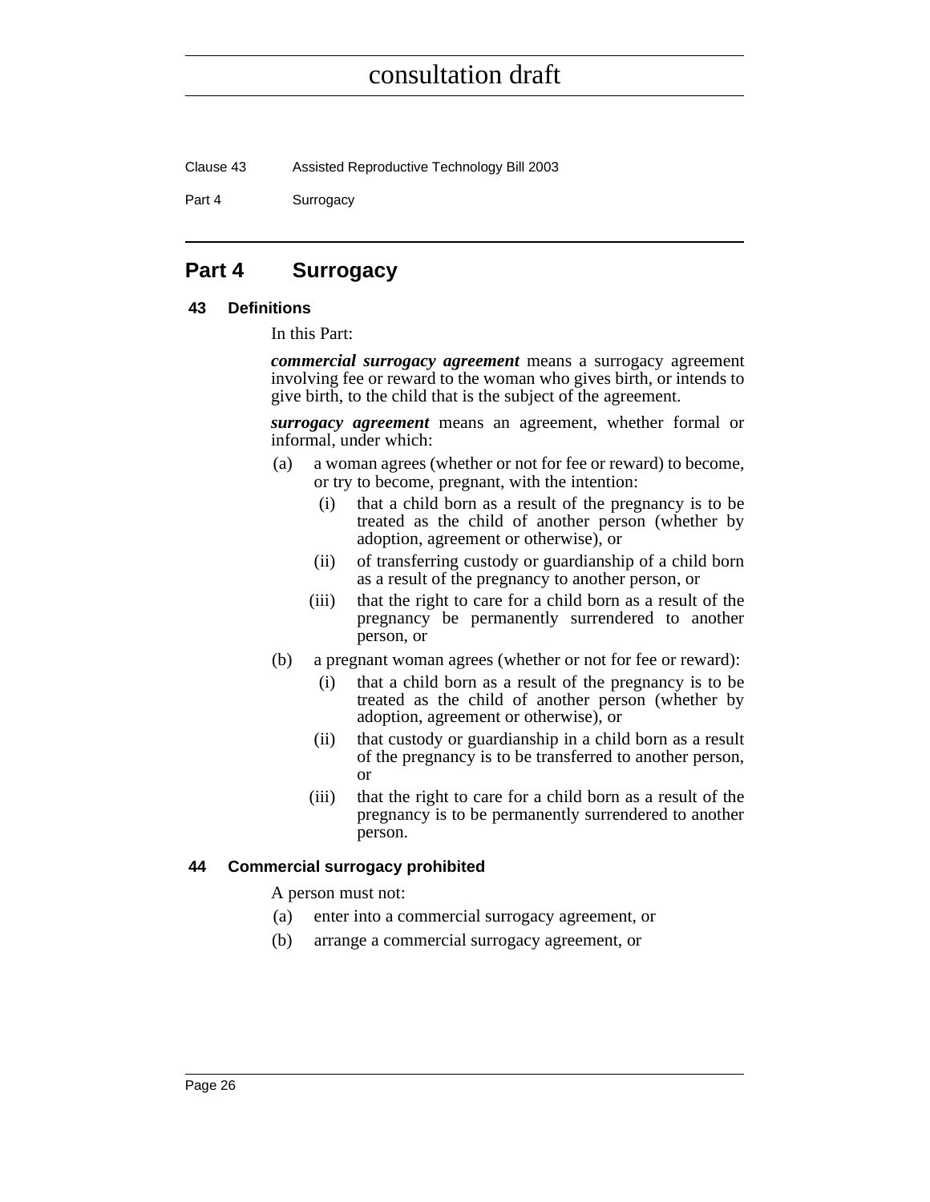## Part 4 Surrogacy

### 43 Definitions

In this Part:

***commercial surrogacy agreement*** means a surrogacy agreement involving fee or reward to the woman who gives birth, or intends to give birth, to the child that is the subject of the agreement.

***surrogacy agreement*** means an agreement, whether formal or informal, under which:

(a) a woman agrees (whether or not for fee or reward) to become, or try to become, pregnant, with the intention:

  (i) that a child born as a result of the pregnancy is to be treated as the child of another person (whether by adoption, agreement or otherwise), or

  (ii) of transferring custody or guardianship of a child born as a result of the pregnancy to another person, or

  (iii) that the right to care for a child born as a result of the pregnancy be permanently surrendered to another person, or

(b) a pregnant woman agrees (whether or not for fee or reward):

  (i) that a child born as a result of the pregnancy is to be treated as the child of another person (whether by adoption, agreement or otherwise), or

  (ii) that custody or guardianship in a child born as a result of the pregnancy is to be transferred to another person, or

  (iii) that the right to care for a child born as a result of the pregnancy is to be permanently surrendered to another person.

### 44 Commercial surrogacy prohibited

A person must not:

(a) enter into a commercial surrogacy agreement, or

(b) arrange a commercial surrogacy agreement, or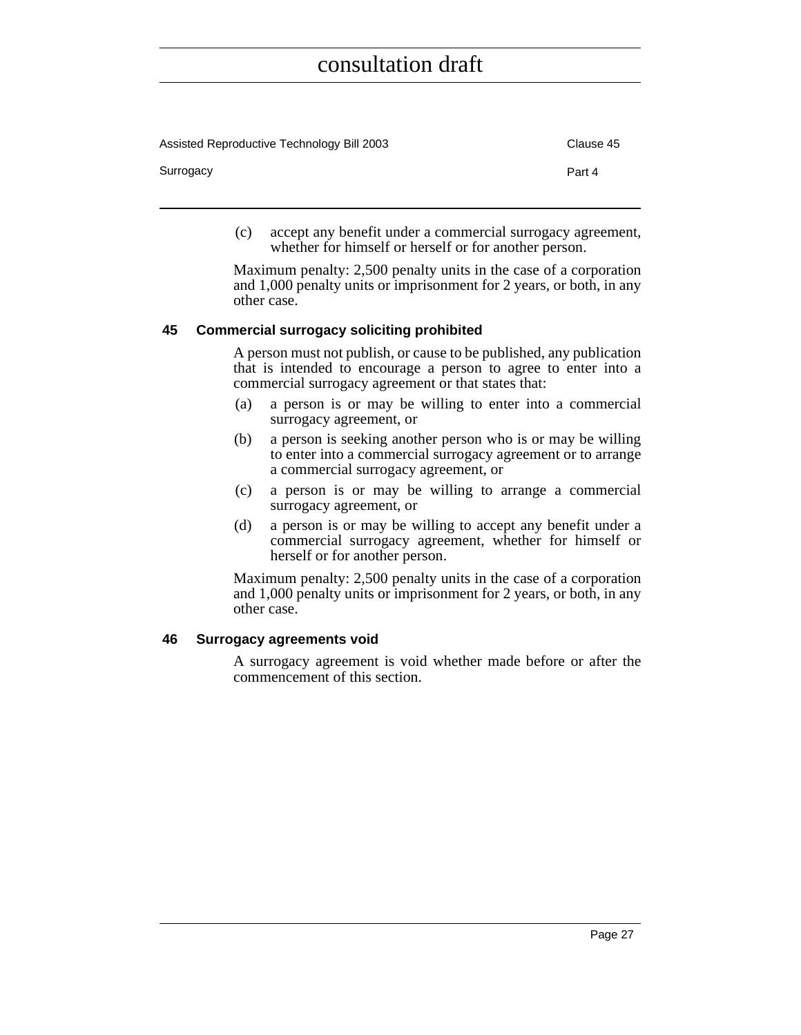(c) accept any benefit under a commercial surrogacy agreement, whether for himself or herself or for another person.

Maximum penalty: 2,500 penalty units in the case of a corporation and 1,000 penalty units or imprisonment for 2 years, or both, in any other case.

### 45 Commercial surrogacy soliciting prohibited

A person must not publish, or cause to be published, any publication that is intended to encourage a person to agree to enter into a commercial surrogacy agreement or that states that:

(a) a person is or may be willing to enter into a commercial surrogacy agreement, or

(b) a person is seeking another person who is or may be willing to enter into a commercial surrogacy agreement or to arrange a commercial surrogacy agreement, or

(c) a person is or may be willing to arrange a commercial surrogacy agreement, or

(d) a person is or may be willing to accept any benefit under a commercial surrogacy agreement, whether for himself or herself or for another person.

Maximum penalty: 2,500 penalty units in the case of a corporation and 1,000 penalty units or imprisonment for 2 years, or both, in any other case.

### 46 Surrogacy agreements void

A surrogacy agreement is void whether made before or after the commencement of this section.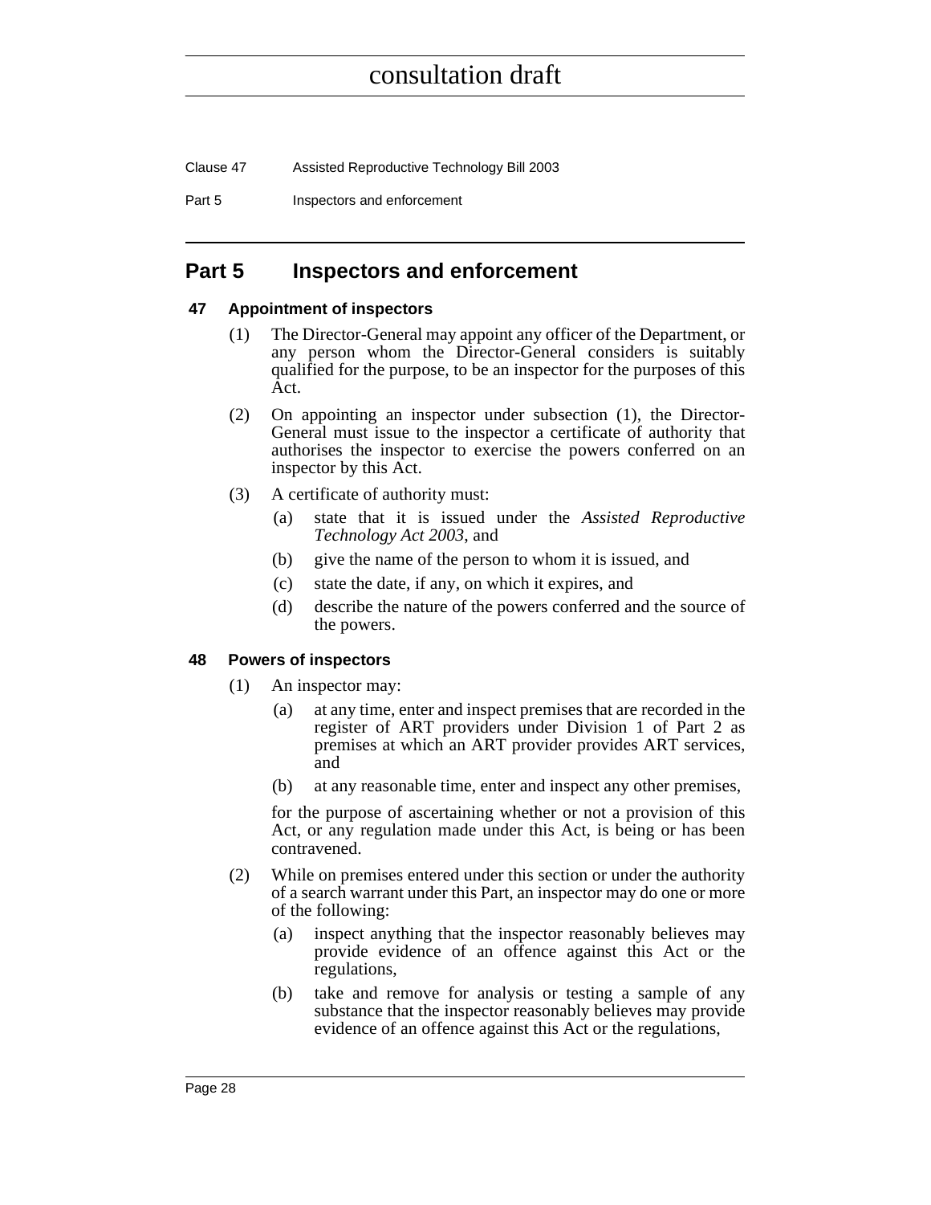# Part 5 Inspectors and enforcement

### 47 Appointment of inspectors

(1) The Director-General may appoint any officer of the Department, or any person whom the Director-General considers is suitably qualified for the purpose, to be an inspector for the purposes of this Act.

(2) On appointing an inspector under subsection (1), the Director-General must issue to the inspector a certificate of authority that authorises the inspector to exercise the powers conferred on an inspector by this Act.

(3) A certificate of authority must:

- (a) state that it is issued under the *Assisted Reproductive Technology Act 2003*, and
- (b) give the name of the person to whom it is issued, and
- (c) state the date, if any, on which it expires, and
- (d) describe the nature of the powers conferred and the source of the powers.

### 48 Powers of inspectors

(1) An inspector may:

- (a) at any time, enter and inspect premises that are recorded in the register of ART providers under Division 1 of Part 2 as premises at which an ART provider provides ART services, and
- (b) at any reasonable time, enter and inspect any other premises,

for the purpose of ascertaining whether or not a provision of this Act, or any regulation made under this Act, is being or has been contravened.

(2) While on premises entered under this section or under the authority of a search warrant under this Part, an inspector may do one or more of the following:

- (a) inspect anything that the inspector reasonably believes may provide evidence of an offence against this Act or the regulations,
- (b) take and remove for analysis or testing a sample of any substance that the inspector reasonably believes may provide evidence of an offence against this Act or the regulations,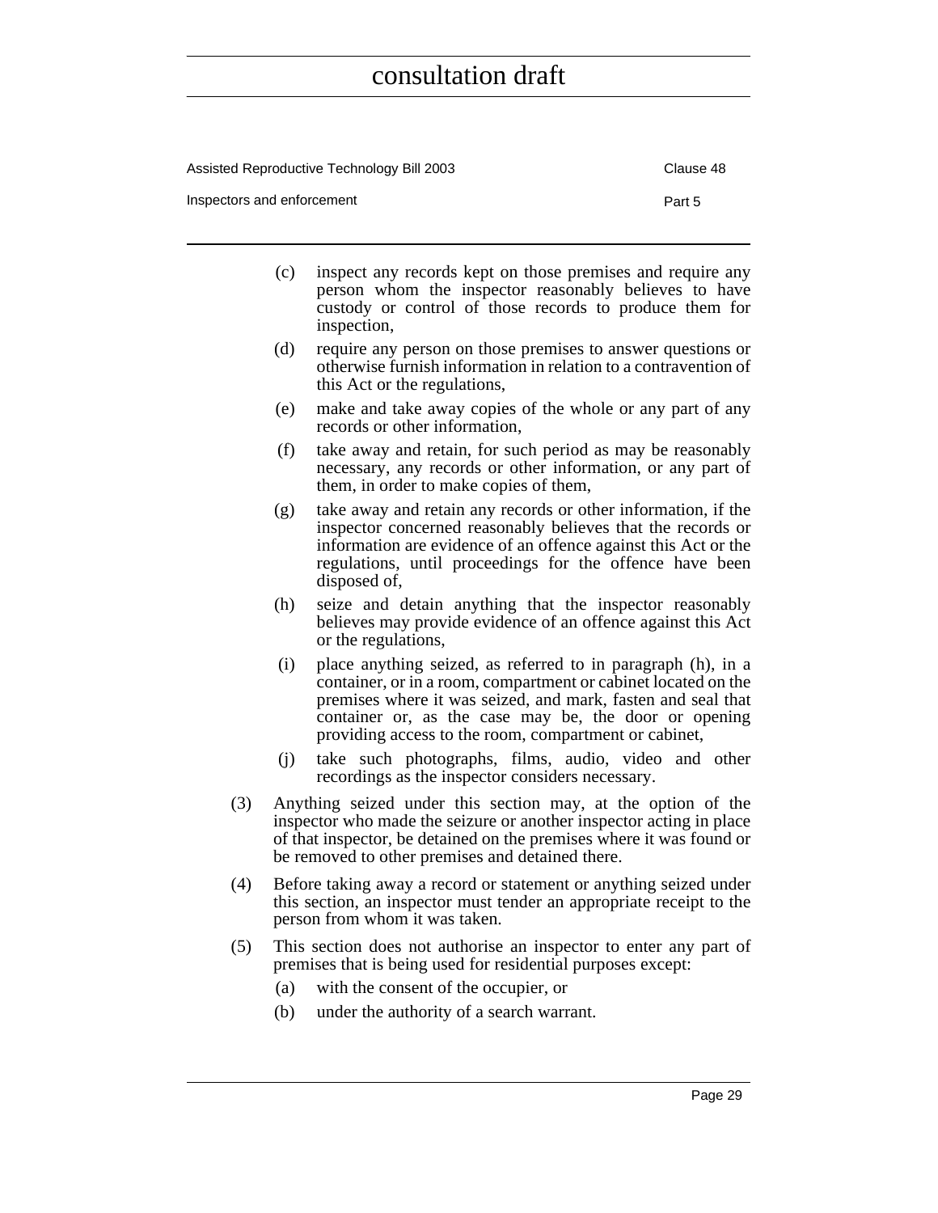(c) inspect any records kept on those premises and require any person whom the inspector reasonably believes to have custody or control of those records to produce them for inspection,

(d) require any person on those premises to answer questions or otherwise furnish information in relation to a contravention of this Act or the regulations,

(e) make and take away copies of the whole or any part of any records or other information,

(f) take away and retain, for such period as may be reasonably necessary, any records or other information, or any part of them, in order to make copies of them,

(g) take away and retain any records or other information, if the inspector concerned reasonably believes that the records or information are evidence of an offence against this Act or the regulations, until proceedings for the offence have been disposed of,

(h) seize and detain anything that the inspector reasonably believes may provide evidence of an offence against this Act or the regulations,

(i) place anything seized, as referred to in paragraph (h), in a container, or in a room, compartment or cabinet located on the premises where it was seized, and mark, fasten and seal that container or, as the case may be, the door or opening providing access to the room, compartment or cabinet,

(j) take such photographs, films, audio, video and other recordings as the inspector considers necessary.

(3) Anything seized under this section may, at the option of the inspector who made the seizure or another inspector acting in place of that inspector, be detained on the premises where it was found or be removed to other premises and detained there.

(4) Before taking away a record or statement or anything seized under this section, an inspector must tender an appropriate receipt to the person from whom it was taken.

(5) This section does not authorise an inspector to enter any part of premises that is being used for residential purposes except:

(a) with the consent of the occupier, or

(b) under the authority of a search warrant.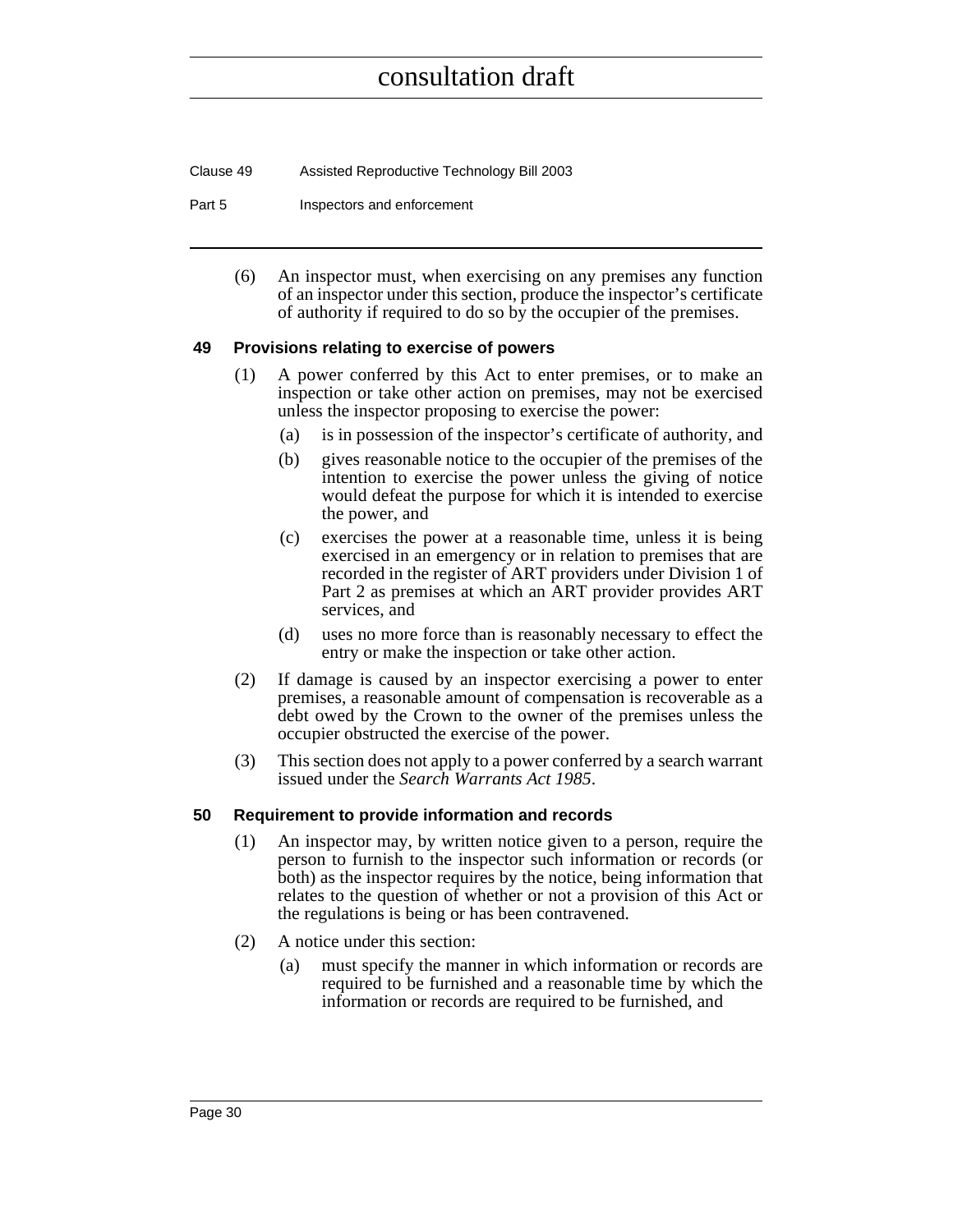(6) An inspector must, when exercising on any premises any function of an inspector under this section, produce the inspector's certificate of authority if required to do so by the occupier of the premises.

### 49 Provisions relating to exercise of powers

(1) A power conferred by this Act to enter premises, or to make an inspection or take other action on premises, may not be exercised unless the inspector proposing to exercise the power:

(a) is in possession of the inspector's certificate of authority, and

(b) gives reasonable notice to the occupier of the premises of the intention to exercise the power unless the giving of notice would defeat the purpose for which it is intended to exercise the power, and

(c) exercises the power at a reasonable time, unless it is being exercised in an emergency or in relation to premises that are recorded in the register of ART providers under Division 1 of Part 2 as premises at which an ART provider provides ART services, and

(d) uses no more force than is reasonably necessary to effect the entry or make the inspection or take other action.

(2) If damage is caused by an inspector exercising a power to enter premises, a reasonable amount of compensation is recoverable as a debt owed by the Crown to the owner of the premises unless the occupier obstructed the exercise of the power.

(3) This section does not apply to a power conferred by a search warrant issued under the *Search Warrants Act 1985*.

### 50 Requirement to provide information and records

(1) An inspector may, by written notice given to a person, require the person to furnish to the inspector such information or records (or both) as the inspector requires by the notice, being information that relates to the question of whether or not a provision of this Act or the regulations is being or has been contravened.

(2) A notice under this section:

(a) must specify the manner in which information or records are required to be furnished and a reasonable time by which the information or records are required to be furnished, and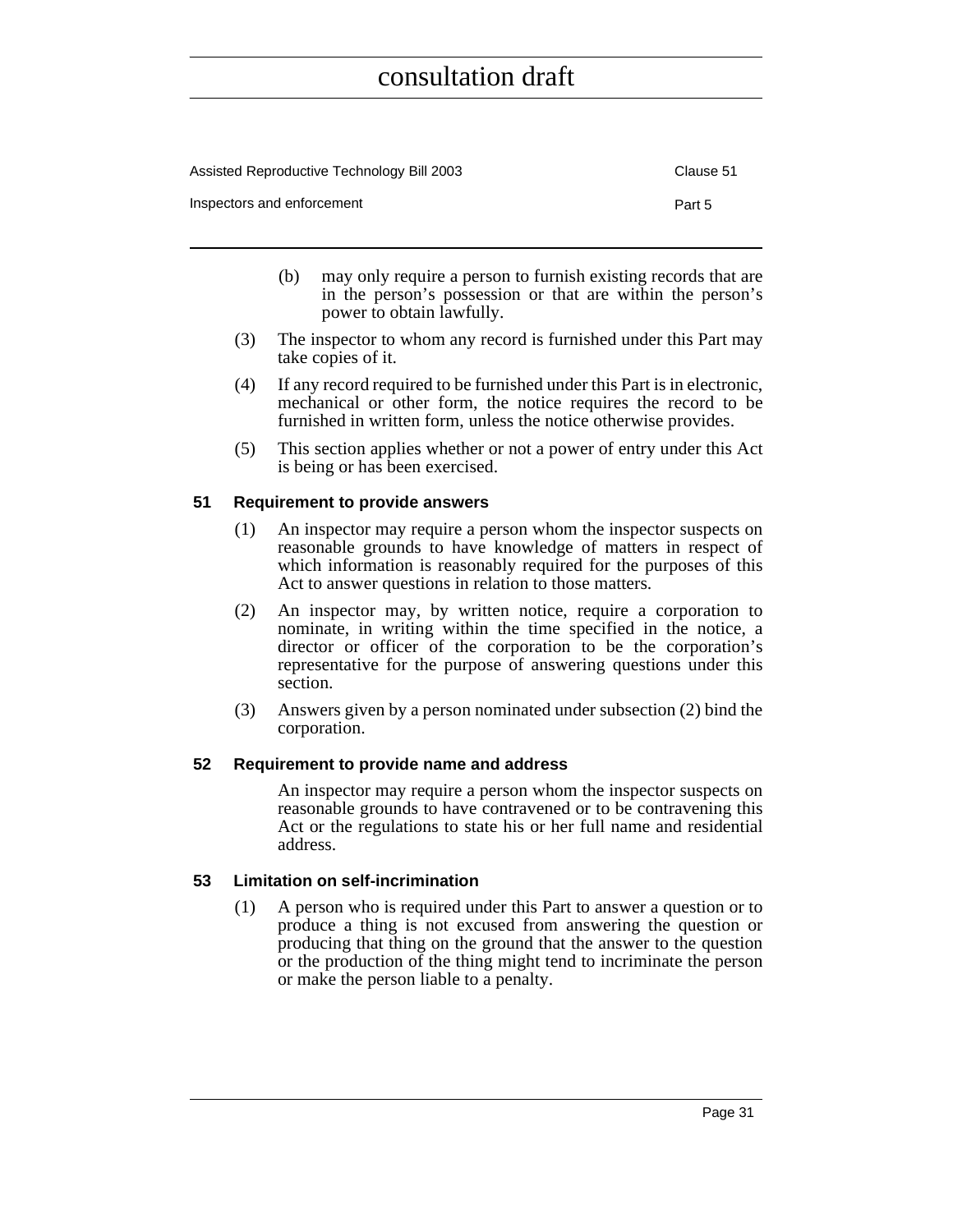(b) may only require a person to furnish existing records that are in the person's possession or that are within the person's power to obtain lawfully.

(3) The inspector to whom any record is furnished under this Part may take copies of it.

(4) If any record required to be furnished under this Part is in electronic, mechanical or other form, the notice requires the record to be furnished in written form, unless the notice otherwise provides.

(5) This section applies whether or not a power of entry under this Act is being or has been exercised.

### 51 Requirement to provide answers

(1) An inspector may require a person whom the inspector suspects on reasonable grounds to have knowledge of matters in respect of which information is reasonably required for the purposes of this Act to answer questions in relation to those matters.

(2) An inspector may, by written notice, require a corporation to nominate, in writing within the time specified in the notice, a director or officer of the corporation to be the corporation's representative for the purpose of answering questions under this section.

(3) Answers given by a person nominated under subsection (2) bind the corporation.

### 52 Requirement to provide name and address

An inspector may require a person whom the inspector suspects on reasonable grounds to have contravened or to be contravening this Act or the regulations to state his or her full name and residential address.

### 53 Limitation on self-incrimination

(1) A person who is required under this Part to answer a question or to produce a thing is not excused from answering the question or producing that thing on the ground that the answer to the question or the production of the thing might tend to incriminate the person or make the person liable to a penalty.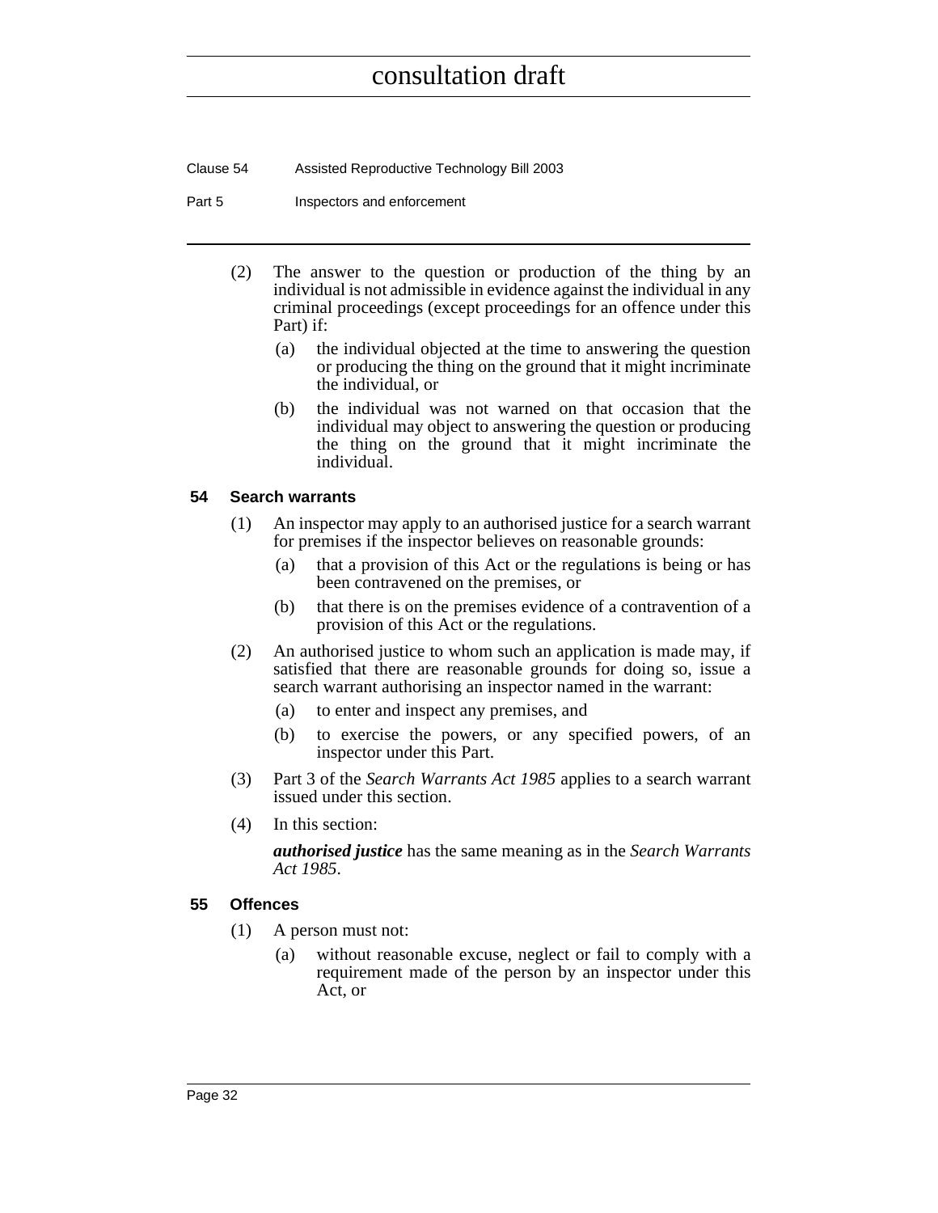(2) The answer to the question or production of the thing by an individual is not admissible in evidence against the individual in any criminal proceedings (except proceedings for an offence under this Part) if:

(a) the individual objected at the time to answering the question or producing the thing on the ground that it might incriminate the individual, or

(b) the individual was not warned on that occasion that the individual may object to answering the question or producing the thing on the ground that it might incriminate the individual.

### 54 Search warrants

(1) An inspector may apply to an authorised justice for a search warrant for premises if the inspector believes on reasonable grounds:

(a) that a provision of this Act or the regulations is being or has been contravened on the premises, or

(b) that there is on the premises evidence of a contravention of a provision of this Act or the regulations.

(2) An authorised justice to whom such an application is made may, if satisfied that there are reasonable grounds for doing so, issue a search warrant authorising an inspector named in the warrant:

(a) to enter and inspect any premises, and

(b) to exercise the powers, or any specified powers, of an inspector under this Part.

(3) Part 3 of the *Search Warrants Act 1985* applies to a search warrant issued under this section.

(4) In this section:

***authorised justice*** has the same meaning as in the *Search Warrants Act 1985*.

### 55 Offences

(1) A person must not:

(a) without reasonable excuse, neglect or fail to comply with a requirement made of the person by an inspector under this Act, or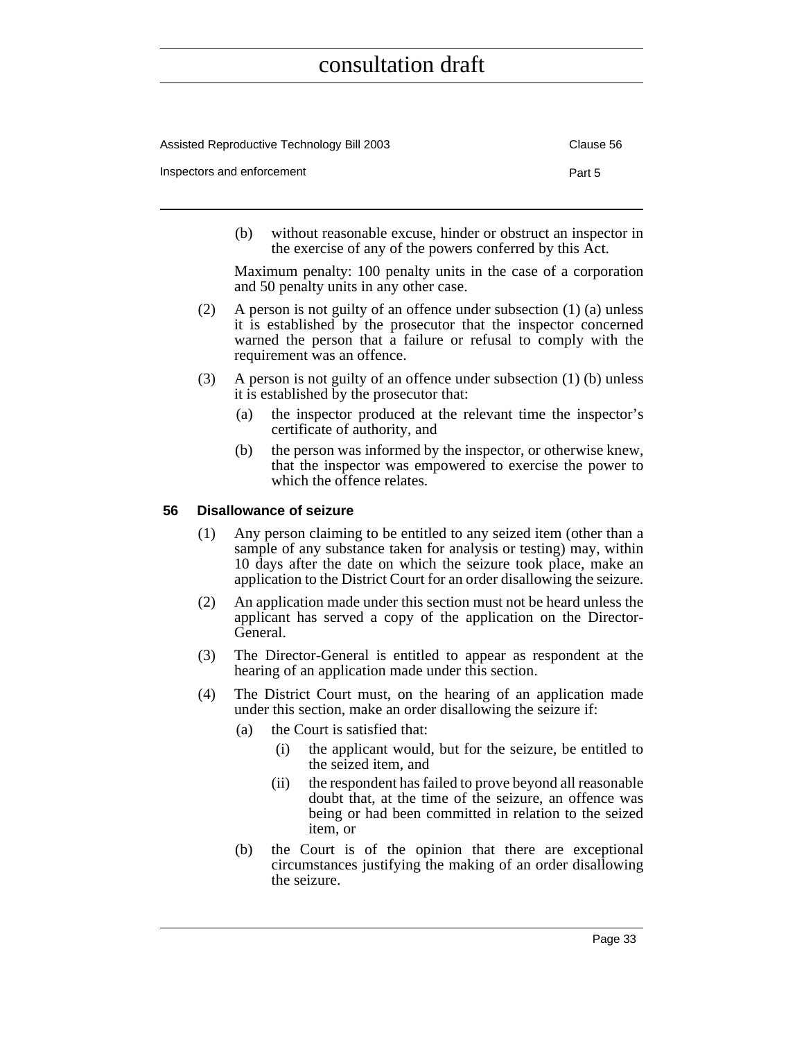(b) without reasonable excuse, hinder or obstruct an inspector in the exercise of any of the powers conferred by this Act.

Maximum penalty: 100 penalty units in the case of a corporation and 50 penalty units in any other case.

(2) A person is not guilty of an offence under subsection (1) (a) unless it is established by the prosecutor that the inspector concerned warned the person that a failure or refusal to comply with the requirement was an offence.

(3) A person is not guilty of an offence under subsection (1) (b) unless it is established by the prosecutor that:

(a) the inspector produced at the relevant time the inspector's certificate of authority, and

(b) the person was informed by the inspector, or otherwise knew, that the inspector was empowered to exercise the power to which the offence relates.

### 56 Disallowance of seizure

(1) Any person claiming to be entitled to any seized item (other than a sample of any substance taken for analysis or testing) may, within 10 days after the date on which the seizure took place, make an application to the District Court for an order disallowing the seizure.

(2) An application made under this section must not be heard unless the applicant has served a copy of the application on the Director-General.

(3) The Director-General is entitled to appear as respondent at the hearing of an application made under this section.

(4) The District Court must, on the hearing of an application made under this section, make an order disallowing the seizure if:

(a) the Court is satisfied that:

(i) the applicant would, but for the seizure, be entitled to the seized item, and

(ii) the respondent has failed to prove beyond all reasonable doubt that, at the time of the seizure, an offence was being or had been committed in relation to the seized item, or

(b) the Court is of the opinion that there are exceptional circumstances justifying the making of an order disallowing the seizure.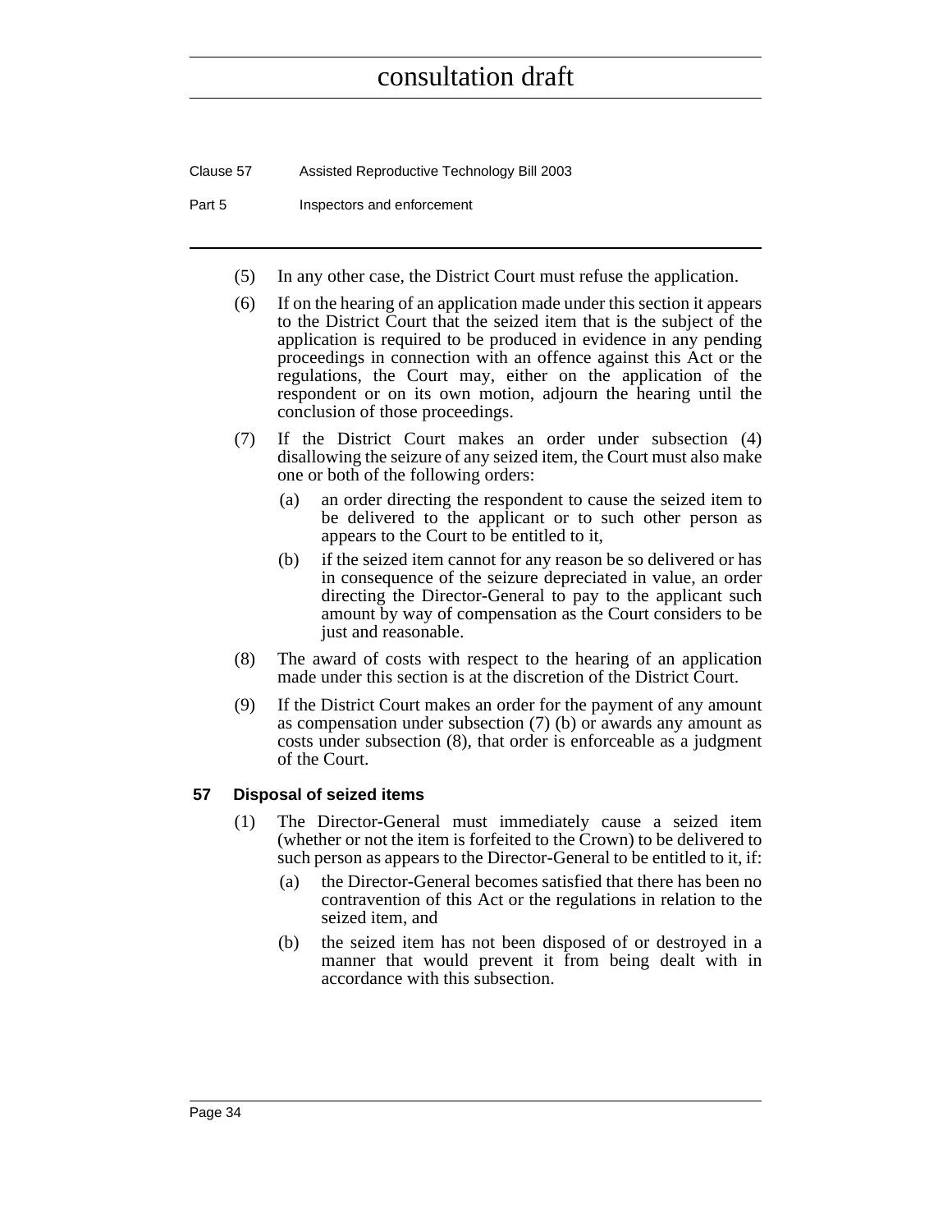(5) In any other case, the District Court must refuse the application.

(6) If on the hearing of an application made under this section it appears to the District Court that the seized item that is the subject of the application is required to be produced in evidence in any pending proceedings in connection with an offence against this Act or the regulations, the Court may, either on the application of the respondent or on its own motion, adjourn the hearing until the conclusion of those proceedings.

(7) If the District Court makes an order under subsection (4) disallowing the seizure of any seized item, the Court must also make one or both of the following orders:

(a) an order directing the respondent to cause the seized item to be delivered to the applicant or to such other person as appears to the Court to be entitled to it,

(b) if the seized item cannot for any reason be so delivered or has in consequence of the seizure depreciated in value, an order directing the Director-General to pay to the applicant such amount by way of compensation as the Court considers to be just and reasonable.

(8) The award of costs with respect to the hearing of an application made under this section is at the discretion of the District Court.

(9) If the District Court makes an order for the payment of any amount as compensation under subsection (7) (b) or awards any amount as costs under subsection (8), that order is enforceable as a judgment of the Court.

### 57 Disposal of seized items

(1) The Director-General must immediately cause a seized item (whether or not the item is forfeited to the Crown) to be delivered to such person as appears to the Director-General to be entitled to it, if:

(a) the Director-General becomes satisfied that there has been no contravention of this Act or the regulations in relation to the seized item, and

(b) the seized item has not been disposed of or destroyed in a manner that would prevent it from being dealt with in accordance with this subsection.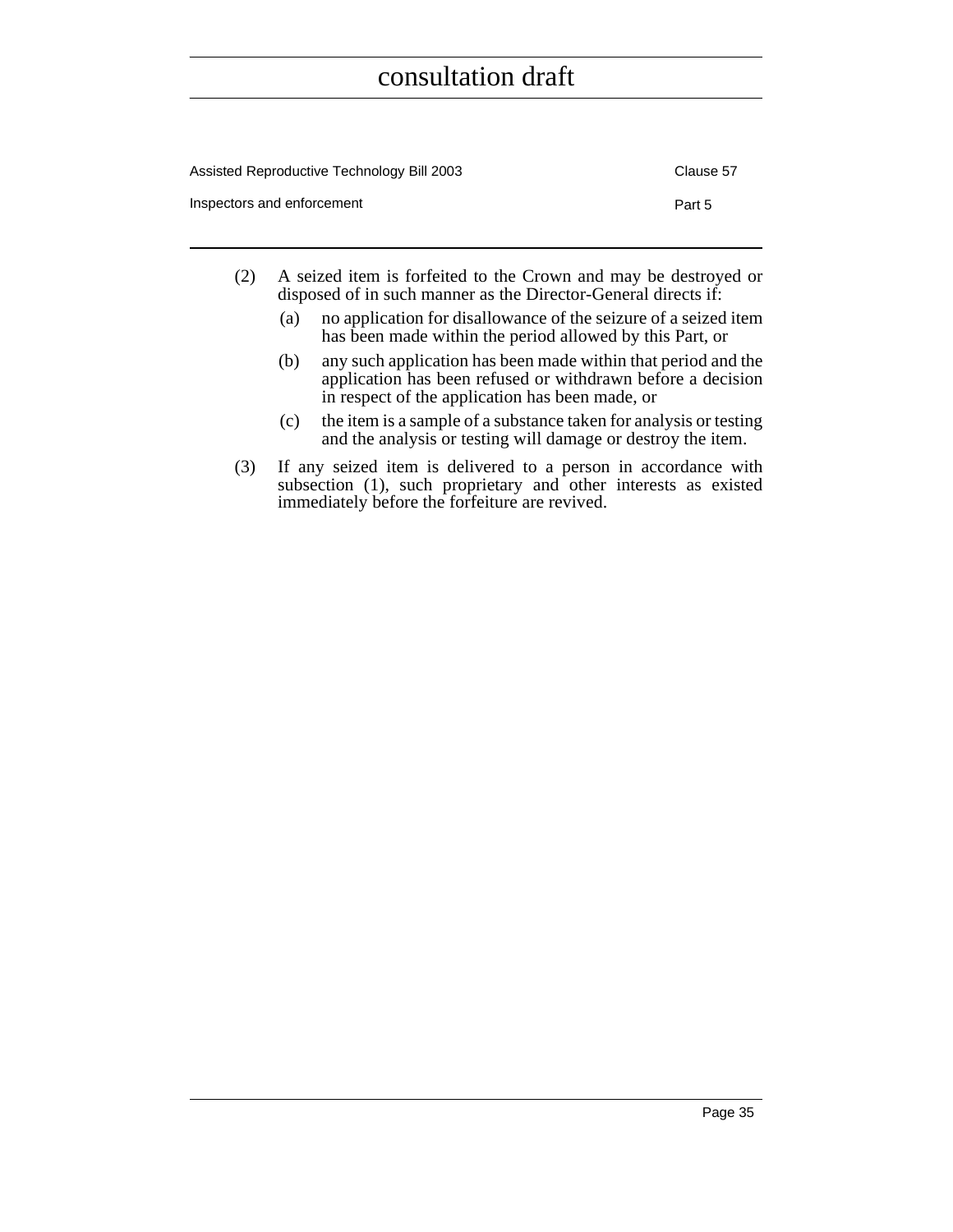(2) A seized item is forfeited to the Crown and may be destroyed or disposed of in such manner as the Director-General directs if:

  (a) no application for disallowance of the seizure of a seized item has been made within the period allowed by this Part, or

  (b) any such application has been made within that period and the application has been refused or withdrawn before a decision in respect of the application has been made, or

  (c) the item is a sample of a substance taken for analysis or testing and the analysis or testing will damage or destroy the item.

(3) If any seized item is delivered to a person in accordance with subsection (1), such proprietary and other interests as existed immediately before the forfeiture are revived.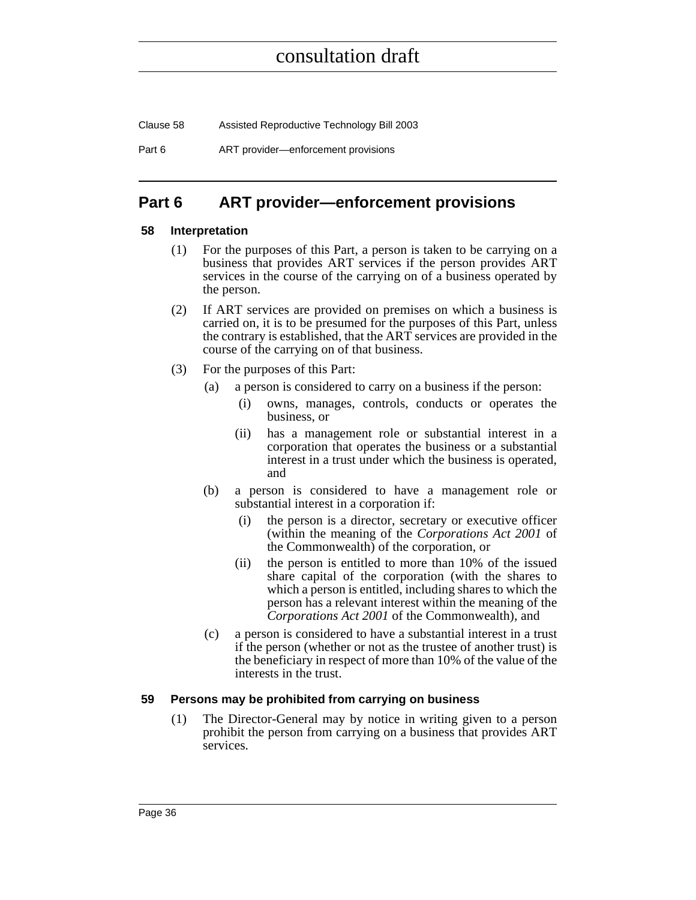# Part 6 ART provider—enforcement provisions

## 58 Interpretation

(1) For the purposes of this Part, a person is taken to be carrying on a business that provides ART services if the person provides ART services in the course of the carrying on of a business operated by the person.

(2) If ART services are provided on premises on which a business is carried on, it is to be presumed for the purposes of this Part, unless the contrary is established, that the ART services are provided in the course of the carrying on of that business.

(3) For the purposes of this Part:

(a) a person is considered to carry on a business if the person:

(i) owns, manages, controls, conducts or operates the business, or

(ii) has a management role or substantial interest in a corporation that operates the business or a substantial interest in a trust under which the business is operated, and

(b) a person is considered to have a management role or substantial interest in a corporation if:

(i) the person is a director, secretary or executive officer (within the meaning of the *Corporations Act 2001* of the Commonwealth) of the corporation, or

(ii) the person is entitled to more than 10% of the issued share capital of the corporation (with the shares to which a person is entitled, including shares to which the person has a relevant interest within the meaning of the *Corporations Act 2001* of the Commonwealth), and

(c) a person is considered to have a substantial interest in a trust if the person (whether or not as the trustee of another trust) is the beneficiary in respect of more than 10% of the value of the interests in the trust.

## 59 Persons may be prohibited from carrying on business

(1) The Director-General may by notice in writing given to a person prohibit the person from carrying on a business that provides ART services.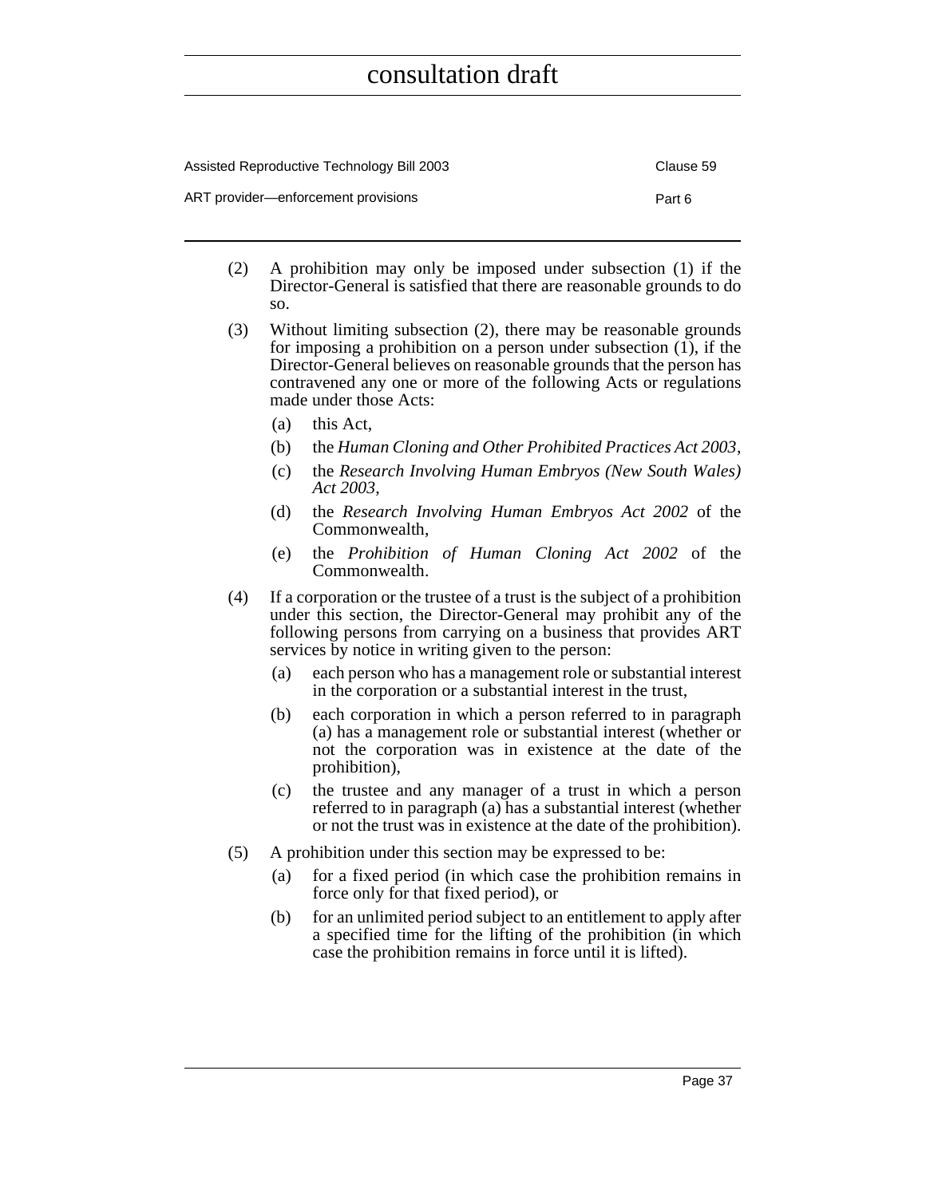(2) A prohibition may only be imposed under subsection (1) if the Director-General is satisfied that there are reasonable grounds to do so.

(3) Without limiting subsection (2), there may be reasonable grounds for imposing a prohibition on a person under subsection (1), if the Director-General believes on reasonable grounds that the person has contravened any one or more of the following Acts or regulations made under those Acts:

- (a) this Act,
- (b) the *Human Cloning and Other Prohibited Practices Act 2003*,
- (c) the *Research Involving Human Embryos (New South Wales) Act 2003*,
- (d) the *Research Involving Human Embryos Act 2002* of the Commonwealth,
- (e) the *Prohibition of Human Cloning Act 2002* of the Commonwealth.

(4) If a corporation or the trustee of a trust is the subject of a prohibition under this section, the Director-General may prohibit any of the following persons from carrying on a business that provides ART services by notice in writing given to the person:

- (a) each person who has a management role or substantial interest in the corporation or a substantial interest in the trust,
- (b) each corporation in which a person referred to in paragraph (a) has a management role or substantial interest (whether or not the corporation was in existence at the date of the prohibition),
- (c) the trustee and any manager of a trust in which a person referred to in paragraph (a) has a substantial interest (whether or not the trust was in existence at the date of the prohibition).

(5) A prohibition under this section may be expressed to be:

- (a) for a fixed period (in which case the prohibition remains in force only for that fixed period), or
- (b) for an unlimited period subject to an entitlement to apply after a specified time for the lifting of the prohibition (in which case the prohibition remains in force until it is lifted).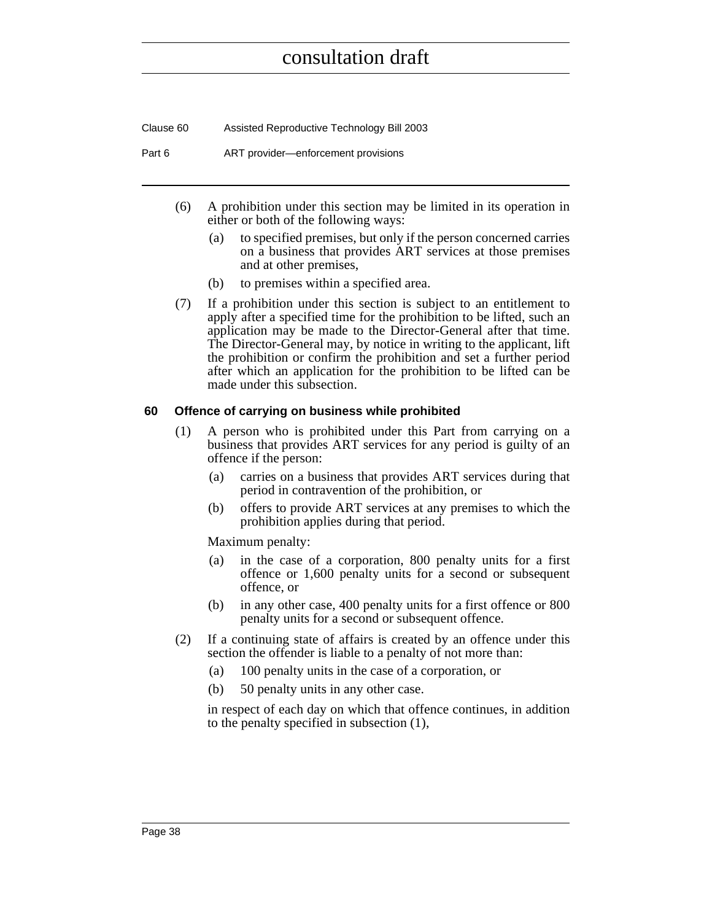(6) A prohibition under this section may be limited in its operation in either or both of the following ways:

- (a) to specified premises, but only if the person concerned carries on a business that provides ART services at those premises and at other premises,
- (b) to premises within a specified area.

(7) If a prohibition under this section is subject to an entitlement to apply after a specified time for the prohibition to be lifted, such an application may be made to the Director-General after that time. The Director-General may, by notice in writing to the applicant, lift the prohibition or confirm the prohibition and set a further period after which an application for the prohibition to be lifted can be made under this subsection.

### 60 Offence of carrying on business while prohibited

(1) A person who is prohibited under this Part from carrying on a business that provides ART services for any period is guilty of an offence if the person:

- (a) carries on a business that provides ART services during that period in contravention of the prohibition, or
- (b) offers to provide ART services at any premises to which the prohibition applies during that period.

Maximum penalty:

- (a) in the case of a corporation, 800 penalty units for a first offence or 1,600 penalty units for a second or subsequent offence, or
- (b) in any other case, 400 penalty units for a first offence or 800 penalty units for a second or subsequent offence.

(2) If a continuing state of affairs is created by an offence under this section the offender is liable to a penalty of not more than:

- (a) 100 penalty units in the case of a corporation, or
- (b) 50 penalty units in any other case.

in respect of each day on which that offence continues, in addition to the penalty specified in subsection (1),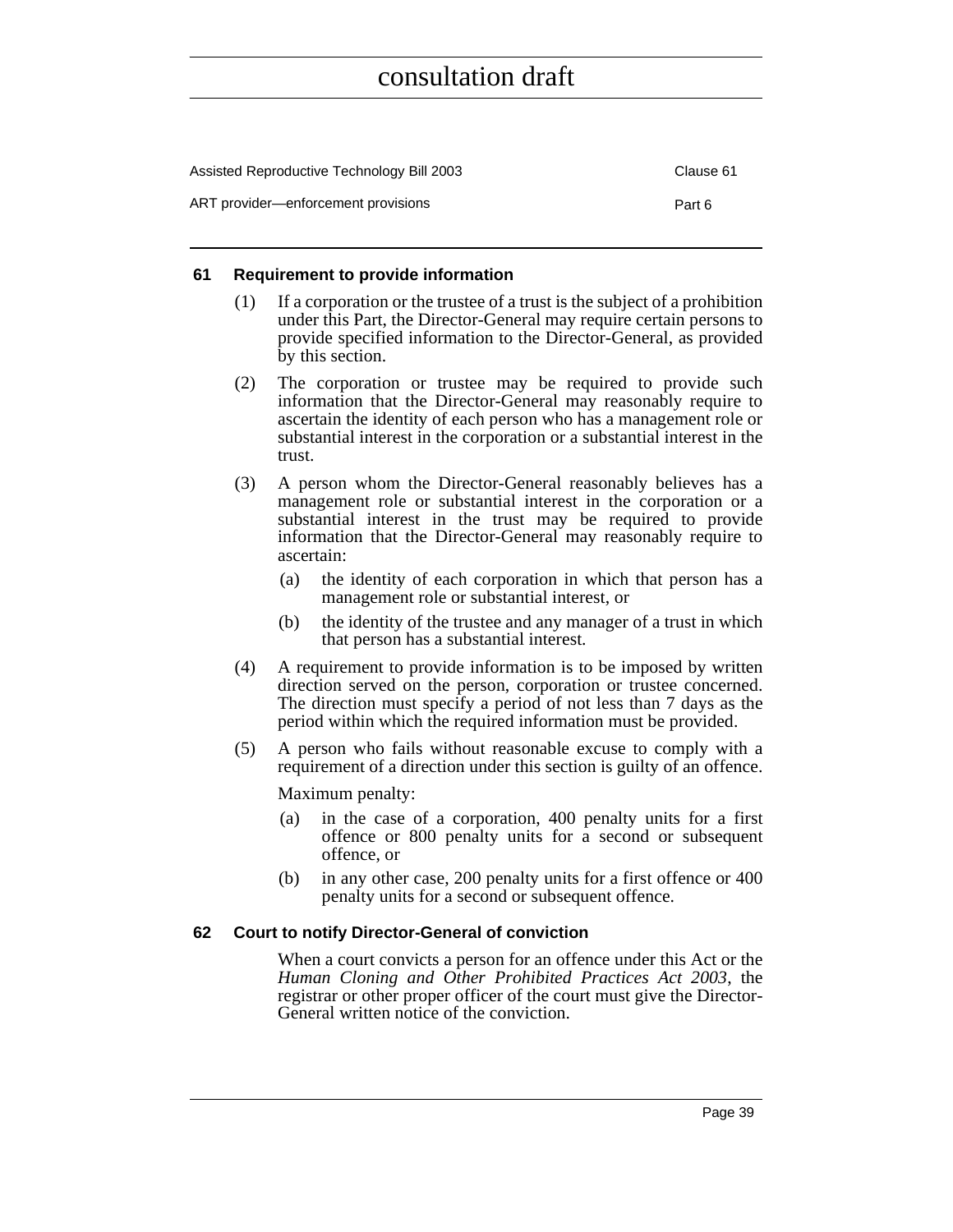### 61 Requirement to provide information

(1) If a corporation or the trustee of a trust is the subject of a prohibition under this Part, the Director-General may require certain persons to provide specified information to the Director-General, as provided by this section.

(2) The corporation or trustee may be required to provide such information that the Director-General may reasonably require to ascertain the identity of each person who has a management role or substantial interest in the corporation or a substantial interest in the trust.

(3) A person whom the Director-General reasonably believes has a management role or substantial interest in the corporation or a substantial interest in the trust may be required to provide information that the Director-General may reasonably require to ascertain:

(a) the identity of each corporation in which that person has a management role or substantial interest, or

(b) the identity of the trustee and any manager of a trust in which that person has a substantial interest.

(4) A requirement to provide information is to be imposed by written direction served on the person, corporation or trustee concerned. The direction must specify a period of not less than 7 days as the period within which the required information must be provided.

(5) A person who fails without reasonable excuse to comply with a requirement of a direction under this section is guilty of an offence.

Maximum penalty:

(a) in the case of a corporation, 400 penalty units for a first offence or 800 penalty units for a second or subsequent offence, or

(b) in any other case, 200 penalty units for a first offence or 400 penalty units for a second or subsequent offence.

### 62 Court to notify Director-General of conviction

When a court convicts a person for an offence under this Act or the *Human Cloning and Other Prohibited Practices Act 2003*, the registrar or other proper officer of the court must give the Director-General written notice of the conviction.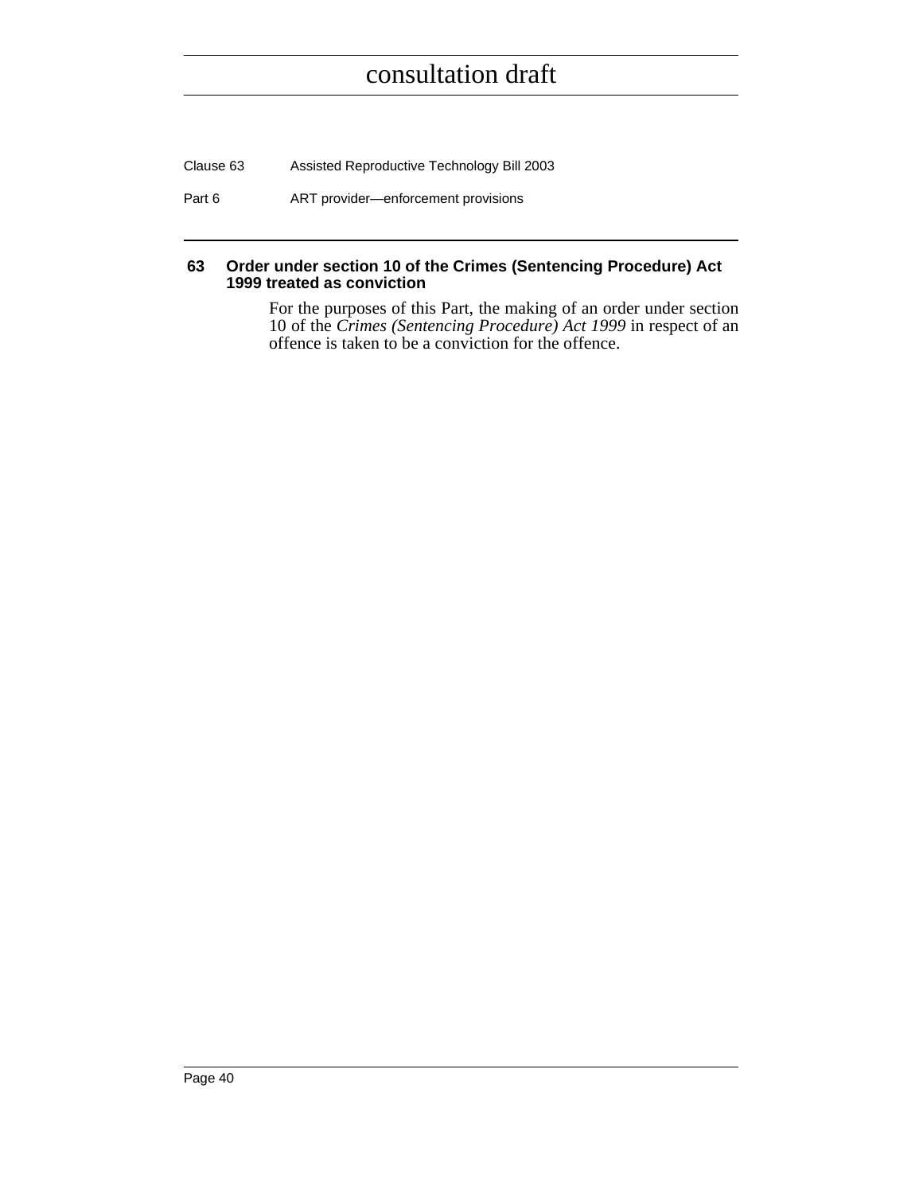### 63 Order under section 10 of the Crimes (Sentencing Procedure) Act 1999 treated as conviction

For the purposes of this Part, the making of an order under section 10 of the *Crimes (Sentencing Procedure) Act 1999* in respect of an offence is taken to be a conviction for the offence.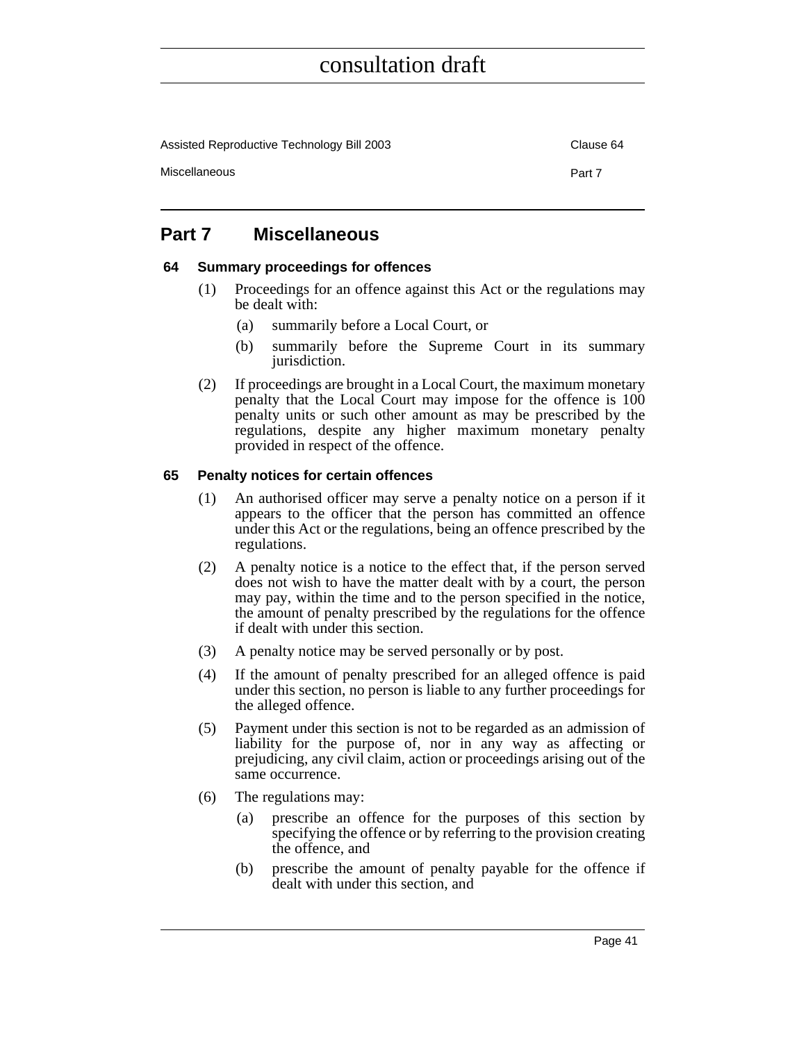## Part 7 Miscellaneous

### 64 Summary proceedings for offences

(1) Proceedings for an offence against this Act or the regulations may be dealt with:

(a) summarily before a Local Court, or

(b) summarily before the Supreme Court in its summary jurisdiction.

(2) If proceedings are brought in a Local Court, the maximum monetary penalty that the Local Court may impose for the offence is 100 penalty units or such other amount as may be prescribed by the regulations, despite any higher maximum monetary penalty provided in respect of the offence.

### 65 Penalty notices for certain offences

(1) An authorised officer may serve a penalty notice on a person if it appears to the officer that the person has committed an offence under this Act or the regulations, being an offence prescribed by the regulations.

(2) A penalty notice is a notice to the effect that, if the person served does not wish to have the matter dealt with by a court, the person may pay, within the time and to the person specified in the notice, the amount of penalty prescribed by the regulations for the offence if dealt with under this section.

(3) A penalty notice may be served personally or by post.

(4) If the amount of penalty prescribed for an alleged offence is paid under this section, no person is liable to any further proceedings for the alleged offence.

(5) Payment under this section is not to be regarded as an admission of liability for the purpose of, nor in any way as affecting or prejudicing, any civil claim, action or proceedings arising out of the same occurrence.

(6) The regulations may:

(a) prescribe an offence for the purposes of this section by specifying the offence or by referring to the provision creating the offence, and

(b) prescribe the amount of penalty payable for the offence if dealt with under this section, and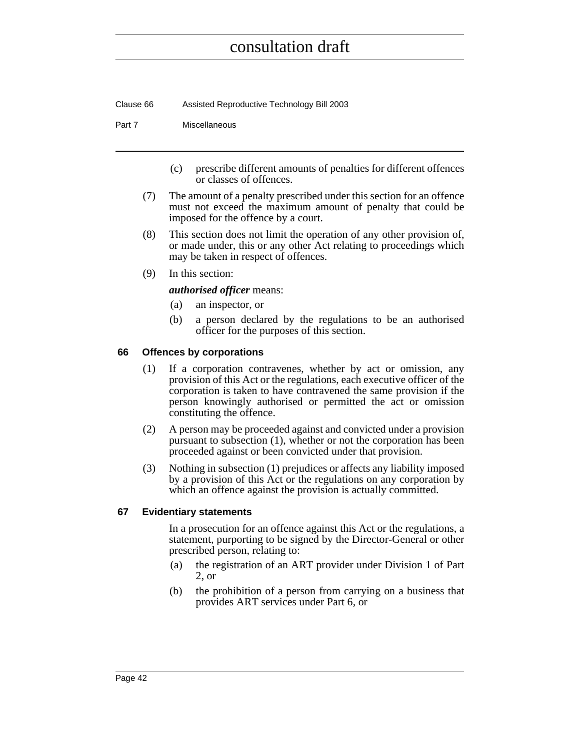(c) prescribe different amounts of penalties for different offences or classes of offences.

(7) The amount of a penalty prescribed under this section for an offence must not exceed the maximum amount of penalty that could be imposed for the offence by a court.

(8) This section does not limit the operation of any other provision of, or made under, this or any other Act relating to proceedings which may be taken in respect of offences.

(9) In this section:

***authorised officer*** means:

(a) an inspector, or

(b) a person declared by the regulations to be an authorised officer for the purposes of this section.

### 66 Offences by corporations

(1) If a corporation contravenes, whether by act or omission, any provision of this Act or the regulations, each executive officer of the corporation is taken to have contravened the same provision if the person knowingly authorised or permitted the act or omission constituting the offence.

(2) A person may be proceeded against and convicted under a provision pursuant to subsection (1), whether or not the corporation has been proceeded against or been convicted under that provision.

(3) Nothing in subsection (1) prejudices or affects any liability imposed by a provision of this Act or the regulations on any corporation by which an offence against the provision is actually committed.

### 67 Evidentiary statements

In a prosecution for an offence against this Act or the regulations, a statement, purporting to be signed by the Director-General or other prescribed person, relating to:

(a) the registration of an ART provider under Division 1 of Part 2, or

(b) the prohibition of a person from carrying on a business that provides ART services under Part 6, or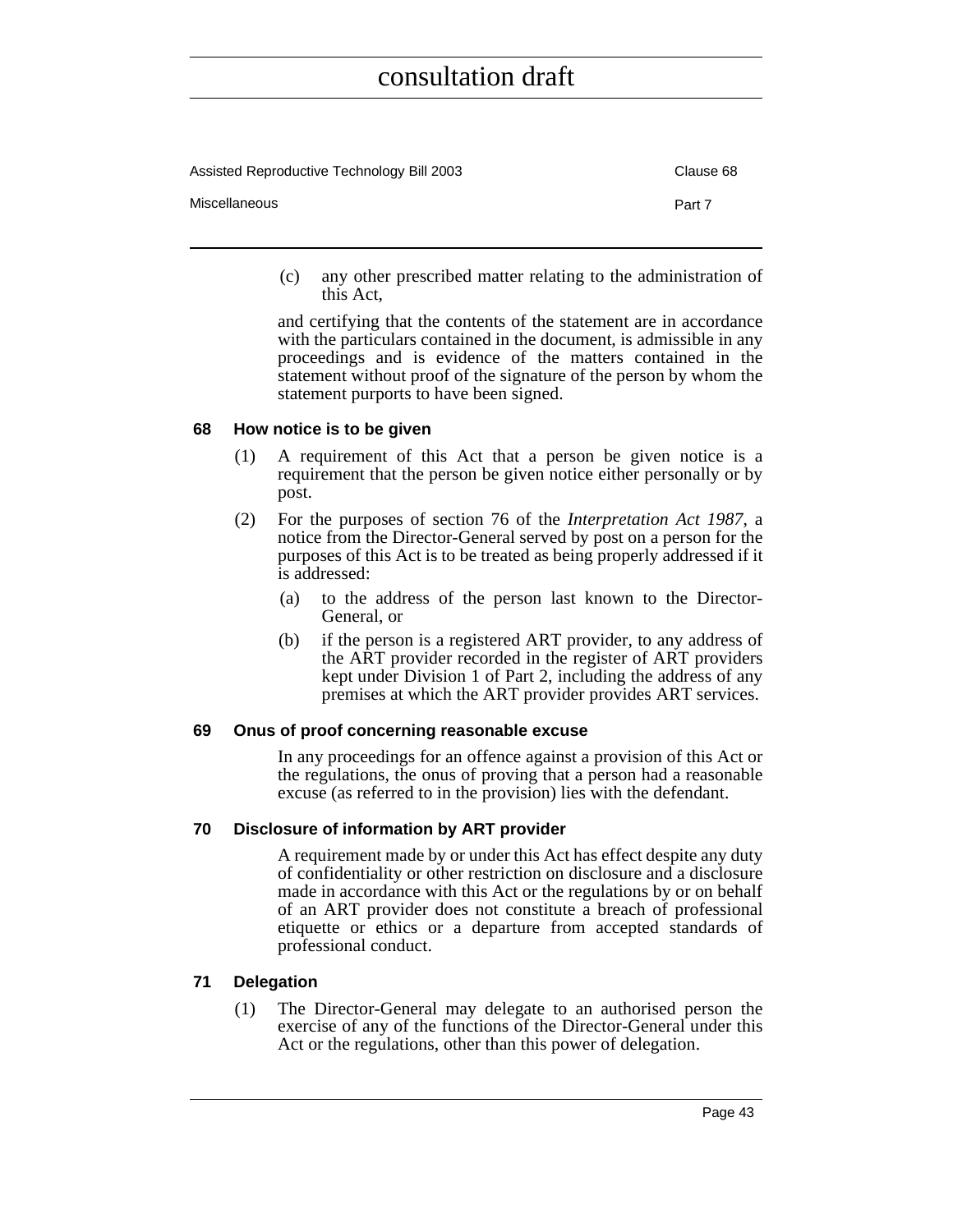(c) any other prescribed matter relating to the administration of this Act,

and certifying that the contents of the statement are in accordance with the particulars contained in the document, is admissible in any proceedings and is evidence of the matters contained in the statement without proof of the signature of the person by whom the statement purports to have been signed.

### 68 How notice is to be given

(1) A requirement of this Act that a person be given notice is a requirement that the person be given notice either personally or by post.

(2) For the purposes of section 76 of the *Interpretation Act 1987*, a notice from the Director-General served by post on a person for the purposes of this Act is to be treated as being properly addressed if it is addressed:

(a) to the address of the person last known to the Director-General, or

(b) if the person is a registered ART provider, to any address of the ART provider recorded in the register of ART providers kept under Division 1 of Part 2, including the address of any premises at which the ART provider provides ART services.

### 69 Onus of proof concerning reasonable excuse

In any proceedings for an offence against a provision of this Act or the regulations, the onus of proving that a person had a reasonable excuse (as referred to in the provision) lies with the defendant.

### 70 Disclosure of information by ART provider

A requirement made by or under this Act has effect despite any duty of confidentiality or other restriction on disclosure and a disclosure made in accordance with this Act or the regulations by or on behalf of an ART provider does not constitute a breach of professional etiquette or ethics or a departure from accepted standards of professional conduct.

### 71 Delegation

(1) The Director-General may delegate to an authorised person the exercise of any of the functions of the Director-General under this Act or the regulations, other than this power of delegation.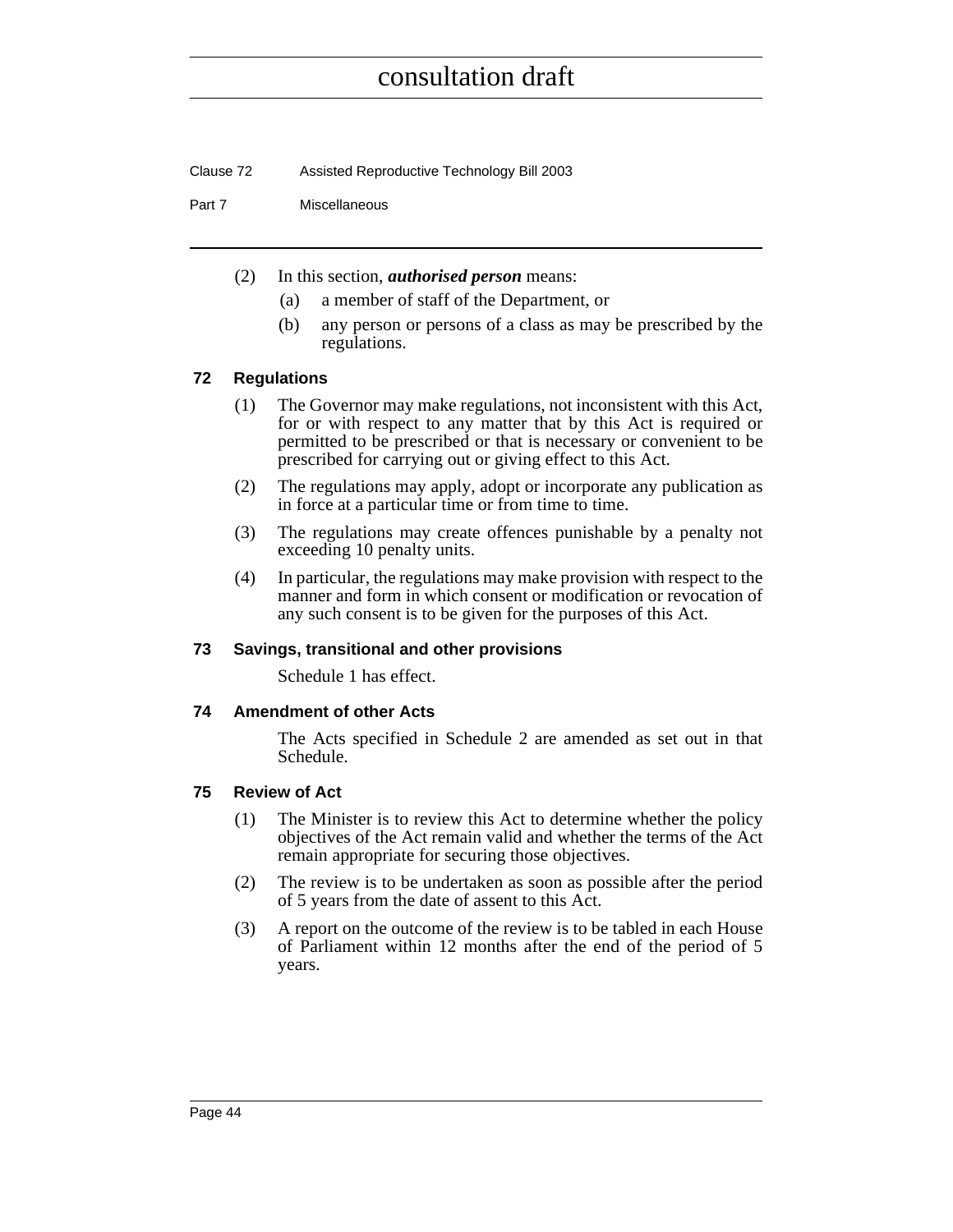(2) In this section, ***authorised person*** means:

(a) a member of staff of the Department, or

(b) any person or persons of a class as may be prescribed by the regulations.

### 72 Regulations

(1) The Governor may make regulations, not inconsistent with this Act, for or with respect to any matter that by this Act is required or permitted to be prescribed or that is necessary or convenient to be prescribed for carrying out or giving effect to this Act.

(2) The regulations may apply, adopt or incorporate any publication as in force at a particular time or from time to time.

(3) The regulations may create offences punishable by a penalty not exceeding 10 penalty units.

(4) In particular, the regulations may make provision with respect to the manner and form in which consent or modification or revocation of any such consent is to be given for the purposes of this Act.

### 73 Savings, transitional and other provisions

Schedule 1 has effect.

### 74 Amendment of other Acts

The Acts specified in Schedule 2 are amended as set out in that Schedule.

### 75 Review of Act

(1) The Minister is to review this Act to determine whether the policy objectives of the Act remain valid and whether the terms of the Act remain appropriate for securing those objectives.

(2) The review is to be undertaken as soon as possible after the period of 5 years from the date of assent to this Act.

(3) A report on the outcome of the review is to be tabled in each House of Parliament within 12 months after the end of the period of 5 years.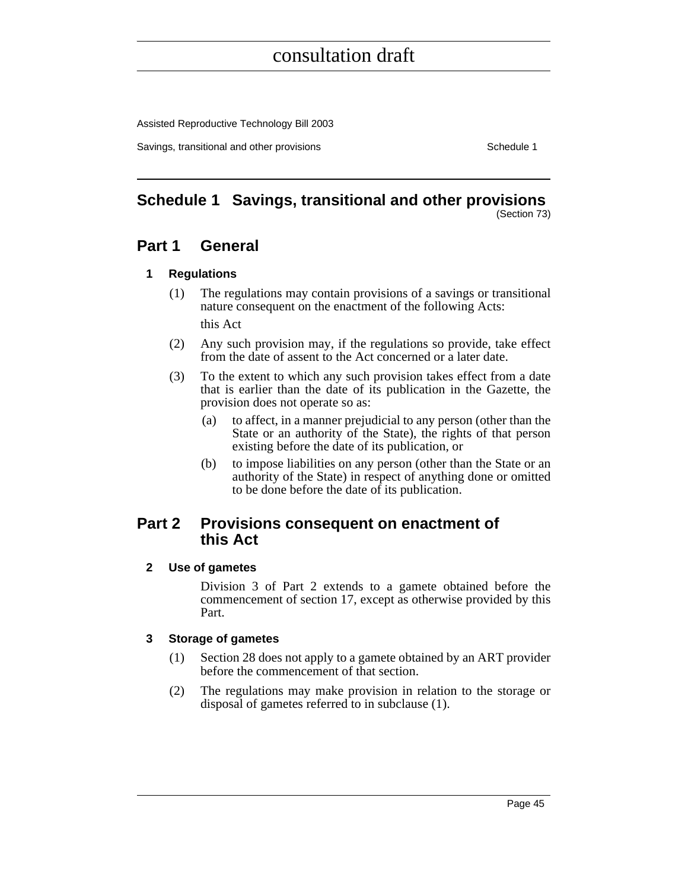# Schedule 1 Savings, transitional and other provisions

(Section 73)

## Part 1 General

### 1 Regulations

(1) The regulations may contain provisions of a savings or transitional nature consequent on the enactment of the following Acts:

this Act

(2) Any such provision may, if the regulations so provide, take effect from the date of assent to the Act concerned or a later date.

(3) To the extent to which any such provision takes effect from a date that is earlier than the date of its publication in the Gazette, the provision does not operate so as:

(a) to affect, in a manner prejudicial to any person (other than the State or an authority of the State), the rights of that person existing before the date of its publication, or

(b) to impose liabilities on any person (other than the State or an authority of the State) in respect of anything done or omitted to be done before the date of its publication.

## Part 2 Provisions consequent on enactment of this Act

### 2 Use of gametes

Division 3 of Part 2 extends to a gamete obtained before the commencement of section 17, except as otherwise provided by this Part.

### 3 Storage of gametes

(1) Section 28 does not apply to a gamete obtained by an ART provider before the commencement of that section.

(2) The regulations may make provision in relation to the storage or disposal of gametes referred to in subclause (1).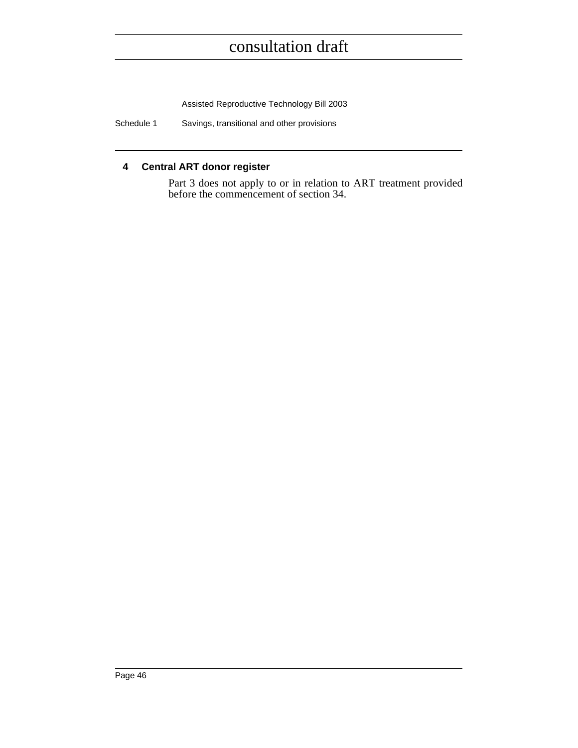## 4 Central ART donor register

Part 3 does not apply to or in relation to ART treatment provided before the commencement of section 34.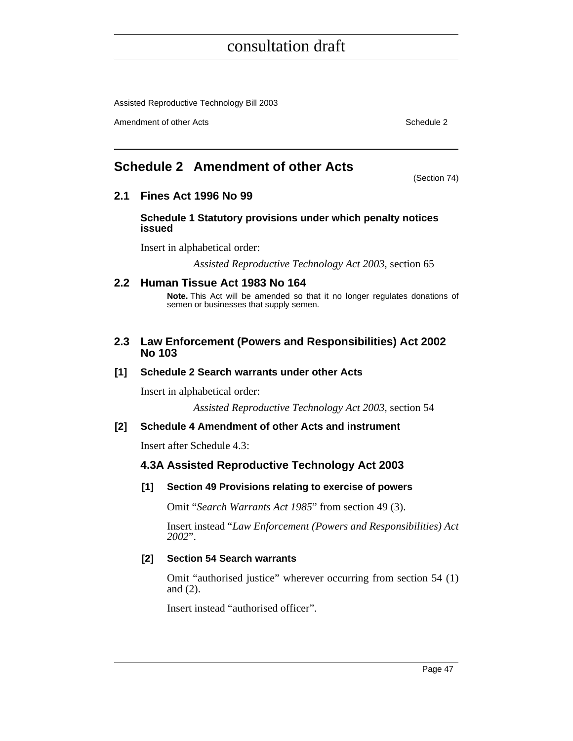# Schedule 2 Amendment of other Acts

(Section 74)

## 2.1 Fines Act 1996 No 99

### Schedule 1 Statutory provisions under which penalty notices issued

Insert in alphabetical order:

*Assisted Reproductive Technology Act 2003*, section 65

## 2.2 Human Tissue Act 1983 No 164

**Note.** This Act will be amended so that it no longer regulates donations of semen or businesses that supply semen.

## 2.3 Law Enforcement (Powers and Responsibilities) Act 2002 No 103

### [1] Schedule 2 Search warrants under other Acts

Insert in alphabetical order:

*Assisted Reproductive Technology Act 2003*, section 54

### [2] Schedule 4 Amendment of other Acts and instrument

Insert after Schedule 4.3:

### 4.3A Assisted Reproductive Technology Act 2003

#### [1] Section 49 Provisions relating to exercise of powers

Omit "*Search Warrants Act 1985*" from section 49 (3).

Insert instead "*Law Enforcement (Powers and Responsibilities) Act 2002*".

#### [2] Section 54 Search warrants

Omit "authorised justice" wherever occurring from section 54 (1) and (2).

Insert instead "authorised officer".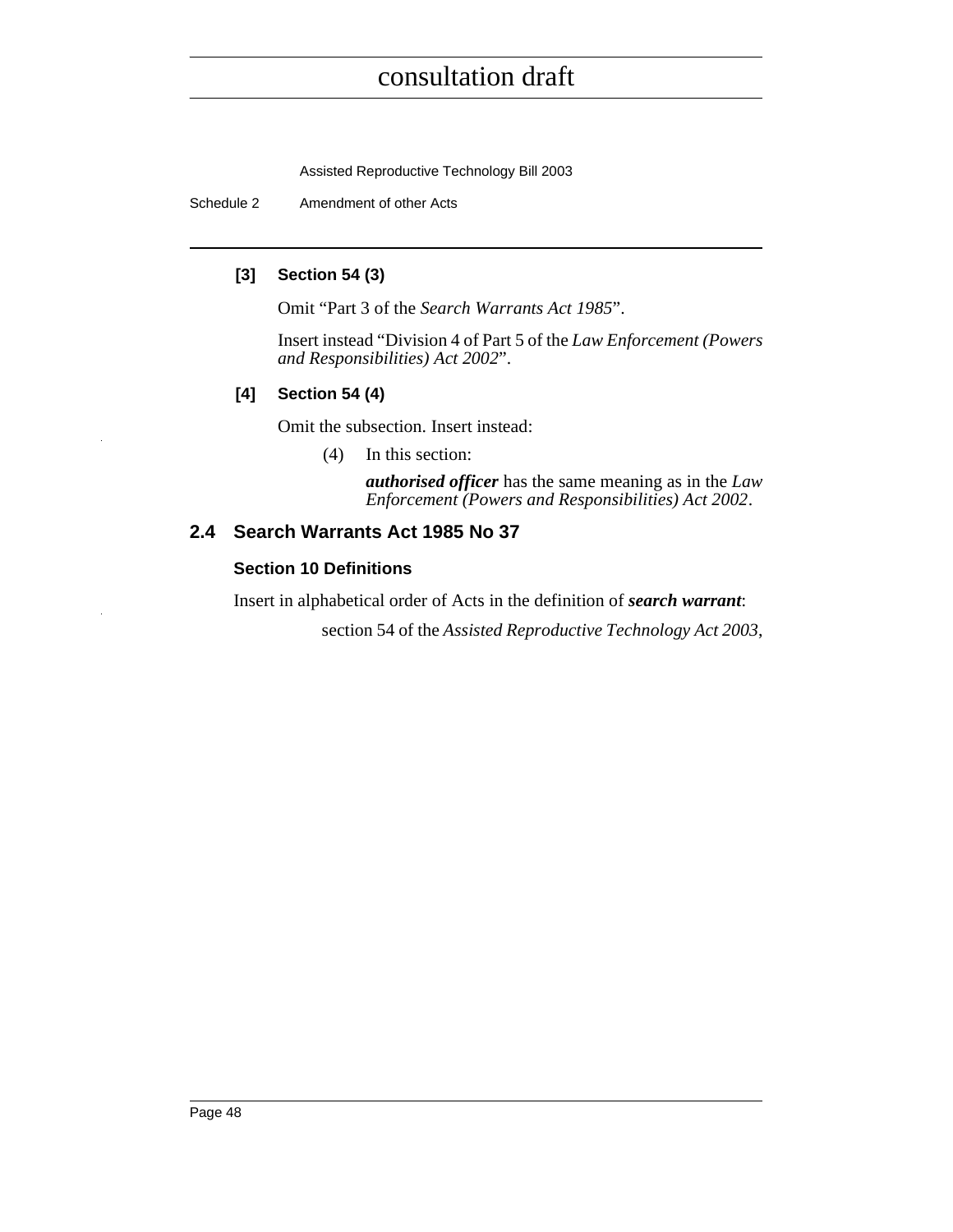**[3] Section 54 (3)**

Omit “Part 3 of the *Search Warrants Act 1985*”.

Insert instead “Division 4 of Part 5 of the *Law Enforcement (Powers and Responsibilities) Act 2002*”.

**[4] Section 54 (4)**

Omit the subsection. Insert instead:

(4) In this section:

***authorised officer*** has the same meaning as in the *Law Enforcement (Powers and Responsibilities) Act 2002*.

## 2.4 Search Warrants Act 1985 No 37

### Section 10 Definitions

Insert in alphabetical order of Acts in the definition of ***search warrant***:

section 54 of the *Assisted Reproductive Technology Act 2003*,